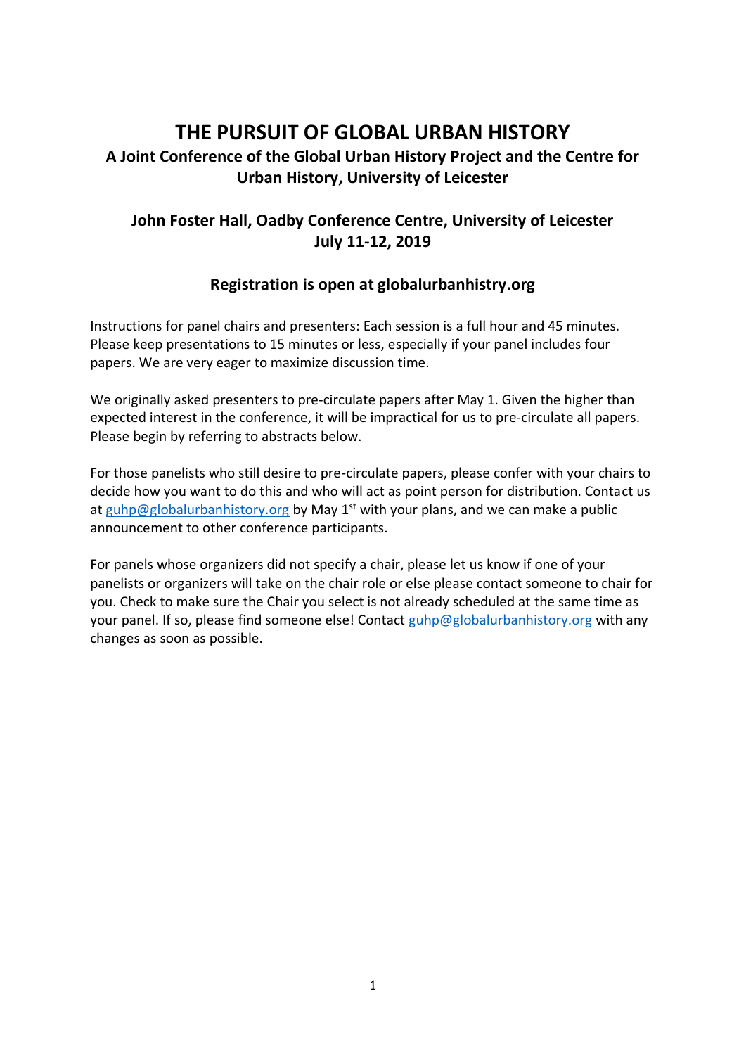# THE PURSUIT OF GLOBAL URBAN HISTORY

## A Joint Conference of the Global Urban History Project and the Centre for Urban History, University of Leicester

### John Foster Hall, Oadby Conference Centre, University of Leicester
### July 11-12, 2019

### Registration is open at globalurbanhistry.org

Instructions for panel chairs and presenters: Each session is a full hour and 45 minutes. Please keep presentations to 15 minutes or less, especially if your panel includes four papers. We are very eager to maximize discussion time.

We originally asked presenters to pre-circulate papers after May 1. Given the higher than expected interest in the conference, it will be impractical for us to pre-circulate all papers. Please begin by referring to abstracts below.

For those panelists who still desire to pre-circulate papers, please confer with your chairs to decide how you want to do this and who will act as point person for distribution. Contact us at guhp@globalurbanhistory.org by May 1st with your plans, and we can make a public announcement to other conference participants.

For panels whose organizers did not specify a chair, please let us know if one of your panelists or organizers will take on the chair role or else please contact someone to chair for you. Check to make sure the Chair you select is not already scheduled at the same time as your panel. If so, please find someone else! Contact guhp@globalurbanhistory.org with any changes as soon as possible.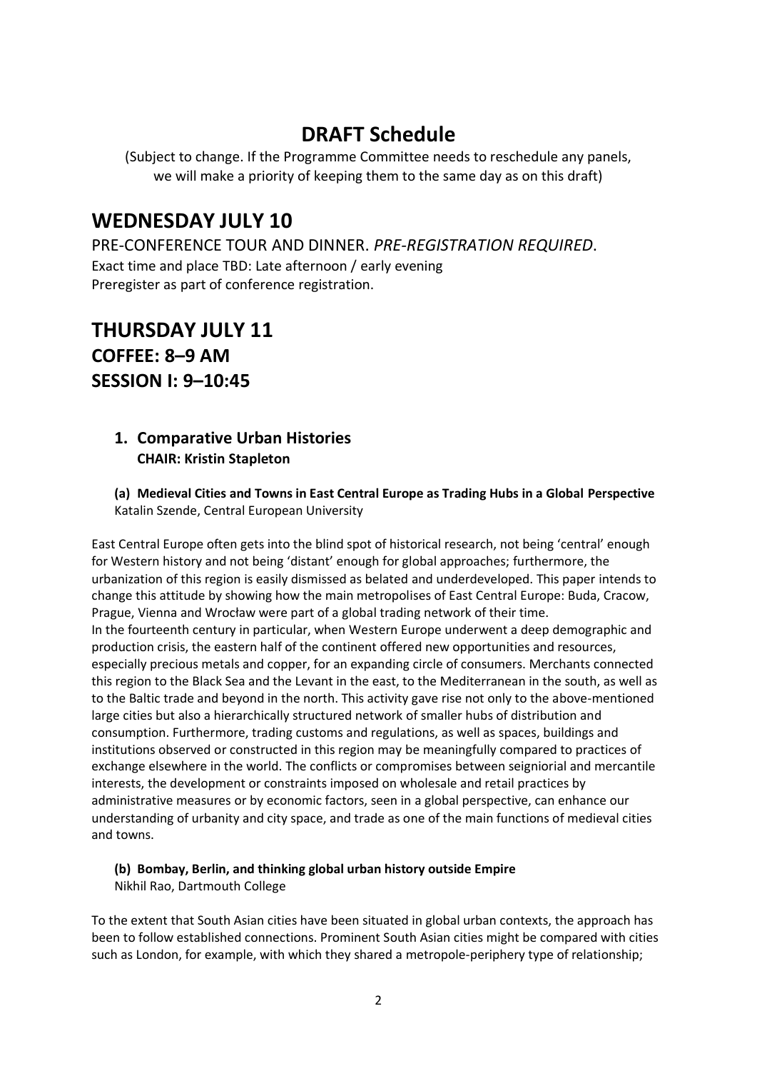# DRAFT Schedule

(Subject to change. If the Programme Committee needs to reschedule any panels, we will make a priority of keeping them to the same day as on this draft)

## WEDNESDAY JULY 10

PRE-CONFERENCE TOUR AND DINNER. *PRE-REGISTRATION REQUIRED*.
Exact time and place TBD: Late afternoon / early evening
Preregister as part of conference registration.

## THURSDAY JULY 11

## COFFEE: 8–9 AM

## SESSION I: 9–10:45

### 1. Comparative Urban Histories

**CHAIR: Kristin Stapleton**

**(a) Medieval Cities and Towns in East Central Europe as Trading Hubs in a Global Perspective**
Katalin Szende, Central European University

East Central Europe often gets into the blind spot of historical research, not being 'central' enough for Western history and not being 'distant' enough for global approaches; furthermore, the urbanization of this region is easily dismissed as belated and underdeveloped. This paper intends to change this attitude by showing how the main metropolises of East Central Europe: Buda, Cracow, Prague, Vienna and Wrocław were part of a global trading network of their time.
In the fourteenth century in particular, when Western Europe underwent a deep demographic and production crisis, the eastern half of the continent offered new opportunities and resources, especially precious metals and copper, for an expanding circle of consumers. Merchants connected this region to the Black Sea and the Levant in the east, to the Mediterranean in the south, as well as to the Baltic trade and beyond in the north. This activity gave rise not only to the above-mentioned large cities but also a hierarchically structured network of smaller hubs of distribution and consumption. Furthermore, trading customs and regulations, as well as spaces, buildings and institutions observed or constructed in this region may be meaningfully compared to practices of exchange elsewhere in the world. The conflicts or compromises between seigniorial and mercantile interests, the development or constraints imposed on wholesale and retail practices by administrative measures or by economic factors, seen in a global perspective, can enhance our understanding of urbanity and city space, and trade as one of the main functions of medieval cities and towns.

**(b) Bombay, Berlin, and thinking global urban history outside Empire**
Nikhil Rao, Dartmouth College

To the extent that South Asian cities have been situated in global urban contexts, the approach has been to follow established connections. Prominent South Asian cities might be compared with cities such as London, for example, with which they shared a metropole-periphery type of relationship;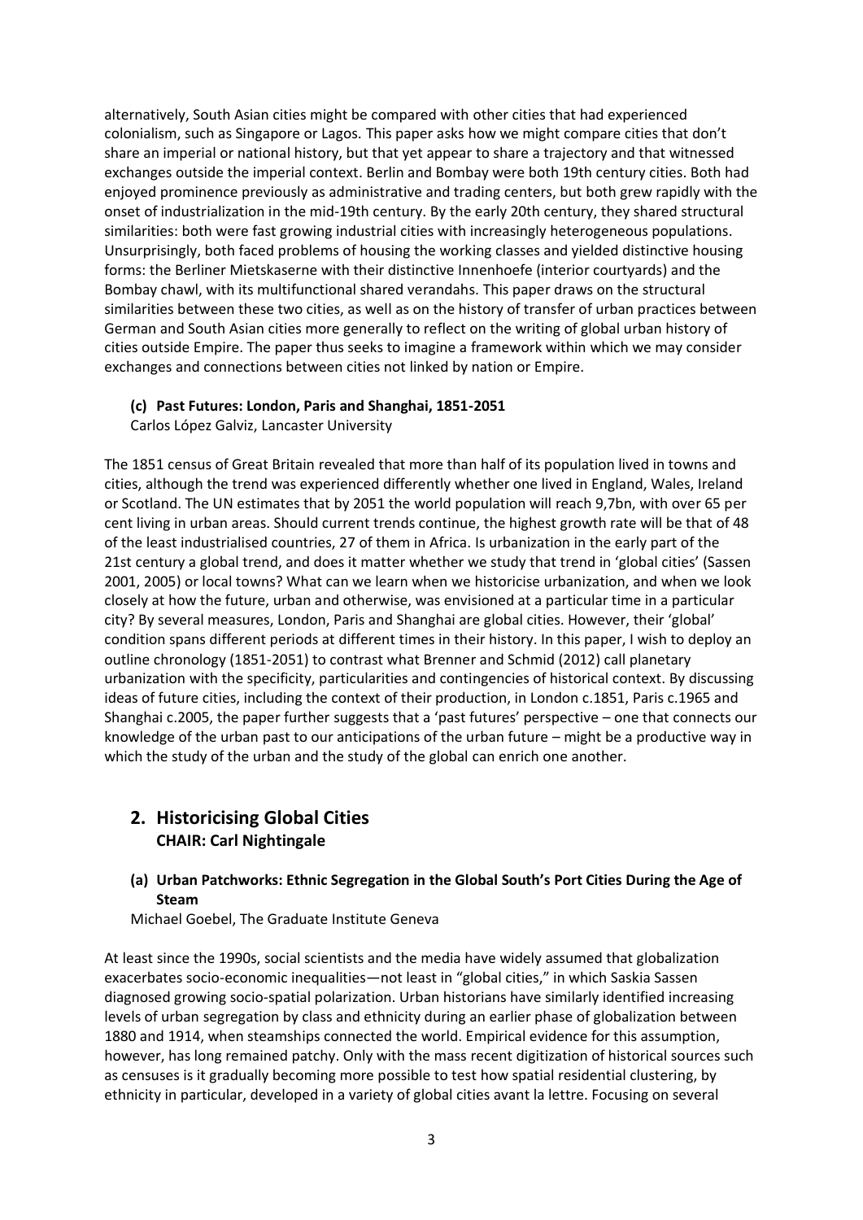alternatively, South Asian cities might be compared with other cities that had experienced colonialism, such as Singapore or Lagos. This paper asks how we might compare cities that don't share an imperial or national history, but that yet appear to share a trajectory and that witnessed exchanges outside the imperial context. Berlin and Bombay were both 19th century cities. Both had enjoyed prominence previously as administrative and trading centers, but both grew rapidly with the onset of industrialization in the mid-19th century. By the early 20th century, they shared structural similarities: both were fast growing industrial cities with increasingly heterogeneous populations. Unsurprisingly, both faced problems of housing the working classes and yielded distinctive housing forms: the Berliner Mietskaserne with their distinctive Innenhoefe (interior courtyards) and the Bombay chawl, with its multifunctional shared verandahs. This paper draws on the structural similarities between these two cities, as well as on the history of transfer of urban practices between German and South Asian cities more generally to reflect on the writing of global urban history of cities outside Empire. The paper thus seeks to imagine a framework within which we may consider exchanges and connections between cities not linked by nation or Empire.

**(c) Past Futures: London, Paris and Shanghai, 1851-2051**

Carlos López Galviz, Lancaster University

The 1851 census of Great Britain revealed that more than half of its population lived in towns and cities, although the trend was experienced differently whether one lived in England, Wales, Ireland or Scotland. The UN estimates that by 2051 the world population will reach 9,7bn, with over 65 per cent living in urban areas. Should current trends continue, the highest growth rate will be that of 48 of the least industrialised countries, 27 of them in Africa. Is urbanization in the early part of the 21st century a global trend, and does it matter whether we study that trend in 'global cities' (Sassen 2001, 2005) or local towns? What can we learn when we historicise urbanization, and when we look closely at how the future, urban and otherwise, was envisioned at a particular time in a particular city? By several measures, London, Paris and Shanghai are global cities. However, their 'global' condition spans different periods at different times in their history. In this paper, I wish to deploy an outline chronology (1851-2051) to contrast what Brenner and Schmid (2012) call planetary urbanization with the specificity, particularities and contingencies of historical context. By discussing ideas of future cities, including the context of their production, in London c.1851, Paris c.1965 and Shanghai c.2005, the paper further suggests that a 'past futures' perspective – one that connects our knowledge of the urban past to our anticipations of the urban future – might be a productive way in which the study of the urban and the study of the global can enrich one another.

## 2. Historicising Global Cities

**CHAIR: Carl Nightingale**

**(a) Urban Patchworks: Ethnic Segregation in the Global South's Port Cities During the Age of Steam**

Michael Goebel, The Graduate Institute Geneva

At least since the 1990s, social scientists and the media have widely assumed that globalization exacerbates socio-economic inequalities—not least in "global cities," in which Saskia Sassen diagnosed growing socio-spatial polarization. Urban historians have similarly identified increasing levels of urban segregation by class and ethnicity during an earlier phase of globalization between 1880 and 1914, when steamships connected the world. Empirical evidence for this assumption, however, has long remained patchy. Only with the mass recent digitization of historical sources such as censuses is it gradually becoming more possible to test how spatial residential clustering, by ethnicity in particular, developed in a variety of global cities avant la lettre. Focusing on several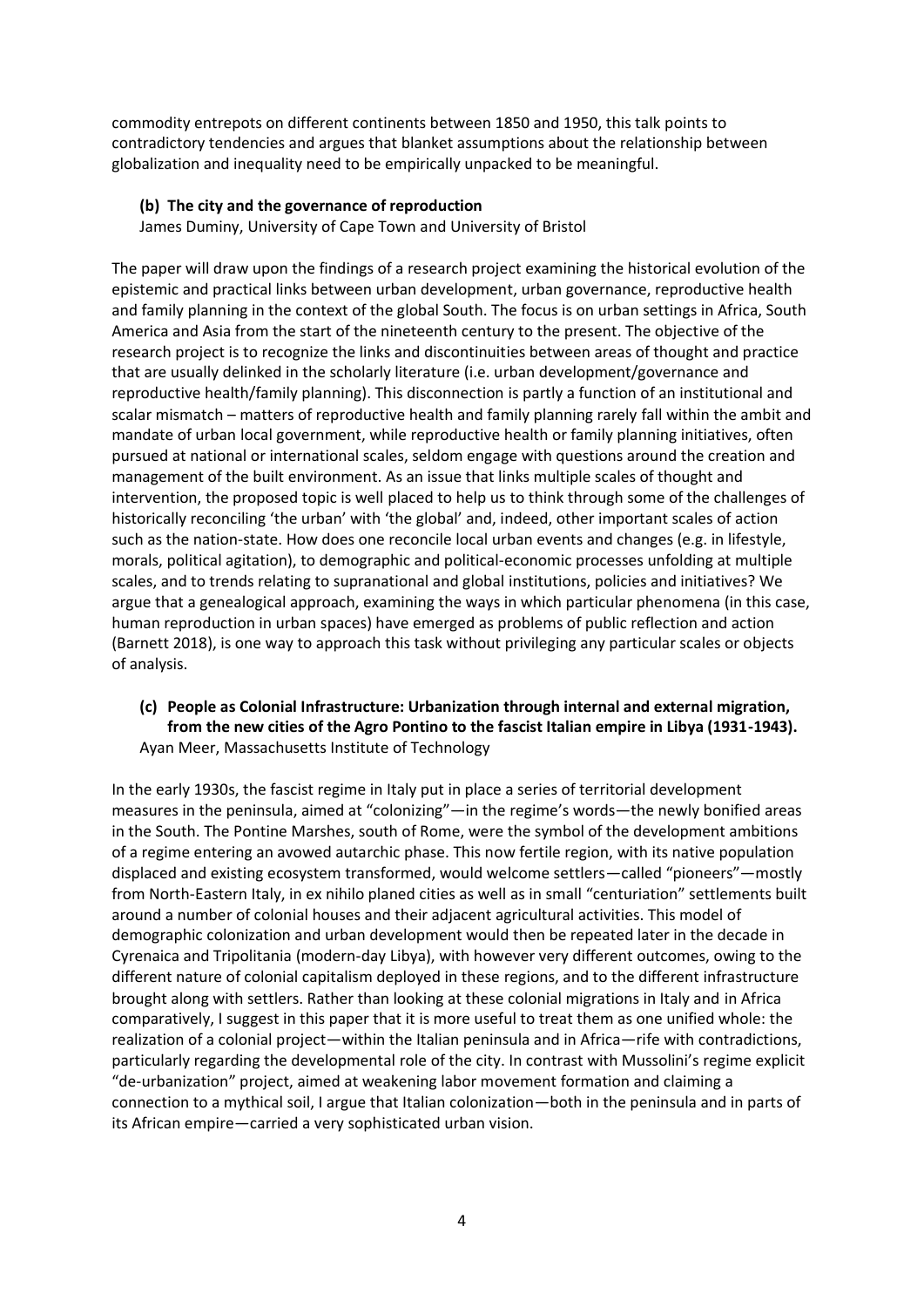commodity entrepots on different continents between 1850 and 1950, this talk points to contradictory tendencies and argues that blanket assumptions about the relationship between globalization and inequality need to be empirically unpacked to be meaningful.

**(b) The city and the governance of reproduction**

James Duminy, University of Cape Town and University of Bristol

The paper will draw upon the findings of a research project examining the historical evolution of the epistemic and practical links between urban development, urban governance, reproductive health and family planning in the context of the global South. The focus is on urban settings in Africa, South America and Asia from the start of the nineteenth century to the present. The objective of the research project is to recognize the links and discontinuities between areas of thought and practice that are usually delinked in the scholarly literature (i.e. urban development/governance and reproductive health/family planning). This disconnection is partly a function of an institutional and scalar mismatch – matters of reproductive health and family planning rarely fall within the ambit and mandate of urban local government, while reproductive health or family planning initiatives, often pursued at national or international scales, seldom engage with questions around the creation and management of the built environment. As an issue that links multiple scales of thought and intervention, the proposed topic is well placed to help us to think through some of the challenges of historically reconciling 'the urban' with 'the global' and, indeed, other important scales of action such as the nation-state. How does one reconcile local urban events and changes (e.g. in lifestyle, morals, political agitation), to demographic and political-economic processes unfolding at multiple scales, and to trends relating to supranational and global institutions, policies and initiatives? We argue that a genealogical approach, examining the ways in which particular phenomena (in this case, human reproduction in urban spaces) have emerged as problems of public reflection and action (Barnett 2018), is one way to approach this task without privileging any particular scales or objects of analysis.

**(c) People as Colonial Infrastructure: Urbanization through internal and external migration, from the new cities of the Agro Pontino to the fascist Italian empire in Libya (1931-1943).**

Ayan Meer, Massachusetts Institute of Technology

In the early 1930s, the fascist regime in Italy put in place a series of territorial development measures in the peninsula, aimed at "colonizing"—in the regime's words—the newly bonified areas in the South. The Pontine Marshes, south of Rome, were the symbol of the development ambitions of a regime entering an avowed autarchic phase. This now fertile region, with its native population displaced and existing ecosystem transformed, would welcome settlers—called "pioneers"—mostly from North-Eastern Italy, in ex nihilo planed cities as well as in small "centuriation" settlements built around a number of colonial houses and their adjacent agricultural activities. This model of demographic colonization and urban development would then be repeated later in the decade in Cyrenaica and Tripolitania (modern-day Libya), with however very different outcomes, owing to the different nature of colonial capitalism deployed in these regions, and to the different infrastructure brought along with settlers. Rather than looking at these colonial migrations in Italy and in Africa comparatively, I suggest in this paper that it is more useful to treat them as one unified whole: the realization of a colonial project—within the Italian peninsula and in Africa—rife with contradictions, particularly regarding the developmental role of the city. In contrast with Mussolini's regime explicit "de-urbanization" project, aimed at weakening labor movement formation and claiming a connection to a mythical soil, I argue that Italian colonization—both in the peninsula and in parts of its African empire—carried a very sophisticated urban vision.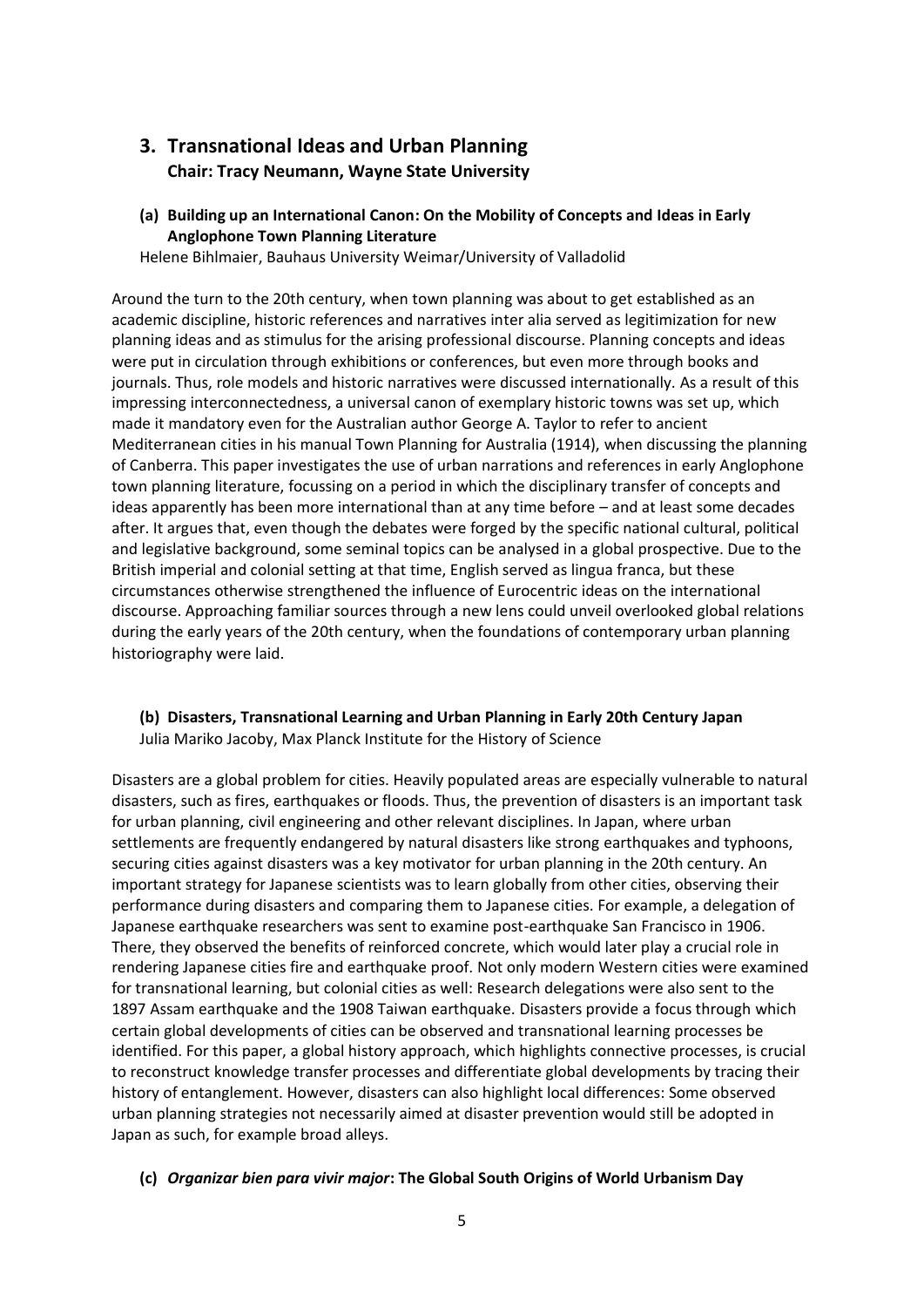## 3. Transnational Ideas and Urban Planning

**Chair: Tracy Neumann, Wayne State University**

### (a) Building up an International Canon: On the Mobility of Concepts and Ideas in Early Anglophone Town Planning Literature

Helene Bihlmaier, Bauhaus University Weimar/University of Valladolid

Around the turn to the 20th century, when town planning was about to get established as an academic discipline, historic references and narratives inter alia served as legitimization for new planning ideas and as stimulus for the arising professional discourse. Planning concepts and ideas were put in circulation through exhibitions or conferences, but even more through books and journals. Thus, role models and historic narratives were discussed internationally. As a result of this impressing interconnectedness, a universal canon of exemplary historic towns was set up, which made it mandatory even for the Australian author George A. Taylor to refer to ancient Mediterranean cities in his manual Town Planning for Australia (1914), when discussing the planning of Canberra. This paper investigates the use of urban narrations and references in early Anglophone town planning literature, focussing on a period in which the disciplinary transfer of concepts and ideas apparently has been more international than at any time before – and at least some decades after. It argues that, even though the debates were forged by the specific national cultural, political and legislative background, some seminal topics can be analysed in a global prospective. Due to the British imperial and colonial setting at that time, English served as lingua franca, but these circumstances otherwise strengthened the influence of Eurocentric ideas on the international discourse. Approaching familiar sources through a new lens could unveil overlooked global relations during the early years of the 20th century, when the foundations of contemporary urban planning historiography were laid.

### (b) Disasters, Transnational Learning and Urban Planning in Early 20th Century Japan

Julia Mariko Jacoby, Max Planck Institute for the History of Science

Disasters are a global problem for cities. Heavily populated areas are especially vulnerable to natural disasters, such as fires, earthquakes or floods. Thus, the prevention of disasters is an important task for urban planning, civil engineering and other relevant disciplines. In Japan, where urban settlements are frequently endangered by natural disasters like strong earthquakes and typhoons, securing cities against disasters was a key motivator for urban planning in the 20th century. An important strategy for Japanese scientists was to learn globally from other cities, observing their performance during disasters and comparing them to Japanese cities. For example, a delegation of Japanese earthquake researchers was sent to examine post-earthquake San Francisco in 1906. There, they observed the benefits of reinforced concrete, which would later play a crucial role in rendering Japanese cities fire and earthquake proof. Not only modern Western cities were examined for transnational learning, but colonial cities as well: Research delegations were also sent to the 1897 Assam earthquake and the 1908 Taiwan earthquake. Disasters provide a focus through which certain global developments of cities can be observed and transnational learning processes be identified. For this paper, a global history approach, which highlights connective processes, is crucial to reconstruct knowledge transfer processes and differentiate global developments by tracing their history of entanglement. However, disasters can also highlight local differences: Some observed urban planning strategies not necessarily aimed at disaster prevention would still be adopted in Japan as such, for example broad alleys.

### (c) *Organizar bien para vivir major*: The Global South Origins of World Urbanism Day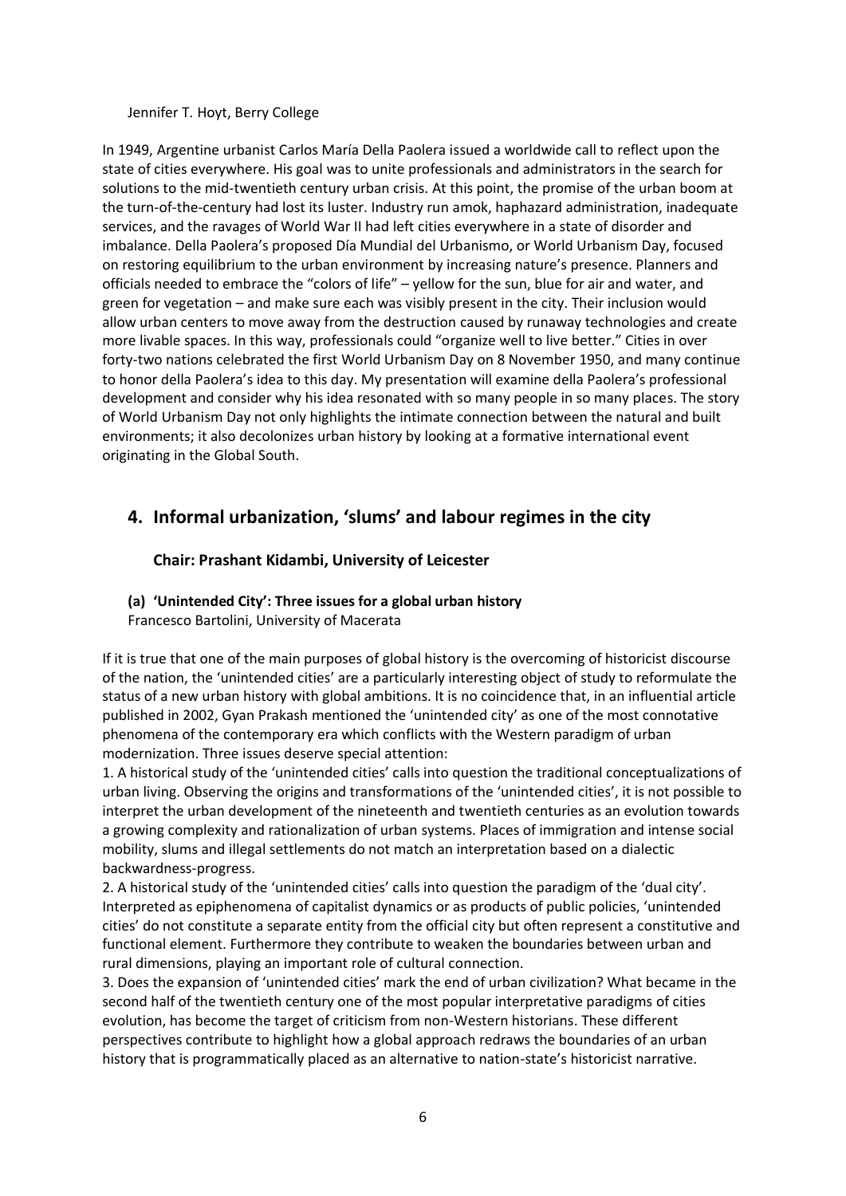Jennifer T. Hoyt, Berry College

In 1949, Argentine urbanist Carlos María Della Paolera issued a worldwide call to reflect upon the state of cities everywhere. His goal was to unite professionals and administrators in the search for solutions to the mid-twentieth century urban crisis. At this point, the promise of the urban boom at the turn-of-the-century had lost its luster. Industry run amok, haphazard administration, inadequate services, and the ravages of World War II had left cities everywhere in a state of disorder and imbalance. Della Paolera's proposed Día Mundial del Urbanismo, or World Urbanism Day, focused on restoring equilibrium to the urban environment by increasing nature's presence. Planners and officials needed to embrace the "colors of life" – yellow for the sun, blue for air and water, and green for vegetation – and make sure each was visibly present in the city. Their inclusion would allow urban centers to move away from the destruction caused by runaway technologies and create more livable spaces. In this way, professionals could "organize well to live better." Cities in over forty-two nations celebrated the first World Urbanism Day on 8 November 1950, and many continue to honor della Paolera's idea to this day. My presentation will examine della Paolera's professional development and consider why his idea resonated with so many people in so many places. The story of World Urbanism Day not only highlights the intimate connection between the natural and built environments; it also decolonizes urban history by looking at a formative international event originating in the Global South.

## 4. Informal urbanization, 'slums' and labour regimes in the city

**Chair: Prashant Kidambi, University of Leicester**

**(a) 'Unintended City': Three issues for a global urban history**
Francesco Bartolini, University of Macerata

If it is true that one of the main purposes of global history is the overcoming of historicist discourse of the nation, the 'unintended cities' are a particularly interesting object of study to reformulate the status of a new urban history with global ambitions. It is no coincidence that, in an influential article published in 2002, Gyan Prakash mentioned the 'unintended city' as one of the most connotative phenomena of the contemporary era which conflicts with the Western paradigm of urban modernization. Three issues deserve special attention:

1. A historical study of the 'unintended cities' calls into question the traditional conceptualizations of urban living. Observing the origins and transformations of the 'unintended cities', it is not possible to interpret the urban development of the nineteenth and twentieth centuries as an evolution towards a growing complexity and rationalization of urban systems. Places of immigration and intense social mobility, slums and illegal settlements do not match an interpretation based on a dialectic backwardness-progress.
2. A historical study of the 'unintended cities' calls into question the paradigm of the 'dual city'. Interpreted as epiphenomena of capitalist dynamics or as products of public policies, 'unintended cities' do not constitute a separate entity from the official city but often represent a constitutive and functional element. Furthermore they contribute to weaken the boundaries between urban and rural dimensions, playing an important role of cultural connection.
3. Does the expansion of 'unintended cities' mark the end of urban civilization? What became in the second half of the twentieth century one of the most popular interpretative paradigms of cities evolution, has become the target of criticism from non-Western historians. These different perspectives contribute to highlight how a global approach redraws the boundaries of an urban history that is programmatically placed as an alternative to nation-state's historicist narrative.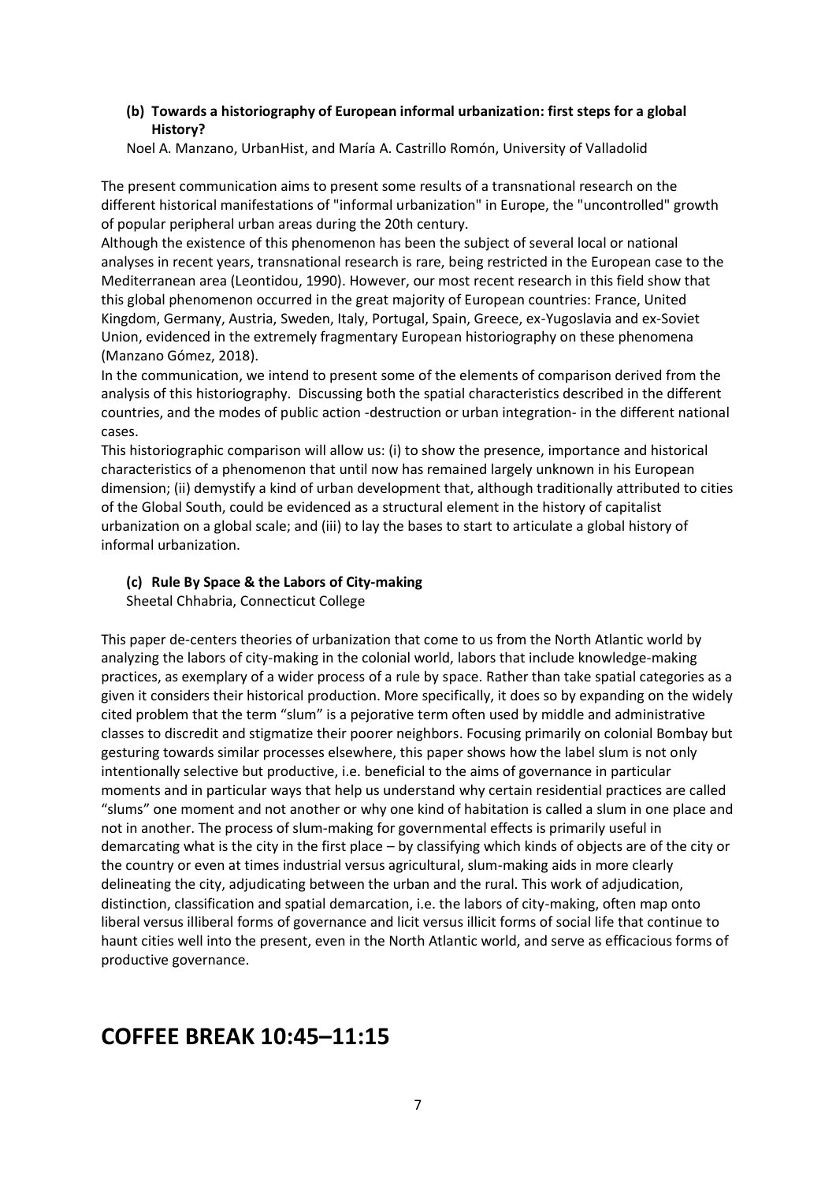### (b) Towards a historiography of European informal urbanization: first steps for a global History?

Noel A. Manzano, UrbanHist, and María A. Castrillo Romón, University of Valladolid

The present communication aims to present some results of a transnational research on the different historical manifestations of "informal urbanization" in Europe, the "uncontrolled" growth of popular peripheral urban areas during the 20th century.

Although the existence of this phenomenon has been the subject of several local or national analyses in recent years, transnational research is rare, being restricted in the European case to the Mediterranean area (Leontidou, 1990). However, our most recent research in this field show that this global phenomenon occurred in the great majority of European countries: France, United Kingdom, Germany, Austria, Sweden, Italy, Portugal, Spain, Greece, ex-Yugoslavia and ex-Soviet Union, evidenced in the extremely fragmentary European historiography on these phenomena (Manzano Gómez, 2018).

In the communication, we intend to present some of the elements of comparison derived from the analysis of this historiography. Discussing both the spatial characteristics described in the different countries, and the modes of public action -destruction or urban integration- in the different national cases.

This historiographic comparison will allow us: (i) to show the presence, importance and historical characteristics of a phenomenon that until now has remained largely unknown in his European dimension; (ii) demystify a kind of urban development that, although traditionally attributed to cities of the Global South, could be evidenced as a structural element in the history of capitalist urbanization on a global scale; and (iii) to lay the bases to start to articulate a global history of informal urbanization.

### (c) Rule By Space & the Labors of City-making

Sheetal Chhabria, Connecticut College

This paper de-centers theories of urbanization that come to us from the North Atlantic world by analyzing the labors of city-making in the colonial world, labors that include knowledge-making practices, as exemplary of a wider process of a rule by space. Rather than take spatial categories as a given it considers their historical production. More specifically, it does so by expanding on the widely cited problem that the term "slum" is a pejorative term often used by middle and administrative classes to discredit and stigmatize their poorer neighbors. Focusing primarily on colonial Bombay but gesturing towards similar processes elsewhere, this paper shows how the label slum is not only intentionally selective but productive, i.e. beneficial to the aims of governance in particular moments and in particular ways that help us understand why certain residential practices are called "slums" one moment and not another or why one kind of habitation is called a slum in one place and not in another. The process of slum-making for governmental effects is primarily useful in demarcating what is the city in the first place – by classifying which kinds of objects are of the city or the country or even at times industrial versus agricultural, slum-making aids in more clearly delineating the city, adjudicating between the urban and the rural. This work of adjudication, distinction, classification and spatial demarcation, i.e. the labors of city-making, often map onto liberal versus illiberal forms of governance and licit versus illicit forms of social life that continue to haunt cities well into the present, even in the North Atlantic world, and serve as efficacious forms of productive governance.

# COFFEE BREAK 10:45–11:15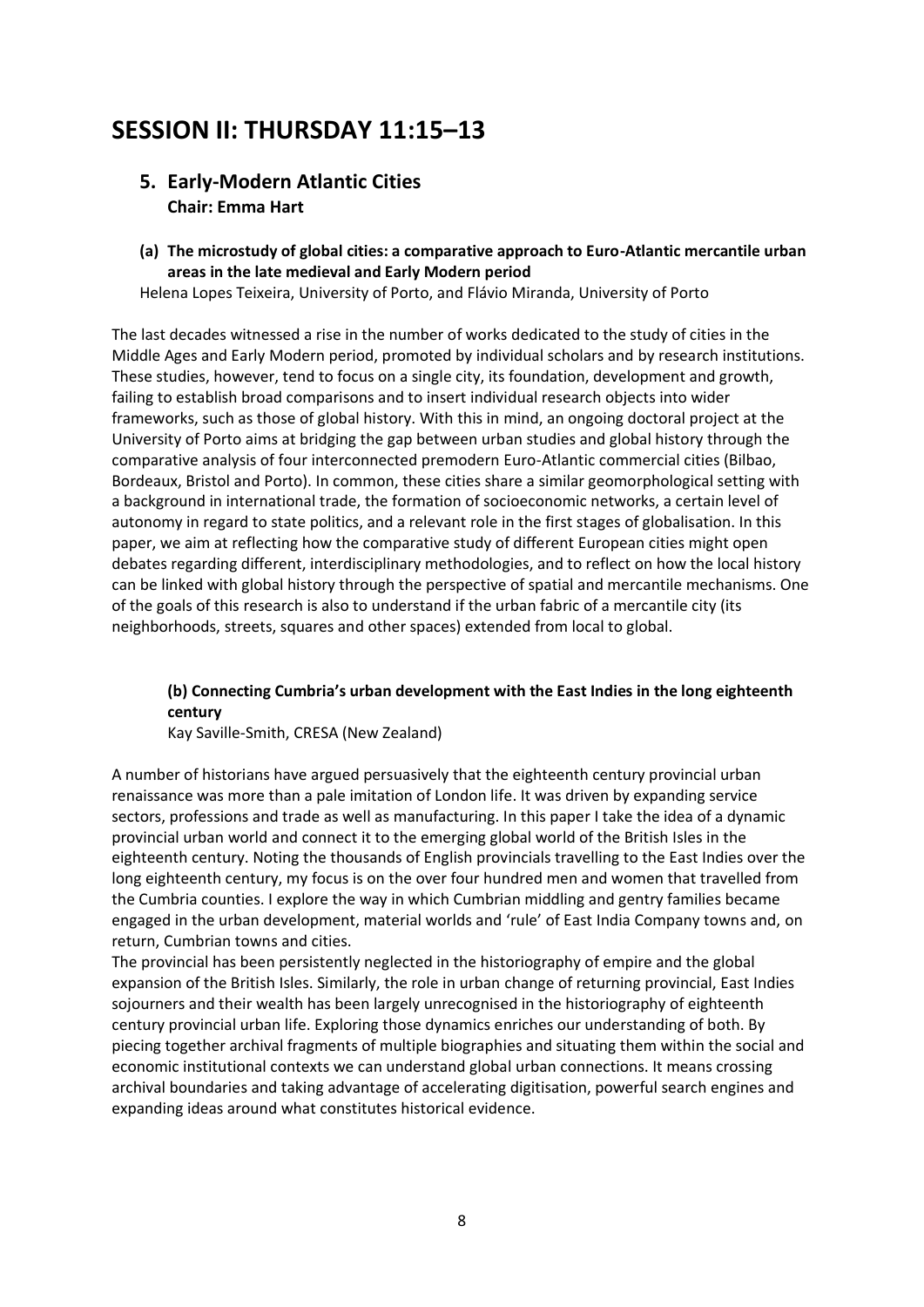# SESSION II: THURSDAY 11:15–13

## 5. Early-Modern Atlantic Cities

**Chair: Emma Hart**

### (a) The microstudy of global cities: a comparative approach to Euro-Atlantic mercantile urban areas in the late medieval and Early Modern period

Helena Lopes Teixeira, University of Porto, and Flávio Miranda, University of Porto

The last decades witnessed a rise in the number of works dedicated to the study of cities in the Middle Ages and Early Modern period, promoted by individual scholars and by research institutions. These studies, however, tend to focus on a single city, its foundation, development and growth, failing to establish broad comparisons and to insert individual research objects into wider frameworks, such as those of global history. With this in mind, an ongoing doctoral project at the University of Porto aims at bridging the gap between urban studies and global history through the comparative analysis of four interconnected premodern Euro-Atlantic commercial cities (Bilbao, Bordeaux, Bristol and Porto). In common, these cities share a similar geomorphological setting with a background in international trade, the formation of socioeconomic networks, a certain level of autonomy in regard to state politics, and a relevant role in the first stages of globalisation. In this paper, we aim at reflecting how the comparative study of different European cities might open debates regarding different, interdisciplinary methodologies, and to reflect on how the local history can be linked with global history through the perspective of spatial and mercantile mechanisms. One of the goals of this research is also to understand if the urban fabric of a mercantile city (its neighborhoods, streets, squares and other spaces) extended from local to global.

### (b) Connecting Cumbria's urban development with the East Indies in the long eighteenth century

Kay Saville-Smith, CRESA (New Zealand)

A number of historians have argued persuasively that the eighteenth century provincial urban renaissance was more than a pale imitation of London life. It was driven by expanding service sectors, professions and trade as well as manufacturing. In this paper I take the idea of a dynamic provincial urban world and connect it to the emerging global world of the British Isles in the eighteenth century. Noting the thousands of English provincials travelling to the East Indies over the long eighteenth century, my focus is on the over four hundred men and women that travelled from the Cumbria counties. I explore the way in which Cumbrian middling and gentry families became engaged in the urban development, material worlds and 'rule' of East India Company towns and, on return, Cumbrian towns and cities.

The provincial has been persistently neglected in the historiography of empire and the global expansion of the British Isles. Similarly, the role in urban change of returning provincial, East Indies sojourners and their wealth has been largely unrecognised in the historiography of eighteenth century provincial urban life. Exploring those dynamics enriches our understanding of both. By piecing together archival fragments of multiple biographies and situating them within the social and economic institutional contexts we can understand global urban connections. It means crossing archival boundaries and taking advantage of accelerating digitisation, powerful search engines and expanding ideas around what constitutes historical evidence.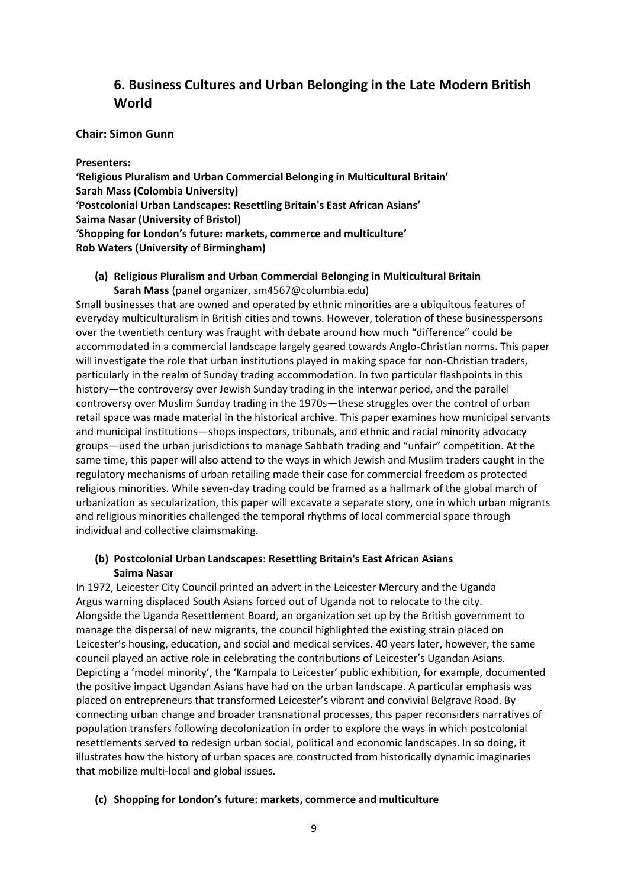## 6. Business Cultures and Urban Belonging in the Late Modern British World

**Chair: Simon Gunn**

**Presenters:**
**'Religious Pluralism and Urban Commercial Belonging in Multicultural Britain'**
**Sarah Mass (Colombia University)**
**'Postcolonial Urban Landscapes: Resettling Britain's East African Asians'**
**Saima Nasar (University of Bristol)**
**'Shopping for London's future: markets, commerce and multiculture'**
**Rob Waters (University of Birmingham)**

### (a) Religious Pluralism and Urban Commercial Belonging in Multicultural Britain

**Sarah Mass** (panel organizer, sm4567@columbia.edu)

Small businesses that are owned and operated by ethnic minorities are a ubiquitous features of everyday multiculturalism in British cities and towns. However, toleration of these businesspersons over the twentieth century was fraught with debate around how much "difference" could be accommodated in a commercial landscape largely geared towards Anglo-Christian norms. This paper will investigate the role that urban institutions played in making space for non-Christian traders, particularly in the realm of Sunday trading accommodation. In two particular flashpoints in this history—the controversy over Jewish Sunday trading in the interwar period, and the parallel controversy over Muslim Sunday trading in the 1970s—these struggles over the control of urban retail space was made material in the historical archive. This paper examines how municipal servants and municipal institutions—shops inspectors, tribunals, and ethnic and racial minority advocacy groups—used the urban jurisdictions to manage Sabbath trading and "unfair" competition. At the same time, this paper will also attend to the ways in which Jewish and Muslim traders caught in the regulatory mechanisms of urban retailing made their case for commercial freedom as protected religious minorities. While seven-day trading could be framed as a hallmark of the global march of urbanization as secularization, this paper will excavate a separate story, one in which urban migrants and religious minorities challenged the temporal rhythms of local commercial space through individual and collective claimsmaking.

### (b) Postcolonial Urban Landscapes: Resettling Britain's East African Asians

**Saima Nasar**

In 1972, Leicester City Council printed an advert in the Leicester Mercury and the Uganda Argus warning displaced South Asians forced out of Uganda not to relocate to the city. Alongside the Uganda Resettlement Board, an organization set up by the British government to manage the dispersal of new migrants, the council highlighted the existing strain placed on Leicester's housing, education, and social and medical services. 40 years later, however, the same council played an active role in celebrating the contributions of Leicester's Ugandan Asians. Depicting a 'model minority', the 'Kampala to Leicester' public exhibition, for example, documented the positive impact Ugandan Asians have had on the urban landscape. A particular emphasis was placed on entrepreneurs that transformed Leicester's vibrant and convivial Belgrave Road. By connecting urban change and broader transnational processes, this paper reconsiders narratives of population transfers following decolonization in order to explore the ways in which postcolonial resettlements served to redesign urban social, political and economic landscapes. In so doing, it illustrates how the history of urban spaces are constructed from historically dynamic imaginaries that mobilize multi-local and global issues.

### (c) Shopping for London's future: markets, commerce and multiculture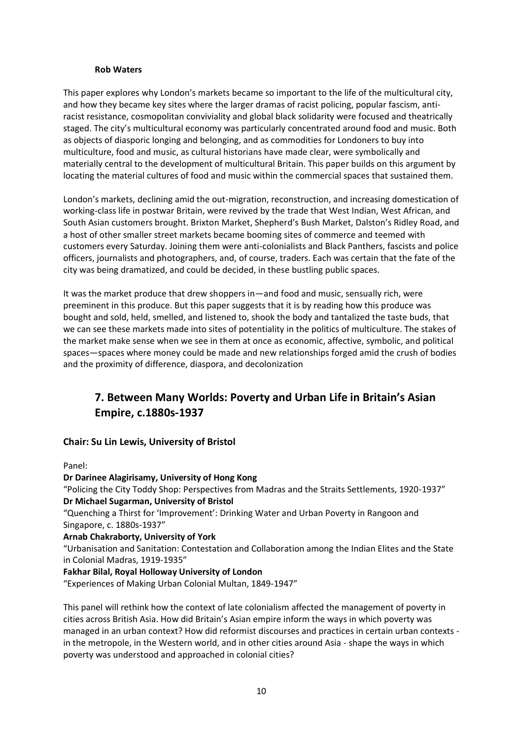**Rob Waters**

This paper explores why London's markets became so important to the life of the multicultural city, and how they became key sites where the larger dramas of racist policing, popular fascism, anti-racist resistance, cosmopolitan conviviality and global black solidarity were focused and theatrically staged. The city's multicultural economy was particularly concentrated around food and music. Both as objects of diasporic longing and belonging, and as commodities for Londoners to buy into multiculture, food and music, as cultural historians have made clear, were symbolically and materially central to the development of multicultural Britain. This paper builds on this argument by locating the material cultures of food and music within the commercial spaces that sustained them.

London's markets, declining amid the out-migration, reconstruction, and increasing domestication of working-class life in postwar Britain, were revived by the trade that West Indian, West African, and South Asian customers brought. Brixton Market, Shepherd's Bush Market, Dalston's Ridley Road, and a host of other smaller street markets became booming sites of commerce and teemed with customers every Saturday. Joining them were anti-colonialists and Black Panthers, fascists and police officers, journalists and photographers, and, of course, traders. Each was certain that the fate of the city was being dramatized, and could be decided, in these bustling public spaces.

It was the market produce that drew shoppers in—and food and music, sensually rich, were preeminent in this produce. But this paper suggests that it is by reading how this produce was bought and sold, held, smelled, and listened to, shook the body and tantalized the taste buds, that we can see these markets made into sites of potentiality in the politics of multiculture. The stakes of the market make sense when we see in them at once as economic, affective, symbolic, and political spaces—spaces where money could be made and new relationships forged amid the crush of bodies and the proximity of difference, diaspora, and decolonization

## 7. Between Many Worlds: Poverty and Urban Life in Britain's Asian Empire, c.1880s-1937

### Chair: Su Lin Lewis, University of Bristol

Panel:

**Dr Darinee Alagirisamy, University of Hong Kong**
"Policing the City Toddy Shop: Perspectives from Madras and the Straits Settlements, 1920-1937"

**Dr Michael Sugarman, University of Bristol**
"Quenching a Thirst for 'Improvement': Drinking Water and Urban Poverty in Rangoon and Singapore, c. 1880s-1937"

**Arnab Chakraborty, University of York**
"Urbanisation and Sanitation: Contestation and Collaboration among the Indian Elites and the State in Colonial Madras, 1919-1935"

**Fakhar Bilal, Royal Holloway University of London**
"Experiences of Making Urban Colonial Multan, 1849-1947"

This panel will rethink how the context of late colonialism affected the management of poverty in cities across British Asia. How did Britain's Asian empire inform the ways in which poverty was managed in an urban context? How did reformist discourses and practices in certain urban contexts - in the metropole, in the Western world, and in other cities around Asia - shape the ways in which poverty was understood and approached in colonial cities?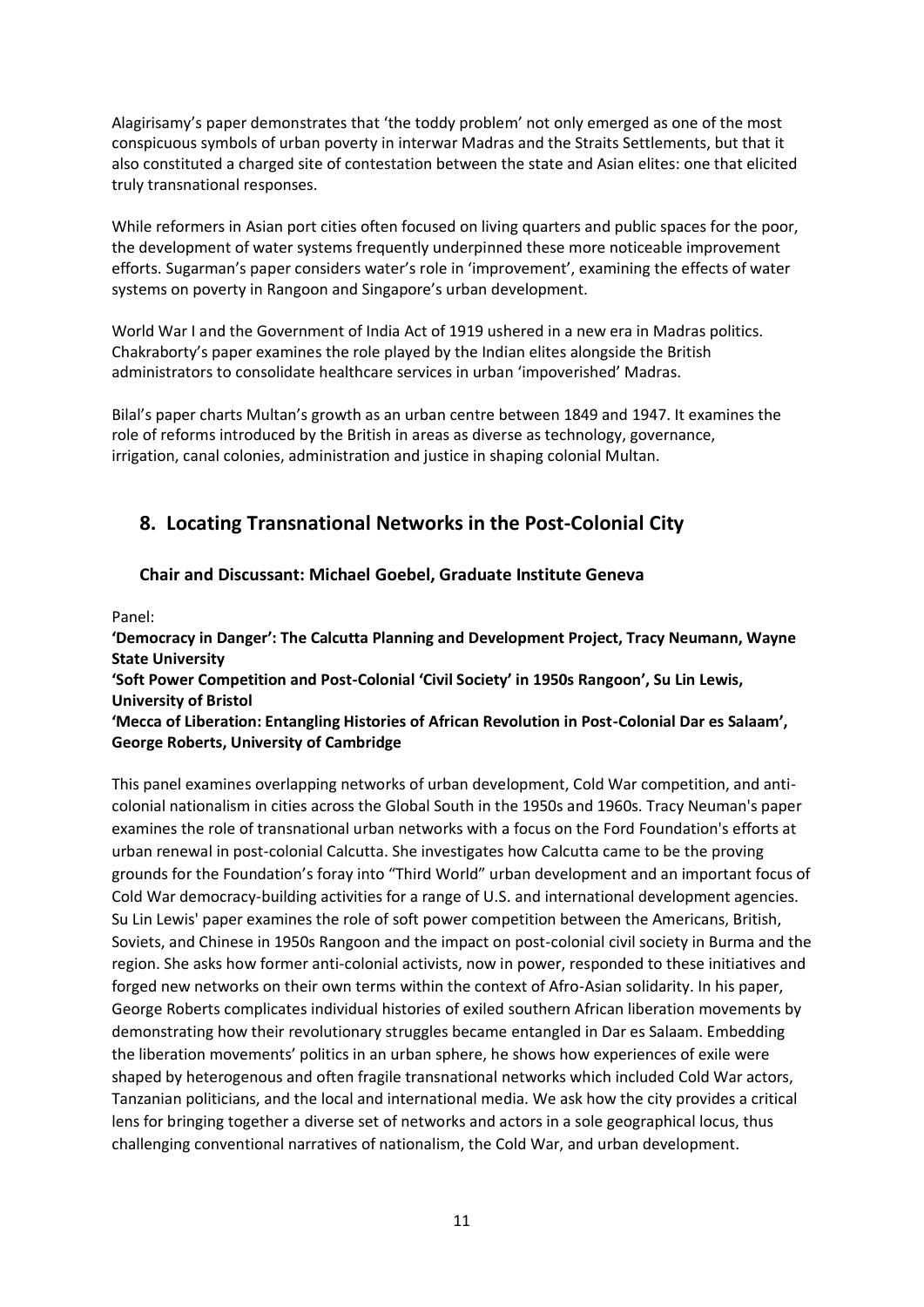Alagirisamy's paper demonstrates that 'the toddy problem' not only emerged as one of the most conspicuous symbols of urban poverty in interwar Madras and the Straits Settlements, but that it also constituted a charged site of contestation between the state and Asian elites: one that elicited truly transnational responses.

While reformers in Asian port cities often focused on living quarters and public spaces for the poor, the development of water systems frequently underpinned these more noticeable improvement efforts. Sugarman's paper considers water's role in 'improvement', examining the effects of water systems on poverty in Rangoon and Singapore's urban development.

World War I and the Government of India Act of 1919 ushered in a new era in Madras politics. Chakraborty's paper examines the role played by the Indian elites alongside the British administrators to consolidate healthcare services in urban 'impoverished' Madras.

Bilal's paper charts Multan's growth as an urban centre between 1849 and 1947. It examines the role of reforms introduced by the British in areas as diverse as technology, governance, irrigation, canal colonies, administration and justice in shaping colonial Multan.

## 8. Locating Transnational Networks in the Post-Colonial City

### Chair and Discussant: Michael Goebel, Graduate Institute Geneva

Panel:

**'Democracy in Danger': The Calcutta Planning and Development Project, Tracy Neumann, Wayne State University**

**'Soft Power Competition and Post-Colonial 'Civil Society' in 1950s Rangoon', Su Lin Lewis, University of Bristol**

**'Mecca of Liberation: Entangling Histories of African Revolution in Post-Colonial Dar es Salaam', George Roberts, University of Cambridge**

This panel examines overlapping networks of urban development, Cold War competition, and anti-colonial nationalism in cities across the Global South in the 1950s and 1960s. Tracy Neuman's paper examines the role of transnational urban networks with a focus on the Ford Foundation's efforts at urban renewal in post-colonial Calcutta. She investigates how Calcutta came to be the proving grounds for the Foundation's foray into "Third World" urban development and an important focus of Cold War democracy-building activities for a range of U.S. and international development agencies. Su Lin Lewis' paper examines the role of soft power competition between the Americans, British, Soviets, and Chinese in 1950s Rangoon and the impact on post-colonial civil society in Burma and the region. She asks how former anti-colonial activists, now in power, responded to these initiatives and forged new networks on their own terms within the context of Afro-Asian solidarity. In his paper, George Roberts complicates individual histories of exiled southern African liberation movements by demonstrating how their revolutionary struggles became entangled in Dar es Salaam. Embedding the liberation movements' politics in an urban sphere, he shows how experiences of exile were shaped by heterogenous and often fragile transnational networks which included Cold War actors, Tanzanian politicians, and the local and international media. We ask how the city provides a critical lens for bringing together a diverse set of networks and actors in a sole geographical locus, thus challenging conventional narratives of nationalism, the Cold War, and urban development.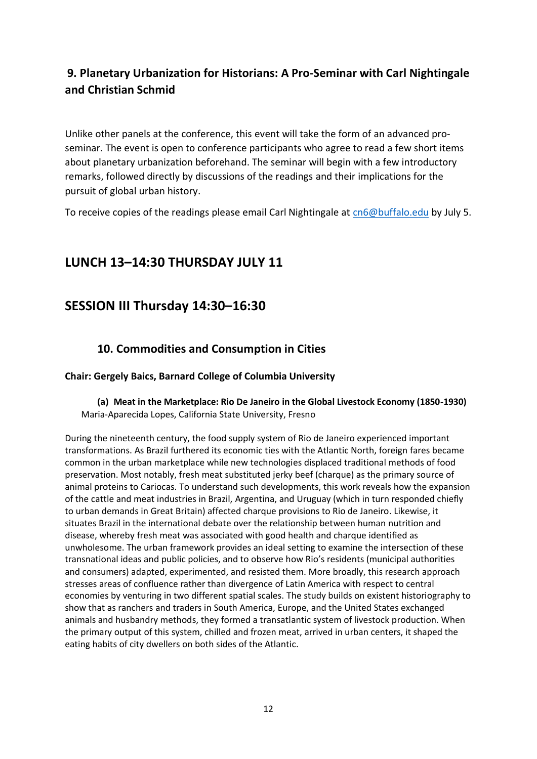## 9. Planetary Urbanization for Historians: A Pro-Seminar with Carl Nightingale and Christian Schmid

Unlike other panels at the conference, this event will take the form of an advanced pro-seminar. The event is open to conference participants who agree to read a few short items about planetary urbanization beforehand. The seminar will begin with a few introductory remarks, followed directly by discussions of the readings and their implications for the pursuit of global urban history.

To receive copies of the readings please email Carl Nightingale at cn6@buffalo.edu by July 5.

# LUNCH 13–14:30 THURSDAY JULY 11

# SESSION III Thursday 14:30–16:30

## 10. Commodities and Consumption in Cities

**Chair: Gergely Baics, Barnard College of Columbia University**

**(a) Meat in the Marketplace: Rio De Janeiro in the Global Livestock Economy (1850-1930)**
Maria-Aparecida Lopes, California State University, Fresno

During the nineteenth century, the food supply system of Rio de Janeiro experienced important transformations. As Brazil furthered its economic ties with the Atlantic North, foreign fares became common in the urban marketplace while new technologies displaced traditional methods of food preservation. Most notably, fresh meat substituted jerky beef (charque) as the primary source of animal proteins to Cariocas. To understand such developments, this work reveals how the expansion of the cattle and meat industries in Brazil, Argentina, and Uruguay (which in turn responded chiefly to urban demands in Great Britain) affected charque provisions to Rio de Janeiro. Likewise, it situates Brazil in the international debate over the relationship between human nutrition and disease, whereby fresh meat was associated with good health and charque identified as unwholesome. The urban framework provides an ideal setting to examine the intersection of these transnational ideas and public policies, and to observe how Rio's residents (municipal authorities and consumers) adapted, experimented, and resisted them. More broadly, this research approach stresses areas of confluence rather than divergence of Latin America with respect to central economies by venturing in two different spatial scales. The study builds on existent historiography to show that as ranchers and traders in South America, Europe, and the United States exchanged animals and husbandry methods, they formed a transatlantic system of livestock production. When the primary output of this system, chilled and frozen meat, arrived in urban centers, it shaped the eating habits of city dwellers on both sides of the Atlantic.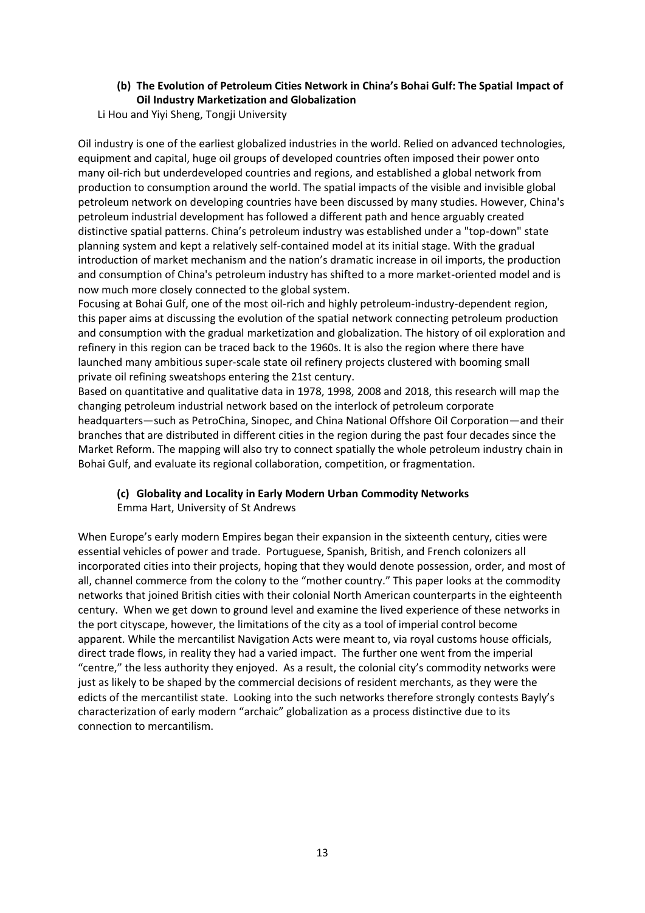### (b) The Evolution of Petroleum Cities Network in China's Bohai Gulf: The Spatial Impact of Oil Industry Marketization and Globalization

Li Hou and Yiyi Sheng, Tongji University

Oil industry is one of the earliest globalized industries in the world. Relied on advanced technologies, equipment and capital, huge oil groups of developed countries often imposed their power onto many oil-rich but underdeveloped countries and regions, and established a global network from production to consumption around the world. The spatial impacts of the visible and invisible global petroleum network on developing countries have been discussed by many studies. However, China's petroleum industrial development has followed a different path and hence arguably created distinctive spatial patterns. China's petroleum industry was established under a "top-down" state planning system and kept a relatively self-contained model at its initial stage. With the gradual introduction of market mechanism and the nation's dramatic increase in oil imports, the production and consumption of China's petroleum industry has shifted to a more market-oriented model and is now much more closely connected to the global system.

Focusing at Bohai Gulf, one of the most oil-rich and highly petroleum-industry-dependent region, this paper aims at discussing the evolution of the spatial network connecting petroleum production and consumption with the gradual marketization and globalization. The history of oil exploration and refinery in this region can be traced back to the 1960s. It is also the region where there have launched many ambitious super-scale state oil refinery projects clustered with booming small private oil refining sweatshops entering the 21st century.

Based on quantitative and qualitative data in 1978, 1998, 2008 and 2018, this research will map the changing petroleum industrial network based on the interlock of petroleum corporate headquarters—such as PetroChina, Sinopec, and China National Offshore Oil Corporation—and their branches that are distributed in different cities in the region during the past four decades since the Market Reform. The mapping will also try to connect spatially the whole petroleum industry chain in Bohai Gulf, and evaluate its regional collaboration, competition, or fragmentation.

### (c) Globality and Locality in Early Modern Urban Commodity Networks

Emma Hart, University of St Andrews

When Europe's early modern Empires began their expansion in the sixteenth century, cities were essential vehicles of power and trade. Portuguese, Spanish, British, and French colonizers all incorporated cities into their projects, hoping that they would denote possession, order, and most of all, channel commerce from the colony to the "mother country." This paper looks at the commodity networks that joined British cities with their colonial North American counterparts in the eighteenth century. When we get down to ground level and examine the lived experience of these networks in the port cityscape, however, the limitations of the city as a tool of imperial control become apparent. While the mercantilist Navigation Acts were meant to, via royal customs house officials, direct trade flows, in reality they had a varied impact. The further one went from the imperial "centre," the less authority they enjoyed. As a result, the colonial city's commodity networks were just as likely to be shaped by the commercial decisions of resident merchants, as they were the edicts of the mercantilist state. Looking into the such networks therefore strongly contests Bayly's characterization of early modern "archaic" globalization as a process distinctive due to its connection to mercantilism.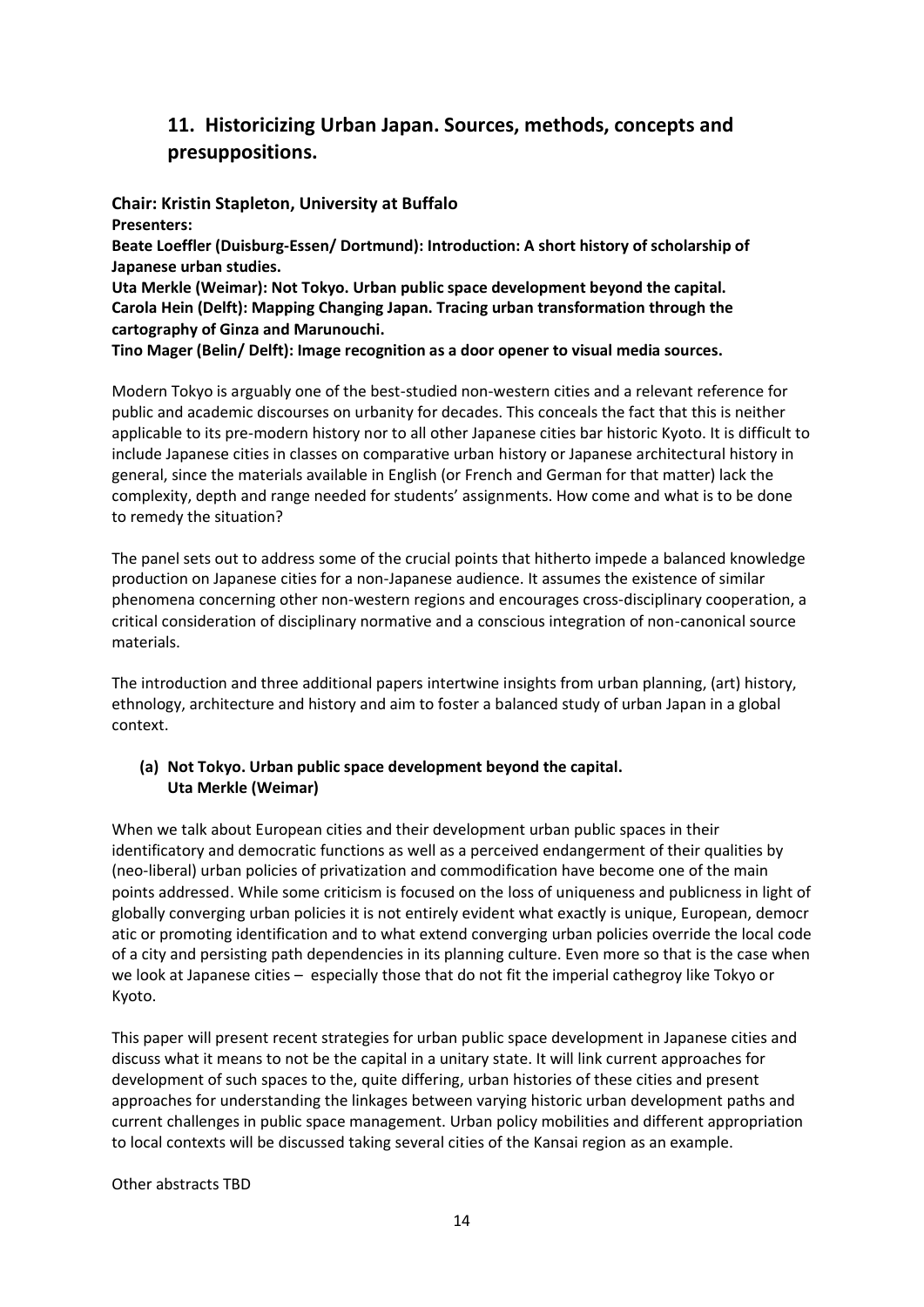## 11. Historicizing Urban Japan. Sources, methods, concepts and presuppositions.

**Chair: Kristin Stapleton, University at Buffalo**

**Presenters:**

**Beate Loeffler (Duisburg-Essen/ Dortmund): Introduction: A short history of scholarship of Japanese urban studies.**

**Uta Merkle (Weimar): Not Tokyo. Urban public space development beyond the capital.**

**Carola Hein (Delft): Mapping Changing Japan. Tracing urban transformation through the cartography of Ginza and Marunouchi.**

**Tino Mager (Belin/ Delft): Image recognition as a door opener to visual media sources.**

Modern Tokyo is arguably one of the best-studied non-western cities and a relevant reference for public and academic discourses on urbanity for decades. This conceals the fact that this is neither applicable to its pre-modern history nor to all other Japanese cities bar historic Kyoto. It is difficult to include Japanese cities in classes on comparative urban history or Japanese architectural history in general, since the materials available in English (or French and German for that matter) lack the complexity, depth and range needed for students' assignments. How come and what is to be done to remedy the situation?

The panel sets out to address some of the crucial points that hitherto impede a balanced knowledge production on Japanese cities for a non-Japanese audience. It assumes the existence of similar phenomena concerning other non-western regions and encourages cross-disciplinary cooperation, a critical consideration of disciplinary normative and a conscious integration of non-canonical source materials.

The introduction and three additional papers intertwine insights from urban planning, (art) history, ethnology, architecture and history and aim to foster a balanced study of urban Japan in a global context.

### (a) Not Tokyo. Urban public space development beyond the capital. Uta Merkle (Weimar)

When we talk about European cities and their development urban public spaces in their identificatory and democratic functions as well as a perceived endangerment of their qualities by (neo-liberal) urban policies of privatization and commodification have become one of the main points addressed. While some criticism is focused on the loss of uniqueness and publicness in light of globally converging urban policies it is not entirely evident what exactly is unique, European, democr atic or promoting identification and to what extend converging urban policies override the local code of a city and persisting path dependencies in its planning culture. Even more so that is the case when we look at Japanese cities – especially those that do not fit the imperial cathegroy like Tokyo or Kyoto.

This paper will present recent strategies for urban public space development in Japanese cities and discuss what it means to not be the capital in a unitary state. It will link current approaches for development of such spaces to the, quite differing, urban histories of these cities and present approaches for understanding the linkages between varying historic urban development paths and current challenges in public space management. Urban policy mobilities and different appropriation to local contexts will be discussed taking several cities of the Kansai region as an example.

Other abstracts TBD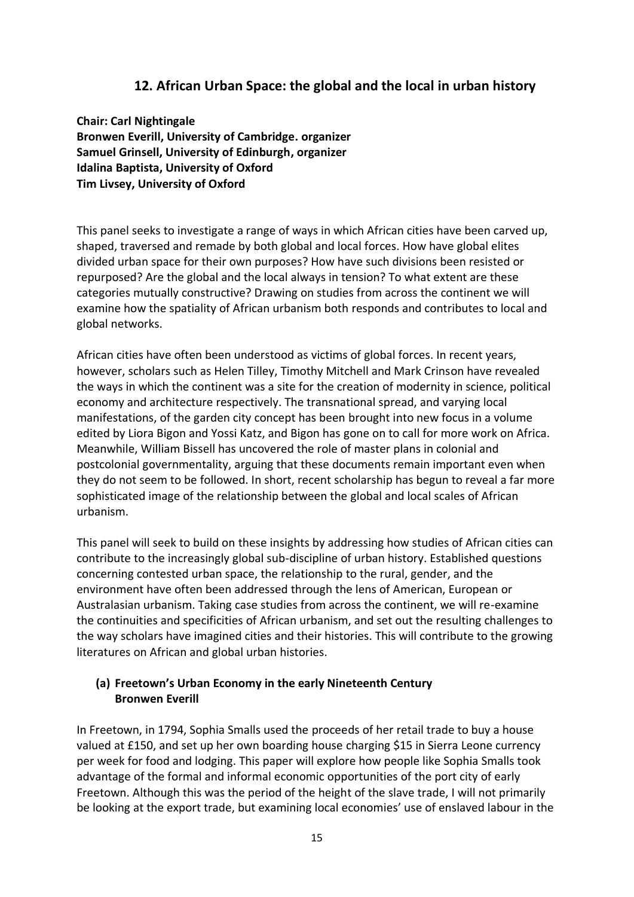## 12. African Urban Space: the global and the local in urban history

**Chair: Carl Nightingale**
**Bronwen Everill, University of Cambridge. organizer**
**Samuel Grinsell, University of Edinburgh, organizer**
**Idalina Baptista, University of Oxford**
**Tim Livsey, University of Oxford**

This panel seeks to investigate a range of ways in which African cities have been carved up, shaped, traversed and remade by both global and local forces. How have global elites divided urban space for their own purposes? How have such divisions been resisted or repurposed? Are the global and the local always in tension? To what extent are these categories mutually constructive? Drawing on studies from across the continent we will examine how the spatiality of African urbanism both responds and contributes to local and global networks.

African cities have often been understood as victims of global forces. In recent years, however, scholars such as Helen Tilley, Timothy Mitchell and Mark Crinson have revealed the ways in which the continent was a site for the creation of modernity in science, political economy and architecture respectively. The transnational spread, and varying local manifestations, of the garden city concept has been brought into new focus in a volume edited by Liora Bigon and Yossi Katz, and Bigon has gone on to call for more work on Africa. Meanwhile, William Bissell has uncovered the role of master plans in colonial and postcolonial governmentality, arguing that these documents remain important even when they do not seem to be followed. In short, recent scholarship has begun to reveal a far more sophisticated image of the relationship between the global and local scales of African urbanism.

This panel will seek to build on these insights by addressing how studies of African cities can contribute to the increasingly global sub-discipline of urban history. Established questions concerning contested urban space, the relationship to the rural, gender, and the environment have often been addressed through the lens of American, European or Australasian urbanism. Taking case studies from across the continent, we will re-examine the continuities and specificities of African urbanism, and set out the resulting challenges to the way scholars have imagined cities and their histories. This will contribute to the growing literatures on African and global urban histories.

### (a) Freetown's Urban Economy in the early Nineteenth Century
**Bronwen Everill**

In Freetown, in 1794, Sophia Smalls used the proceeds of her retail trade to buy a house valued at £150, and set up her own boarding house charging $15 in Sierra Leone currency per week for food and lodging. This paper will explore how people like Sophia Smalls took advantage of the formal and informal economic opportunities of the port city of early Freetown. Although this was the period of the height of the slave trade, I will not primarily be looking at the export trade, but examining local economies' use of enslaved labour in the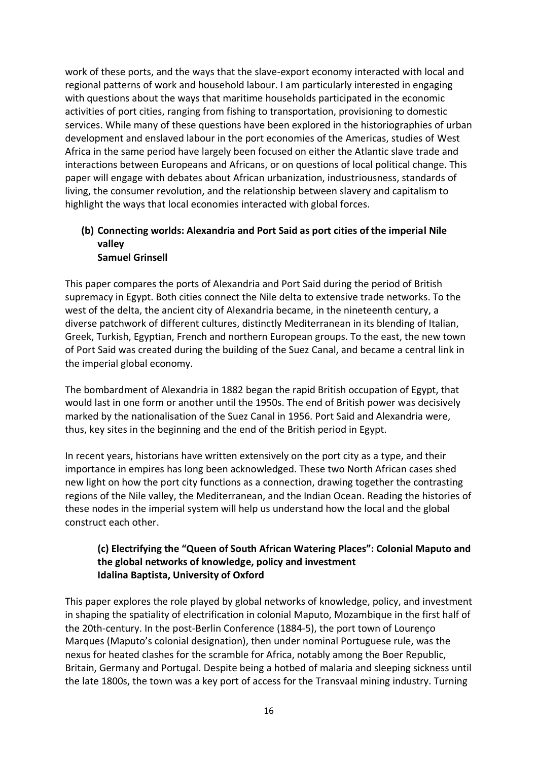work of these ports, and the ways that the slave-export economy interacted with local and regional patterns of work and household labour. I am particularly interested in engaging with questions about the ways that maritime households participated in the economic activities of port cities, ranging from fishing to transportation, provisioning to domestic services. While many of these questions have been explored in the historiographies of urban development and enslaved labour in the port economies of the Americas, studies of West Africa in the same period have largely been focused on either the Atlantic slave trade and interactions between Europeans and Africans, or on questions of local political change. This paper will engage with debates about African urbanization, industriousness, standards of living, the consumer revolution, and the relationship between slavery and capitalism to highlight the ways that local economies interacted with global forces.

### (b) Connecting worlds: Alexandria and Port Said as port cities of the imperial Nile valley
**Samuel Grinsell**

This paper compares the ports of Alexandria and Port Said during the period of British supremacy in Egypt. Both cities connect the Nile delta to extensive trade networks. To the west of the delta, the ancient city of Alexandria became, in the nineteenth century, a diverse patchwork of different cultures, distinctly Mediterranean in its blending of Italian, Greek, Turkish, Egyptian, French and northern European groups. To the east, the new town of Port Said was created during the building of the Suez Canal, and became a central link in the imperial global economy.

The bombardment of Alexandria in 1882 began the rapid British occupation of Egypt, that would last in one form or another until the 1950s. The end of British power was decisively marked by the nationalisation of the Suez Canal in 1956. Port Said and Alexandria were, thus, key sites in the beginning and the end of the British period in Egypt.

In recent years, historians have written extensively on the port city as a type, and their importance in empires has long been acknowledged. These two North African cases shed new light on how the port city functions as a connection, drawing together the contrasting regions of the Nile valley, the Mediterranean, and the Indian Ocean. Reading the histories of these nodes in the imperial system will help us understand how the local and the global construct each other.

### (c) Electrifying the "Queen of South African Watering Places": Colonial Maputo and the global networks of knowledge, policy and investment
**Idalina Baptista, University of Oxford**

This paper explores the role played by global networks of knowledge, policy, and investment in shaping the spatiality of electrification in colonial Maputo, Mozambique in the first half of the 20th-century. In the post-Berlin Conference (1884-5), the port town of Lourenço Marques (Maputo's colonial designation), then under nominal Portuguese rule, was the nexus for heated clashes for the scramble for Africa, notably among the Boer Republic, Britain, Germany and Portugal. Despite being a hotbed of malaria and sleeping sickness until the late 1800s, the town was a key port of access for the Transvaal mining industry. Turning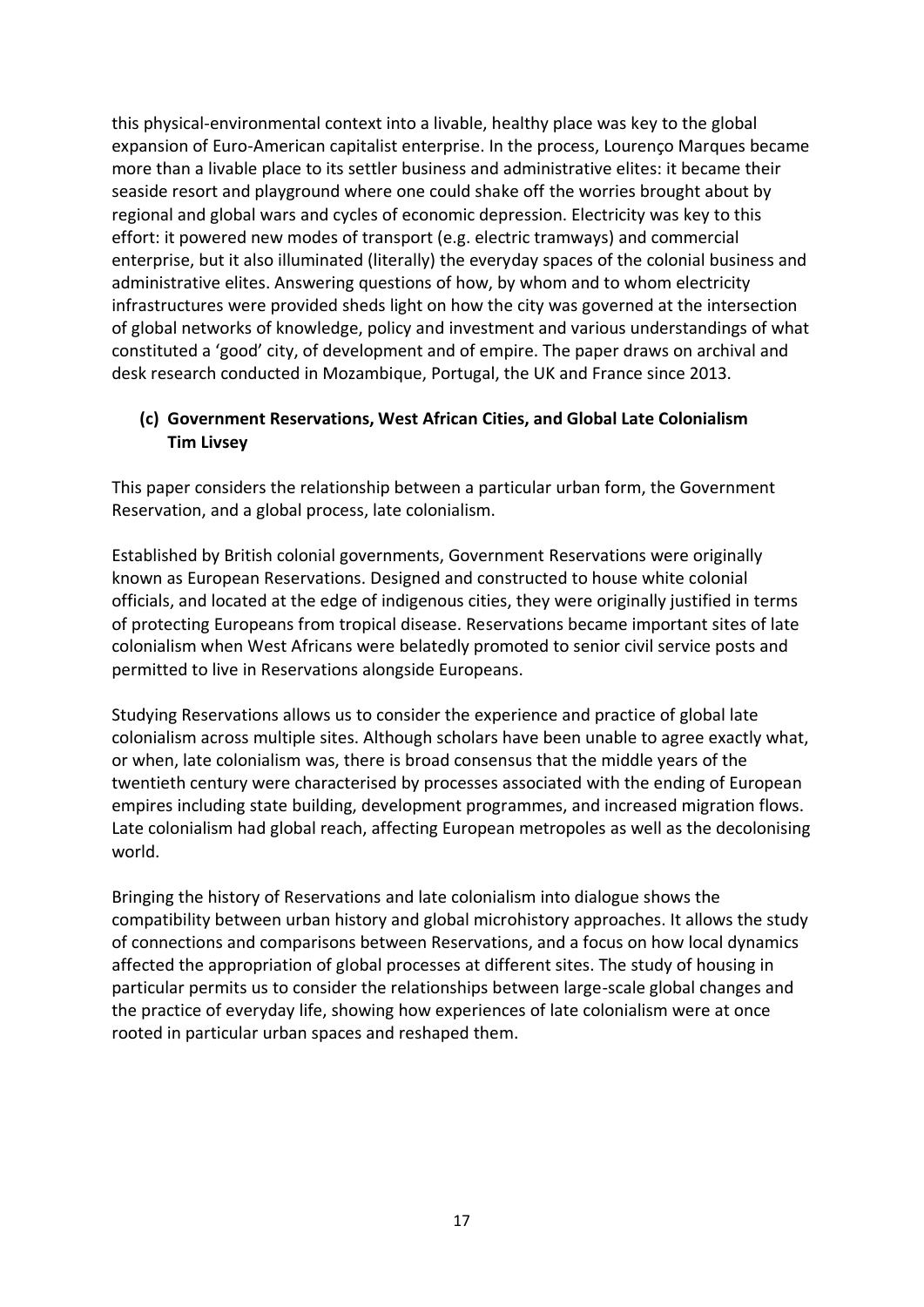this physical-environmental context into a livable, healthy place was key to the global expansion of Euro-American capitalist enterprise. In the process, Lourenço Marques became more than a livable place to its settler business and administrative elites: it became their seaside resort and playground where one could shake off the worries brought about by regional and global wars and cycles of economic depression. Electricity was key to this effort: it powered new modes of transport (e.g. electric tramways) and commercial enterprise, but it also illuminated (literally) the everyday spaces of the colonial business and administrative elites. Answering questions of how, by whom and to whom electricity infrastructures were provided sheds light on how the city was governed at the intersection of global networks of knowledge, policy and investment and various understandings of what constituted a 'good' city, of development and of empire. The paper draws on archival and desk research conducted in Mozambique, Portugal, the UK and France since 2013.

### (c) Government Reservations, West African Cities, and Global Late Colonialism
**Tim Livsey**

This paper considers the relationship between a particular urban form, the Government Reservation, and a global process, late colonialism.

Established by British colonial governments, Government Reservations were originally known as European Reservations. Designed and constructed to house white colonial officials, and located at the edge of indigenous cities, they were originally justified in terms of protecting Europeans from tropical disease. Reservations became important sites of late colonialism when West Africans were belatedly promoted to senior civil service posts and permitted to live in Reservations alongside Europeans.

Studying Reservations allows us to consider the experience and practice of global late colonialism across multiple sites. Although scholars have been unable to agree exactly what, or when, late colonialism was, there is broad consensus that the middle years of the twentieth century were characterised by processes associated with the ending of European empires including state building, development programmes, and increased migration flows. Late colonialism had global reach, affecting European metropoles as well as the decolonising world.

Bringing the history of Reservations and late colonialism into dialogue shows the compatibility between urban history and global microhistory approaches. It allows the study of connections and comparisons between Reservations, and a focus on how local dynamics affected the appropriation of global processes at different sites. The study of housing in particular permits us to consider the relationships between large-scale global changes and the practice of everyday life, showing how experiences of late colonialism were at once rooted in particular urban spaces and reshaped them.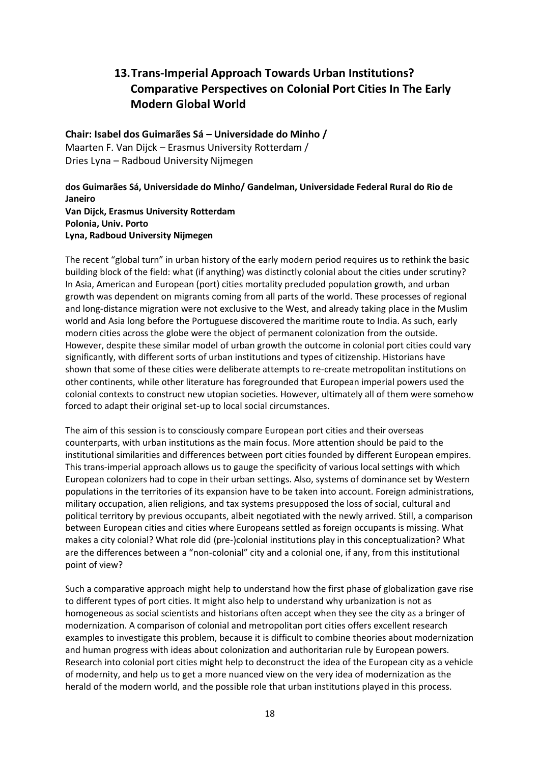## 13. Trans-Imperial Approach Towards Urban Institutions? Comparative Perspectives on Colonial Port Cities In The Early Modern Global World

**Chair: Isabel dos Guimarães Sá – Universidade do Minho /**
Maarten F. Van Dijck – Erasmus University Rotterdam /
Dries Lyna – Radboud University Nijmegen

**dos Guimarães Sá, Universidade do Minho/ Gandelman, Universidade Federal Rural do Rio de Janeiro**
**Van Dijck, Erasmus University Rotterdam**
**Polonia, Univ. Porto**
**Lyna, Radboud University Nijmegen**

The recent "global turn" in urban history of the early modern period requires us to rethink the basic building block of the field: what (if anything) was distinctly colonial about the cities under scrutiny? In Asia, American and European (port) cities mortality precluded population growth, and urban growth was dependent on migrants coming from all parts of the world. These processes of regional and long-distance migration were not exclusive to the West, and already taking place in the Muslim world and Asia long before the Portuguese discovered the maritime route to India. As such, early modern cities across the globe were the object of permanent colonization from the outside. However, despite these similar model of urban growth the outcome in colonial port cities could vary significantly, with different sorts of urban institutions and types of citizenship. Historians have shown that some of these cities were deliberate attempts to re-create metropolitan institutions on other continents, while other literature has foregrounded that European imperial powers used the colonial contexts to construct new utopian societies. However, ultimately all of them were somehow forced to adapt their original set-up to local social circumstances.

The aim of this session is to consciously compare European port cities and their overseas counterparts, with urban institutions as the main focus. More attention should be paid to the institutional similarities and differences between port cities founded by different European empires. This trans-imperial approach allows us to gauge the specificity of various local settings with which European colonizers had to cope in their urban settings. Also, systems of dominance set by Western populations in the territories of its expansion have to be taken into account. Foreign administrations, military occupation, alien religions, and tax systems presupposed the loss of social, cultural and political territory by previous occupants, albeit negotiated with the newly arrived. Still, a comparison between European cities and cities where Europeans settled as foreign occupants is missing. What makes a city colonial? What role did (pre-)colonial institutions play in this conceptualization? What are the differences between a "non-colonial" city and a colonial one, if any, from this institutional point of view?

Such a comparative approach might help to understand how the first phase of globalization gave rise to different types of port cities. It might also help to understand why urbanization is not as homogeneous as social scientists and historians often accept when they see the city as a bringer of modernization. A comparison of colonial and metropolitan port cities offers excellent research examples to investigate this problem, because it is difficult to combine theories about modernization and human progress with ideas about colonization and authoritarian rule by European powers. Research into colonial port cities might help to deconstruct the idea of the European city as a vehicle of modernity, and help us to get a more nuanced view on the very idea of modernization as the herald of the modern world, and the possible role that urban institutions played in this process.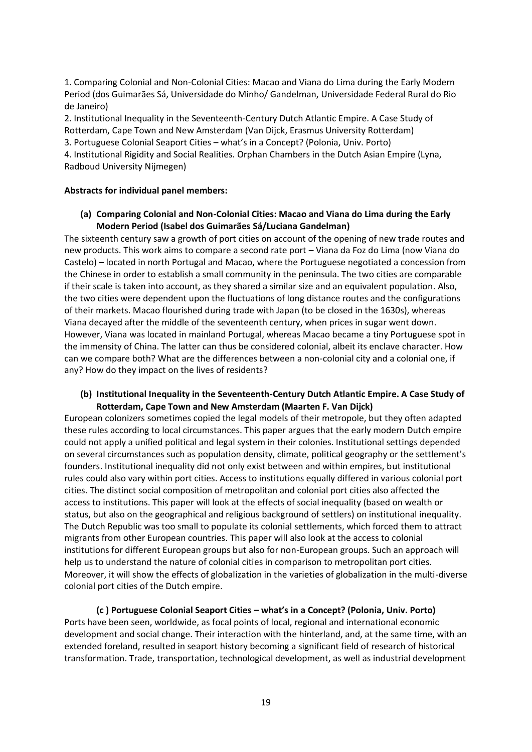1. Comparing Colonial and Non-Colonial Cities: Macao and Viana do Lima during the Early Modern Period (dos Guimarães Sá, Universidade do Minho/ Gandelman, Universidade Federal Rural do Rio de Janeiro)
2. Institutional Inequality in the Seventeenth-Century Dutch Atlantic Empire. A Case Study of Rotterdam, Cape Town and New Amsterdam (Van Dijck, Erasmus University Rotterdam)
3. Portuguese Colonial Seaport Cities – what's in a Concept? (Polonia, Univ. Porto)
4. Institutional Rigidity and Social Realities. Orphan Chambers in the Dutch Asian Empire (Lyna, Radboud University Nijmegen)

**Abstracts for individual panel members:**

**(a) Comparing Colonial and Non-Colonial Cities: Macao and Viana do Lima during the Early Modern Period (Isabel dos Guimarães Sá/Luciana Gandelman)**

The sixteenth century saw a growth of port cities on account of the opening of new trade routes and new products. This work aims to compare a second rate port – Viana da Foz do Lima (now Viana do Castelo) – located in north Portugal and Macao, where the Portuguese negotiated a concession from the Chinese in order to establish a small community in the peninsula. The two cities are comparable if their scale is taken into account, as they shared a similar size and an equivalent population. Also, the two cities were dependent upon the fluctuations of long distance routes and the configurations of their markets. Macao flourished during trade with Japan (to be closed in the 1630s), whereas Viana decayed after the middle of the seventeenth century, when prices in sugar went down. However, Viana was located in mainland Portugal, whereas Macao became a tiny Portuguese spot in the immensity of China. The latter can thus be considered colonial, albeit its enclave character. How can we compare both? What are the differences between a non-colonial city and a colonial one, if any? How do they impact on the lives of residents?

**(b) Institutional Inequality in the Seventeenth-Century Dutch Atlantic Empire. A Case Study of Rotterdam, Cape Town and New Amsterdam (Maarten F. Van Dijck)**

European colonizers sometimes copied the legal models of their metropole, but they often adapted these rules according to local circumstances. This paper argues that the early modern Dutch empire could not apply a unified political and legal system in their colonies. Institutional settings depended on several circumstances such as population density, climate, political geography or the settlement's founders. Institutional inequality did not only exist between and within empires, but institutional rules could also vary within port cities. Access to institutions equally differed in various colonial port cities. The distinct social composition of metropolitan and colonial port cities also affected the access to institutions. This paper will look at the effects of social inequality (based on wealth or status, but also on the geographical and religious background of settlers) on institutional inequality. The Dutch Republic was too small to populate its colonial settlements, which forced them to attract migrants from other European countries. This paper will also look at the access to colonial institutions for different European groups but also for non-European groups. Such an approach will help us to understand the nature of colonial cities in comparison to metropolitan port cities. Moreover, it will show the effects of globalization in the varieties of globalization in the multi-diverse colonial port cities of the Dutch empire.

**(c ) Portuguese Colonial Seaport Cities – what's in a Concept? (Polonia, Univ. Porto)**

Ports have been seen, worldwide, as focal points of local, regional and international economic development and social change. Their interaction with the hinterland, and, at the same time, with an extended foreland, resulted in seaport history becoming a significant field of research of historical transformation. Trade, transportation, technological development, as well as industrial development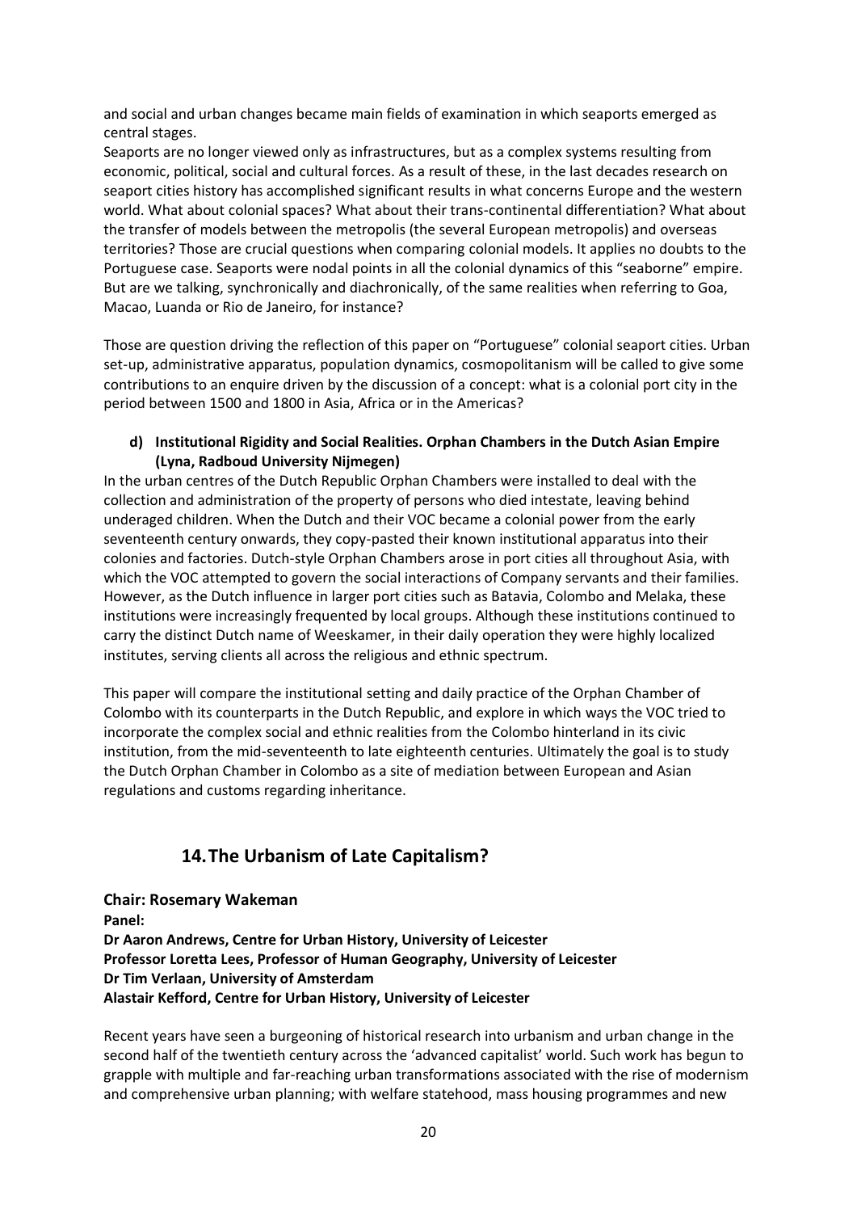and social and urban changes became main fields of examination in which seaports emerged as central stages.

Seaports are no longer viewed only as infrastructures, but as a complex systems resulting from economic, political, social and cultural forces. As a result of these, in the last decades research on seaport cities history has accomplished significant results in what concerns Europe and the western world. What about colonial spaces? What about their trans-continental differentiation? What about the transfer of models between the metropolis (the several European metropolis) and overseas territories? Those are crucial questions when comparing colonial models. It applies no doubts to the Portuguese case. Seaports were nodal points in all the colonial dynamics of this "seaborne" empire. But are we talking, synchronically and diachronically, of the same realities when referring to Goa, Macao, Luanda or Rio de Janeiro, for instance?

Those are question driving the reflection of this paper on "Portuguese" colonial seaport cities. Urban set-up, administrative apparatus, population dynamics, cosmopolitanism will be called to give some contributions to an enquire driven by the discussion of a concept: what is a colonial port city in the period between 1500 and 1800 in Asia, Africa or in the Americas?

**d) Institutional Rigidity and Social Realities. Orphan Chambers in the Dutch Asian Empire (Lyna, Radboud University Nijmegen)**

In the urban centres of the Dutch Republic Orphan Chambers were installed to deal with the collection and administration of the property of persons who died intestate, leaving behind underaged children. When the Dutch and their VOC became a colonial power from the early seventeenth century onwards, they copy-pasted their known institutional apparatus into their colonies and factories. Dutch-style Orphan Chambers arose in port cities all throughout Asia, with which the VOC attempted to govern the social interactions of Company servants and their families. However, as the Dutch influence in larger port cities such as Batavia, Colombo and Melaka, these institutions were increasingly frequented by local groups. Although these institutions continued to carry the distinct Dutch name of Weeskamer, in their daily operation they were highly localized institutes, serving clients all across the religious and ethnic spectrum.

This paper will compare the institutional setting and daily practice of the Orphan Chamber of Colombo with its counterparts in the Dutch Republic, and explore in which ways the VOC tried to incorporate the complex social and ethnic realities from the Colombo hinterland in its civic institution, from the mid-seventeenth to late eighteenth centuries. Ultimately the goal is to study the Dutch Orphan Chamber in Colombo as a site of mediation between European and Asian regulations and customs regarding inheritance.

## 14. The Urbanism of Late Capitalism?

**Chair: Rosemary Wakeman**

**Panel:**

**Dr Aaron Andrews, Centre for Urban History, University of Leicester**

**Professor Loretta Lees, Professor of Human Geography, University of Leicester**

**Dr Tim Verlaan, University of Amsterdam**

**Alastair Kefford, Centre for Urban History, University of Leicester**

Recent years have seen a burgeoning of historical research into urbanism and urban change in the second half of the twentieth century across the 'advanced capitalist' world. Such work has begun to grapple with multiple and far-reaching urban transformations associated with the rise of modernism and comprehensive urban planning; with welfare statehood, mass housing programmes and new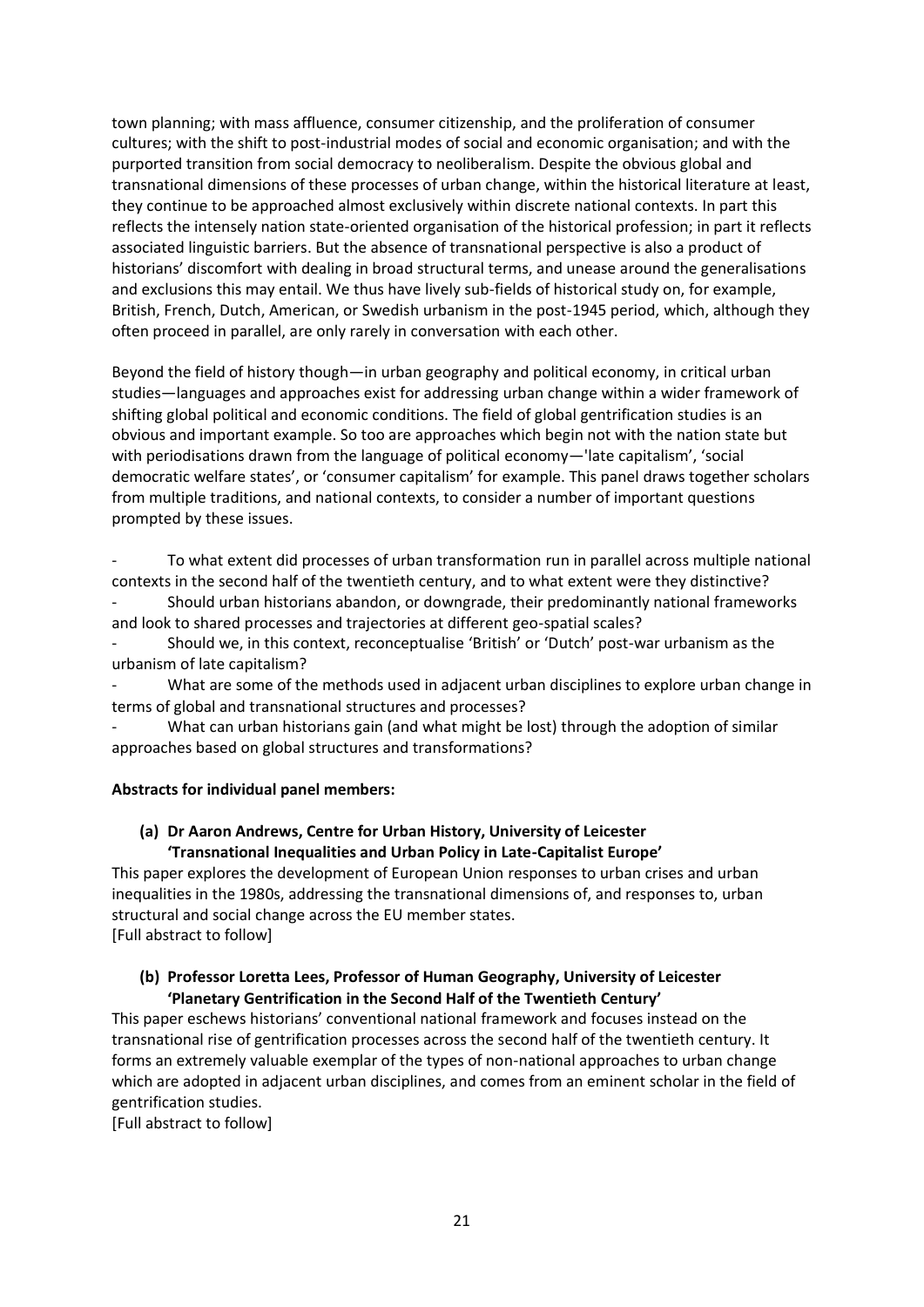town planning; with mass affluence, consumer citizenship, and the proliferation of consumer cultures; with the shift to post-industrial modes of social and economic organisation; and with the purported transition from social democracy to neoliberalism. Despite the obvious global and transnational dimensions of these processes of urban change, within the historical literature at least, they continue to be approached almost exclusively within discrete national contexts. In part this reflects the intensely nation state-oriented organisation of the historical profession; in part it reflects associated linguistic barriers. But the absence of transnational perspective is also a product of historians' discomfort with dealing in broad structural terms, and unease around the generalisations and exclusions this may entail. We thus have lively sub-fields of historical study on, for example, British, French, Dutch, American, or Swedish urbanism in the post-1945 period, which, although they often proceed in parallel, are only rarely in conversation with each other.

Beyond the field of history though—in urban geography and political economy, in critical urban studies—languages and approaches exist for addressing urban change within a wider framework of shifting global political and economic conditions. The field of global gentrification studies is an obvious and important example. So too are approaches which begin not with the nation state but with periodisations drawn from the language of political economy—'late capitalism', 'social democratic welfare states', or 'consumer capitalism' for example. This panel draws together scholars from multiple traditions, and national contexts, to consider a number of important questions prompted by these issues.

- To what extent did processes of urban transformation run in parallel across multiple national contexts in the second half of the twentieth century, and to what extent were they distinctive?
- Should urban historians abandon, or downgrade, their predominantly national frameworks and look to shared processes and trajectories at different geo-spatial scales?
- Should we, in this context, reconceptualise 'British' or 'Dutch' post-war urbanism as the urbanism of late capitalism?
- What are some of the methods used in adjacent urban disciplines to explore urban change in terms of global and transnational structures and processes?
- What can urban historians gain (and what might be lost) through the adoption of similar approaches based on global structures and transformations?

**Abstracts for individual panel members:**

**(a) Dr Aaron Andrews, Centre for Urban History, University of Leicester
'Transnational Inequalities and Urban Policy in Late-Capitalist Europe'**

This paper explores the development of European Union responses to urban crises and urban inequalities in the 1980s, addressing the transnational dimensions of, and responses to, urban structural and social change across the EU member states.
[Full abstract to follow]

**(b) Professor Loretta Lees, Professor of Human Geography, University of Leicester
'Planetary Gentrification in the Second Half of the Twentieth Century'**

This paper eschews historians' conventional national framework and focuses instead on the transnational rise of gentrification processes across the second half of the twentieth century. It forms an extremely valuable exemplar of the types of non-national approaches to urban change which are adopted in adjacent urban disciplines, and comes from an eminent scholar in the field of gentrification studies.
[Full abstract to follow]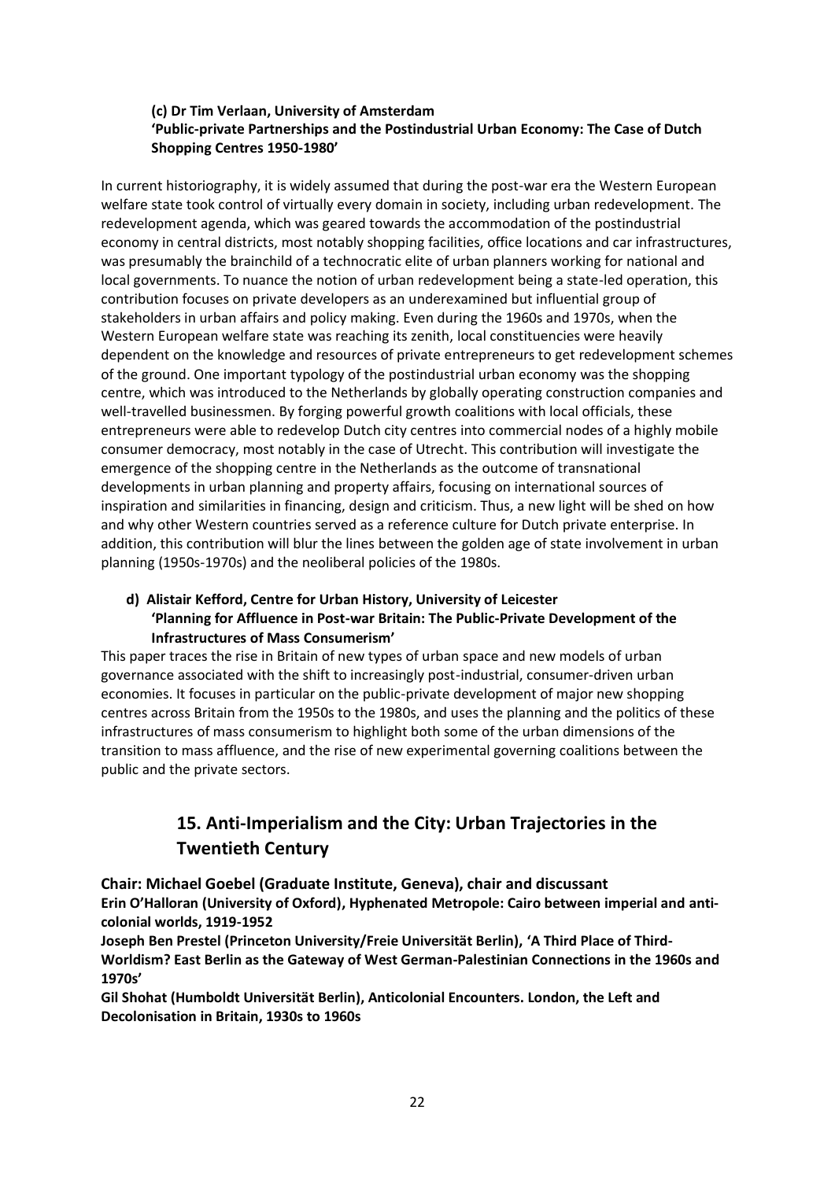**(c) Dr Tim Verlaan, University of Amsterdam**
**'Public-private Partnerships and the Postindustrial Urban Economy: The Case of Dutch Shopping Centres 1950-1980'**

In current historiography, it is widely assumed that during the post-war era the Western European welfare state took control of virtually every domain in society, including urban redevelopment. The redevelopment agenda, which was geared towards the accommodation of the postindustrial economy in central districts, most notably shopping facilities, office locations and car infrastructures, was presumably the brainchild of a technocratic elite of urban planners working for national and local governments. To nuance the notion of urban redevelopment being a state-led operation, this contribution focuses on private developers as an underexamined but influential group of stakeholders in urban affairs and policy making. Even during the 1960s and 1970s, when the Western European welfare state was reaching its zenith, local constituencies were heavily dependent on the knowledge and resources of private entrepreneurs to get redevelopment schemes of the ground. One important typology of the postindustrial urban economy was the shopping centre, which was introduced to the Netherlands by globally operating construction companies and well-travelled businessmen. By forging powerful growth coalitions with local officials, these entrepreneurs were able to redevelop Dutch city centres into commercial nodes of a highly mobile consumer democracy, most notably in the case of Utrecht. This contribution will investigate the emergence of the shopping centre in the Netherlands as the outcome of transnational developments in urban planning and property affairs, focusing on international sources of inspiration and similarities in financing, design and criticism. Thus, a new light will be shed on how and why other Western countries served as a reference culture for Dutch private enterprise. In addition, this contribution will blur the lines between the golden age of state involvement in urban planning (1950s-1970s) and the neoliberal policies of the 1980s.

**d) Alistair Kefford, Centre for Urban History, University of Leicester**
**'Planning for Affluence in Post-war Britain: The Public-Private Development of the Infrastructures of Mass Consumerism'**

This paper traces the rise in Britain of new types of urban space and new models of urban governance associated with the shift to increasingly post-industrial, consumer-driven urban economies. It focuses in particular on the public-private development of major new shopping centres across Britain from the 1950s to the 1980s, and uses the planning and the politics of these infrastructures of mass consumerism to highlight both some of the urban dimensions of the transition to mass affluence, and the rise of new experimental governing coalitions between the public and the private sectors.

## 15. Anti-Imperialism and the City: Urban Trajectories in the Twentieth Century

**Chair: Michael Goebel (Graduate Institute, Geneva), chair and discussant**
**Erin O'Halloran (University of Oxford), Hyphenated Metropole: Cairo between imperial and anti-colonial worlds, 1919-1952**
**Joseph Ben Prestel (Princeton University/Freie Universität Berlin), 'A Third Place of Third-Worldism? East Berlin as the Gateway of West German-Palestinian Connections in the 1960s and 1970s'**
**Gil Shohat (Humboldt Universität Berlin), Anticolonial Encounters. London, the Left and Decolonisation in Britain, 1930s to 1960s**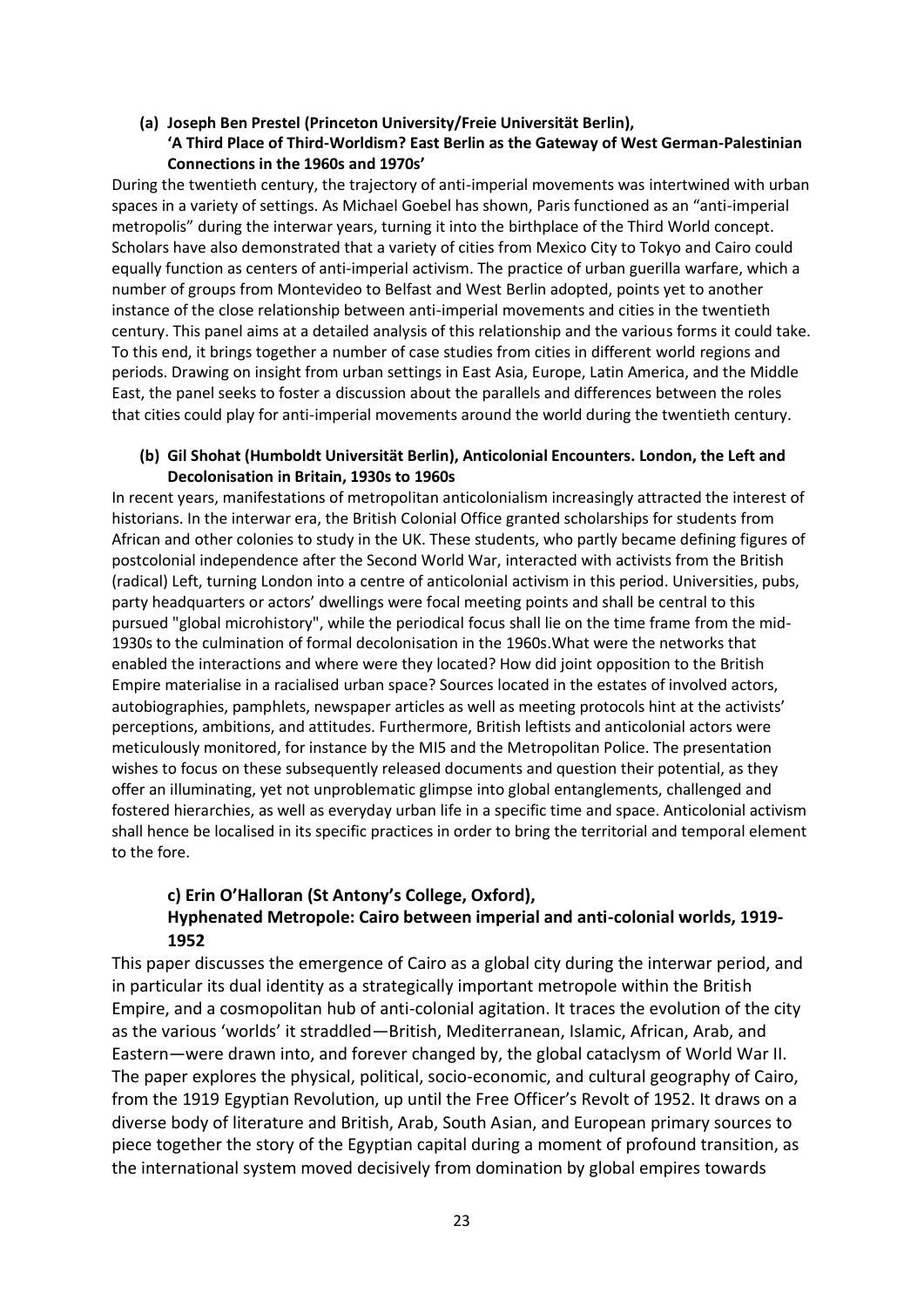**(a) Joseph Ben Prestel (Princeton University/Freie Universität Berlin), 'A Third Place of Third-Worldism? East Berlin as the Gateway of West German-Palestinian Connections in the 1960s and 1970s'**

During the twentieth century, the trajectory of anti-imperial movements was intertwined with urban spaces in a variety of settings. As Michael Goebel has shown, Paris functioned as an "anti-imperial metropolis" during the interwar years, turning it into the birthplace of the Third World concept. Scholars have also demonstrated that a variety of cities from Mexico City to Tokyo and Cairo could equally function as centers of anti-imperial activism. The practice of urban guerilla warfare, which a number of groups from Montevideo to Belfast and West Berlin adopted, points yet to another instance of the close relationship between anti-imperial movements and cities in the twentieth century. This panel aims at a detailed analysis of this relationship and the various forms it could take. To this end, it brings together a number of case studies from cities in different world regions and periods. Drawing on insight from urban settings in East Asia, Europe, Latin America, and the Middle East, the panel seeks to foster a discussion about the parallels and differences between the roles that cities could play for anti-imperial movements around the world during the twentieth century.

**(b) Gil Shohat (Humboldt Universität Berlin), Anticolonial Encounters. London, the Left and Decolonisation in Britain, 1930s to 1960s**

In recent years, manifestations of metropolitan anticolonialism increasingly attracted the interest of historians. In the interwar era, the British Colonial Office granted scholarships for students from African and other colonies to study in the UK. These students, who partly became defining figures of postcolonial independence after the Second World War, interacted with activists from the British (radical) Left, turning London into a centre of anticolonial activism in this period. Universities, pubs, party headquarters or actors' dwellings were focal meeting points and shall be central to this pursued "global microhistory", while the periodical focus shall lie on the time frame from the mid-1930s to the culmination of formal decolonisation in the 1960s.What were the networks that enabled the interactions and where were they located? How did joint opposition to the British Empire materialise in a racialised urban space? Sources located in the estates of involved actors, autobiographies, pamphlets, newspaper articles as well as meeting protocols hint at the activists' perceptions, ambitions, and attitudes. Furthermore, British leftists and anticolonial actors were meticulously monitored, for instance by the MI5 and the Metropolitan Police. The presentation wishes to focus on these subsequently released documents and question their potential, as they offer an illuminating, yet not unproblematic glimpse into global entanglements, challenged and fostered hierarchies, as well as everyday urban life in a specific time and space. Anticolonial activism shall hence be localised in its specific practices in order to bring the territorial and temporal element to the fore.

**c) Erin O'Halloran (St Antony's College, Oxford), Hyphenated Metropole: Cairo between imperial and anti-colonial worlds, 1919-1952**

This paper discusses the emergence of Cairo as a global city during the interwar period, and in particular its dual identity as a strategically important metropole within the British Empire, and a cosmopolitan hub of anti-colonial agitation. It traces the evolution of the city as the various 'worlds' it straddled—British, Mediterranean, Islamic, African, Arab, and Eastern—were drawn into, and forever changed by, the global cataclysm of World War II. The paper explores the physical, political, socio-economic, and cultural geography of Cairo, from the 1919 Egyptian Revolution, up until the Free Officer's Revolt of 1952. It draws on a diverse body of literature and British, Arab, South Asian, and European primary sources to piece together the story of the Egyptian capital during a moment of profound transition, as the international system moved decisively from domination by global empires towards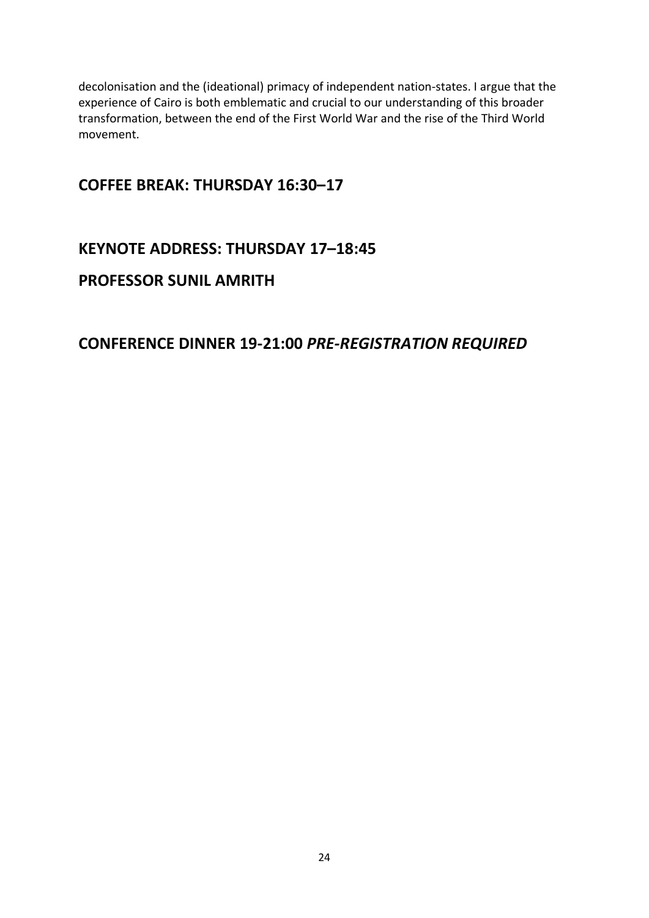decolonisation and the (ideational) primacy of independent nation-states. I argue that the experience of Cairo is both emblematic and crucial to our understanding of this broader transformation, between the end of the First World War and the rise of the Third World movement.

## COFFEE BREAK: THURSDAY 16:30–17

## KEYNOTE ADDRESS: THURSDAY 17–18:45

## PROFESSOR SUNIL AMRITH

## CONFERENCE DINNER 19-21:00 *PRE-REGISTRATION REQUIRED*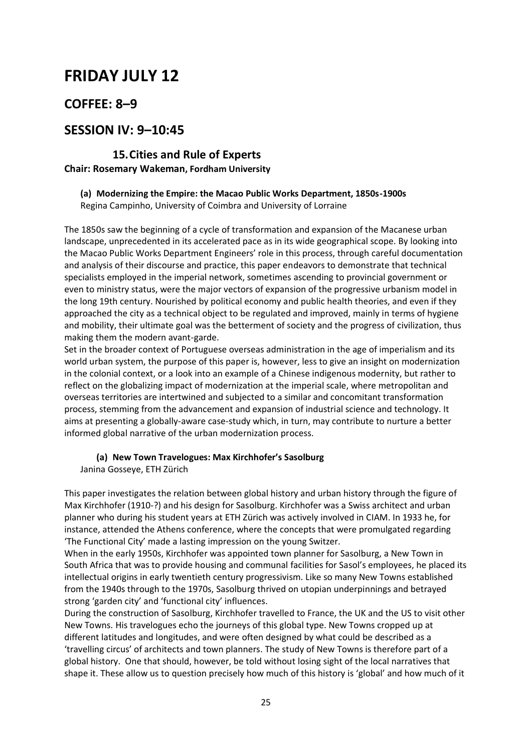# FRIDAY JULY 12

## COFFEE: 8–9

## SESSION IV: 9–10:45

### 15. Cities and Rule of Experts

**Chair: Rosemary Wakeman, Fordham University**

**(a) Modernizing the Empire: the Macao Public Works Department, 1850s-1900s**
Regina Campinho, University of Coimbra and University of Lorraine

The 1850s saw the beginning of a cycle of transformation and expansion of the Macanese urban landscape, unprecedented in its accelerated pace as in its wide geographical scope. By looking into the Macao Public Works Department Engineers' role in this process, through careful documentation and analysis of their discourse and practice, this paper endeavors to demonstrate that technical specialists employed in the imperial network, sometimes ascending to provincial government or even to ministry status, were the major vectors of expansion of the progressive urbanism model in the long 19th century. Nourished by political economy and public health theories, and even if they approached the city as a technical object to be regulated and improved, mainly in terms of hygiene and mobility, their ultimate goal was the betterment of society and the progress of civilization, thus making them the modern avant-garde.
Set in the broader context of Portuguese overseas administration in the age of imperialism and its world urban system, the purpose of this paper is, however, less to give an insight on modernization in the colonial context, or a look into an example of a Chinese indigenous modernity, but rather to reflect on the globalizing impact of modernization at the imperial scale, where metropolitan and overseas territories are intertwined and subjected to a similar and concomitant transformation process, stemming from the advancement and expansion of industrial science and technology. It aims at presenting a globally-aware case-study which, in turn, may contribute to nurture a better informed global narrative of the urban modernization process.

**(a) New Town Travelogues: Max Kirchhofer's Sasolburg**
Janina Gosseye, ETH Zürich

This paper investigates the relation between global history and urban history through the figure of Max Kirchhofer (1910-?) and his design for Sasolburg. Kirchhofer was a Swiss architect and urban planner who during his student years at ETH Zürich was actively involved in CIAM. In 1933 he, for instance, attended the Athens conference, where the concepts that were promulgated regarding 'The Functional City' made a lasting impression on the young Switzer.
When in the early 1950s, Kirchhofer was appointed town planner for Sasolburg, a New Town in South Africa that was to provide housing and communal facilities for Sasol's employees, he placed its intellectual origins in early twentieth century progressivism. Like so many New Towns established from the 1940s through to the 1970s, Sasolburg thrived on utopian underpinnings and betrayed strong 'garden city' and 'functional city' influences.
During the construction of Sasolburg, Kirchhofer travelled to France, the UK and the US to visit other New Towns. His travelogues echo the journeys of this global type. New Towns cropped up at different latitudes and longitudes, and were often designed by what could be described as a 'travelling circus' of architects and town planners. The study of New Towns is therefore part of a global history. One that should, however, be told without losing sight of the local narratives that shape it. These allow us to question precisely how much of this history is 'global' and how much of it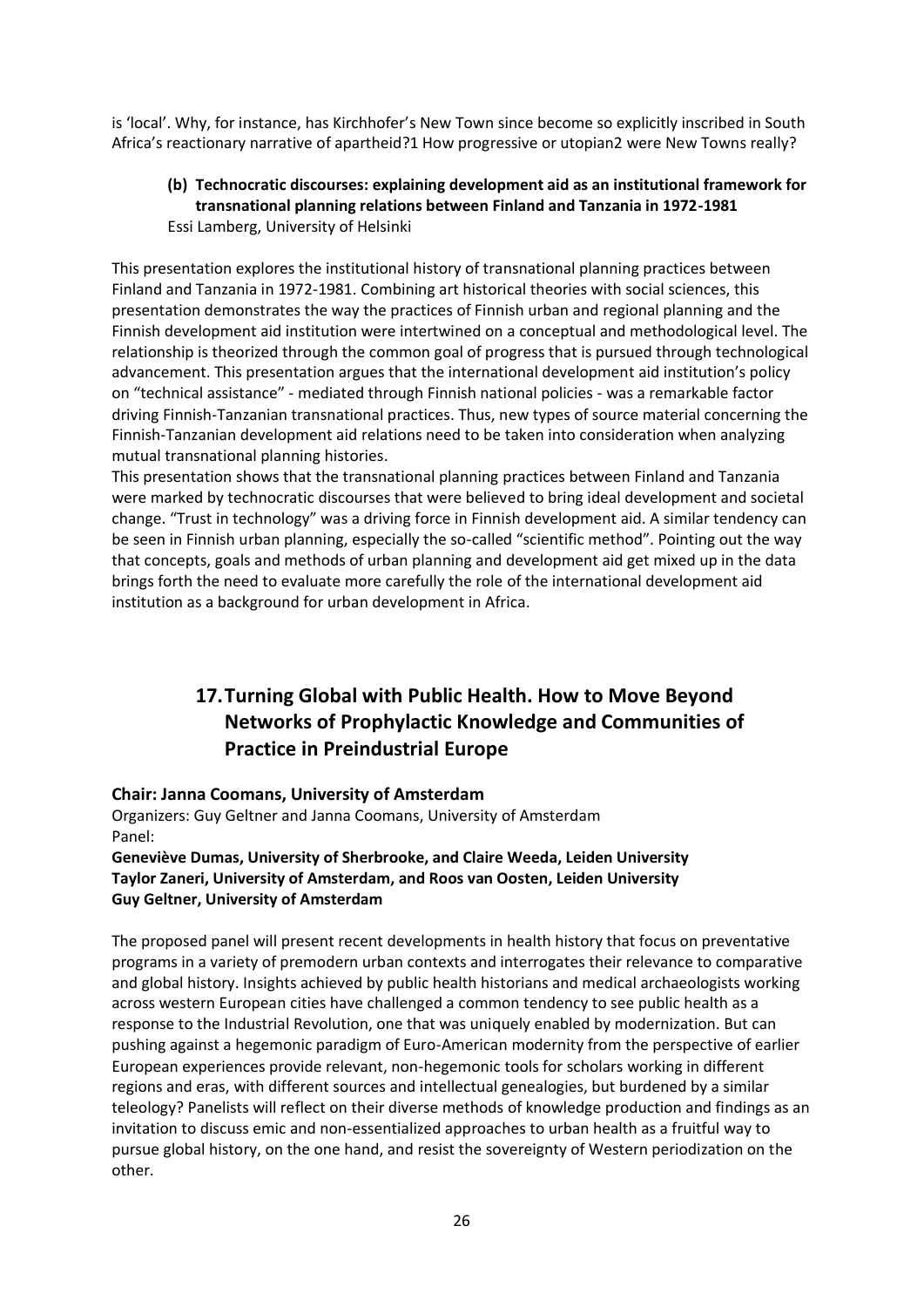is 'local'. Why, for instance, has Kirchhofer's New Town since become so explicitly inscribed in South Africa's reactionary narrative of apartheid?1 How progressive or utopian2 were New Towns really?

### (b) Technocratic discourses: explaining development aid as an institutional framework for transnational planning relations between Finland and Tanzania in 1972-1981

Essi Lamberg, University of Helsinki

This presentation explores the institutional history of transnational planning practices between Finland and Tanzania in 1972-1981. Combining art historical theories with social sciences, this presentation demonstrates the way the practices of Finnish urban and regional planning and the Finnish development aid institution were intertwined on a conceptual and methodological level. The relationship is theorized through the common goal of progress that is pursued through technological advancement. This presentation argues that the international development aid institution's policy on "technical assistance" - mediated through Finnish national policies - was a remarkable factor driving Finnish-Tanzanian transnational practices. Thus, new types of source material concerning the Finnish-Tanzanian development aid relations need to be taken into consideration when analyzing mutual transnational planning histories.

This presentation shows that the transnational planning practices between Finland and Tanzania were marked by technocratic discourses that were believed to bring ideal development and societal change. "Trust in technology" was a driving force in Finnish development aid. A similar tendency can be seen in Finnish urban planning, especially the so-called "scientific method". Pointing out the way that concepts, goals and methods of urban planning and development aid get mixed up in the data brings forth the need to evaluate more carefully the role of the international development aid institution as a background for urban development in Africa.

## 17. Turning Global with Public Health. How to Move Beyond Networks of Prophylactic Knowledge and Communities of Practice in Preindustrial Europe

**Chair: Janna Coomans, University of Amsterdam**

Organizers: Guy Geltner and Janna Coomans, University of Amsterdam

Panel:

**Geneviève Dumas, University of Sherbrooke, and Claire Weeda, Leiden University**
**Taylor Zaneri, University of Amsterdam, and Roos van Oosten, Leiden University**
**Guy Geltner, University of Amsterdam**

The proposed panel will present recent developments in health history that focus on preventative programs in a variety of premodern urban contexts and interrogates their relevance to comparative and global history. Insights achieved by public health historians and medical archaeologists working across western European cities have challenged a common tendency to see public health as a response to the Industrial Revolution, one that was uniquely enabled by modernization. But can pushing against a hegemonic paradigm of Euro-American modernity from the perspective of earlier European experiences provide relevant, non-hegemonic tools for scholars working in different regions and eras, with different sources and intellectual genealogies, but burdened by a similar teleology? Panelists will reflect on their diverse methods of knowledge production and findings as an invitation to discuss emic and non-essentialized approaches to urban health as a fruitful way to pursue global history, on the one hand, and resist the sovereignty of Western periodization on the other.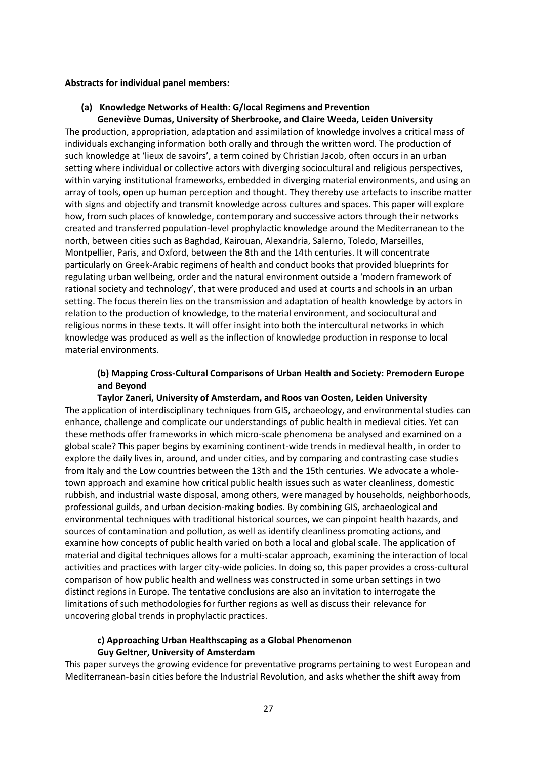**Abstracts for individual panel members:**

**(a) Knowledge Networks of Health: G/local Regimens and Prevention**
**Geneviève Dumas, University of Sherbrooke, and Claire Weeda, Leiden University**

The production, appropriation, adaptation and assimilation of knowledge involves a critical mass of individuals exchanging information both orally and through the written word. The production of such knowledge at 'lieux de savoirs', a term coined by Christian Jacob, often occurs in an urban setting where individual or collective actors with diverging sociocultural and religious perspectives, within varying institutional frameworks, embedded in diverging material environments, and using an array of tools, open up human perception and thought. They thereby use artefacts to inscribe matter with signs and objectify and transmit knowledge across cultures and spaces. This paper will explore how, from such places of knowledge, contemporary and successive actors through their networks created and transferred population-level prophylactic knowledge around the Mediterranean to the north, between cities such as Baghdad, Kairouan, Alexandria, Salerno, Toledo, Marseilles, Montpellier, Paris, and Oxford, between the 8th and the 14th centuries. It will concentrate particularly on Greek-Arabic regimens of health and conduct books that provided blueprints for regulating urban wellbeing, order and the natural environment outside a 'modern framework of rational society and technology', that were produced and used at courts and schools in an urban setting. The focus therein lies on the transmission and adaptation of health knowledge by actors in relation to the production of knowledge, to the material environment, and sociocultural and religious norms in these texts. It will offer insight into both the intercultural networks in which knowledge was produced as well as the inflection of knowledge production in response to local material environments.

**(b) Mapping Cross-Cultural Comparisons of Urban Health and Society: Premodern Europe and Beyond**
**Taylor Zaneri, University of Amsterdam, and Roos van Oosten, Leiden University**

The application of interdisciplinary techniques from GIS, archaeology, and environmental studies can enhance, challenge and complicate our understandings of public health in medieval cities. Yet can these methods offer frameworks in which micro-scale phenomena be analysed and examined on a global scale? This paper begins by examining continent-wide trends in medieval health, in order to explore the daily lives in, around, and under cities, and by comparing and contrasting case studies from Italy and the Low countries between the 13th and the 15th centuries. We advocate a whole-town approach and examine how critical public health issues such as water cleanliness, domestic rubbish, and industrial waste disposal, among others, were managed by households, neighborhoods, professional guilds, and urban decision-making bodies. By combining GIS, archaeological and environmental techniques with traditional historical sources, we can pinpoint health hazards, and sources of contamination and pollution, as well as identify cleanliness promoting actions, and examine how concepts of public health varied on both a local and global scale. The application of material and digital techniques allows for a multi-scalar approach, examining the interaction of local activities and practices with larger city-wide policies. In doing so, this paper provides a cross-cultural comparison of how public health and wellness was constructed in some urban settings in two distinct regions in Europe. The tentative conclusions are also an invitation to interrogate the limitations of such methodologies for further regions as well as discuss their relevance for uncovering global trends in prophylactic practices.

**c) Approaching Urban Healthscaping as a Global Phenomenon**
**Guy Geltner, University of Amsterdam**

This paper surveys the growing evidence for preventative programs pertaining to west European and Mediterranean-basin cities before the Industrial Revolution, and asks whether the shift away from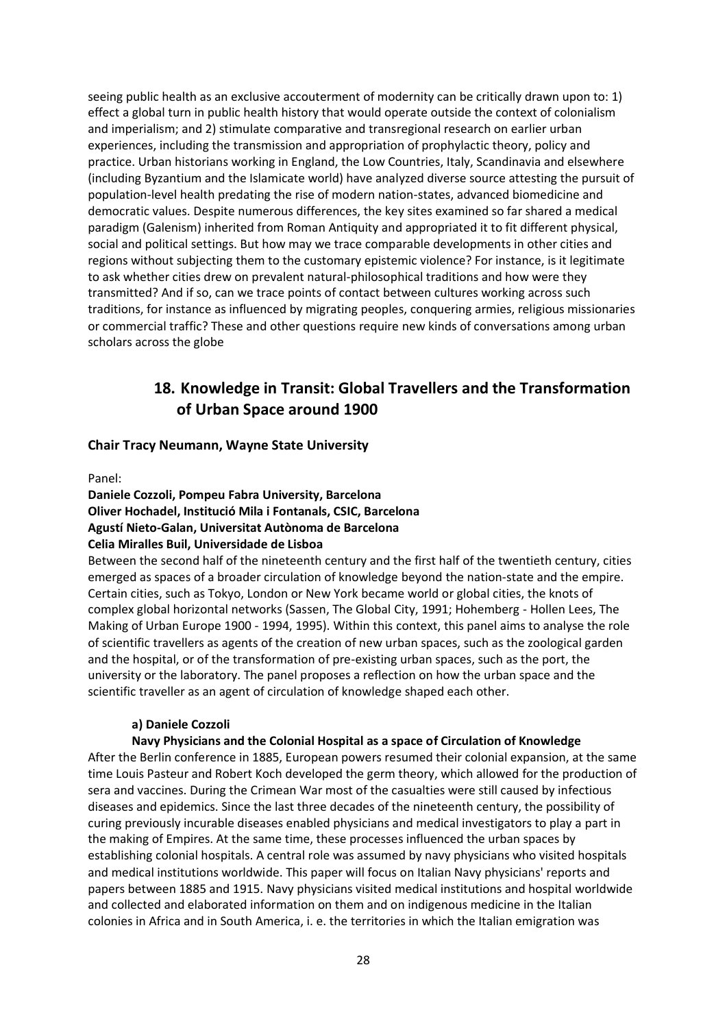seeing public health as an exclusive accouterment of modernity can be critically drawn upon to: 1) effect a global turn in public health history that would operate outside the context of colonialism and imperialism; and 2) stimulate comparative and transregional research on earlier urban experiences, including the transmission and appropriation of prophylactic theory, policy and practice. Urban historians working in England, the Low Countries, Italy, Scandinavia and elsewhere (including Byzantium and the Islamicate world) have analyzed diverse source attesting the pursuit of population-level health predating the rise of modern nation-states, advanced biomedicine and democratic values. Despite numerous differences, the key sites examined so far shared a medical paradigm (Galenism) inherited from Roman Antiquity and appropriated it to fit different physical, social and political settings. But how may we trace comparable developments in other cities and regions without subjecting them to the customary epistemic violence? For instance, is it legitimate to ask whether cities drew on prevalent natural-philosophical traditions and how were they transmitted? And if so, can we trace points of contact between cultures working across such traditions, for instance as influenced by migrating peoples, conquering armies, religious missionaries or commercial traffic? These and other questions require new kinds of conversations among urban scholars across the globe

## 18. Knowledge in Transit: Global Travellers and the Transformation of Urban Space around 1900

**Chair Tracy Neumann, Wayne State University**

Panel:

**Daniele Cozzoli, Pompeu Fabra University, Barcelona**
**Oliver Hochadel, Institució Mila i Fontanals, CSIC, Barcelona**
**Agustí Nieto-Galan, Universitat Autònoma de Barcelona**
**Celia Miralles Buil, Universidade de Lisboa**

Between the second half of the nineteenth century and the first half of the twentieth century, cities emerged as spaces of a broader circulation of knowledge beyond the nation-state and the empire. Certain cities, such as Tokyo, London or New York became world or global cities, the knots of complex global horizontal networks (Sassen, The Global City, 1991; Hohemberg - Hollen Lees, The Making of Urban Europe 1900 - 1994, 1995). Within this context, this panel aims to analyse the role of scientific travellers as agents of the creation of new urban spaces, such as the zoological garden and the hospital, or of the transformation of pre-existing urban spaces, such as the port, the university or the laboratory. The panel proposes a reflection on how the urban space and the scientific traveller as an agent of circulation of knowledge shaped each other.

**a) Daniele Cozzoli**

**Navy Physicians and the Colonial Hospital as a space of Circulation of Knowledge**

After the Berlin conference in 1885, European powers resumed their colonial expansion, at the same time Louis Pasteur and Robert Koch developed the germ theory, which allowed for the production of sera and vaccines. During the Crimean War most of the casualties were still caused by infectious diseases and epidemics. Since the last three decades of the nineteenth century, the possibility of curing previously incurable diseases enabled physicians and medical investigators to play a part in the making of Empires. At the same time, these processes influenced the urban spaces by establishing colonial hospitals. A central role was assumed by navy physicians who visited hospitals and medical institutions worldwide. This paper will focus on Italian Navy physicians' reports and papers between 1885 and 1915. Navy physicians visited medical institutions and hospital worldwide and collected and elaborated information on them and on indigenous medicine in the Italian colonies in Africa and in South America, i. e. the territories in which the Italian emigration was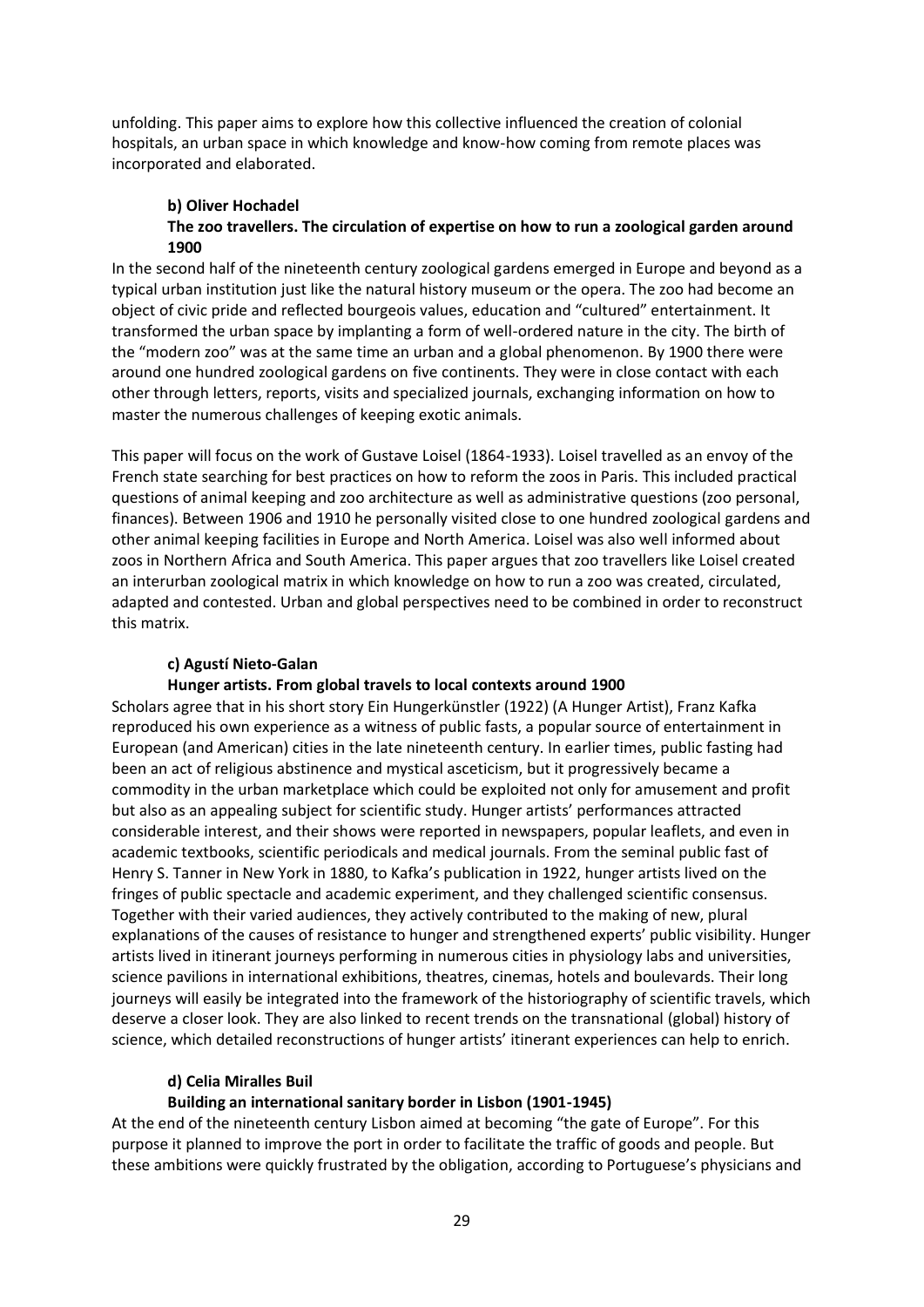unfolding. This paper aims to explore how this collective influenced the creation of colonial hospitals, an urban space in which knowledge and know-how coming from remote places was incorporated and elaborated.

**b) Oliver Hochadel**

**The zoo travellers. The circulation of expertise on how to run a zoological garden around 1900**

In the second half of the nineteenth century zoological gardens emerged in Europe and beyond as a typical urban institution just like the natural history museum or the opera. The zoo had become an object of civic pride and reflected bourgeois values, education and "cultured" entertainment. It transformed the urban space by implanting a form of well-ordered nature in the city. The birth of the "modern zoo" was at the same time an urban and a global phenomenon. By 1900 there were around one hundred zoological gardens on five continents. They were in close contact with each other through letters, reports, visits and specialized journals, exchanging information on how to master the numerous challenges of keeping exotic animals.

This paper will focus on the work of Gustave Loisel (1864-1933). Loisel travelled as an envoy of the French state searching for best practices on how to reform the zoos in Paris. This included practical questions of animal keeping and zoo architecture as well as administrative questions (zoo personal, finances). Between 1906 and 1910 he personally visited close to one hundred zoological gardens and other animal keeping facilities in Europe and North America. Loisel was also well informed about zoos in Northern Africa and South America. This paper argues that zoo travellers like Loisel created an interurban zoological matrix in which knowledge on how to run a zoo was created, circulated, adapted and contested. Urban and global perspectives need to be combined in order to reconstruct this matrix.

**c) Agustí Nieto-Galan**

**Hunger artists. From global travels to local contexts around 1900**

Scholars agree that in his short story Ein Hungerkünstler (1922) (A Hunger Artist), Franz Kafka reproduced his own experience as a witness of public fasts, a popular source of entertainment in European (and American) cities in the late nineteenth century. In earlier times, public fasting had been an act of religious abstinence and mystical asceticism, but it progressively became a commodity in the urban marketplace which could be exploited not only for amusement and profit but also as an appealing subject for scientific study. Hunger artists' performances attracted considerable interest, and their shows were reported in newspapers, popular leaflets, and even in academic textbooks, scientific periodicals and medical journals. From the seminal public fast of Henry S. Tanner in New York in 1880, to Kafka's publication in 1922, hunger artists lived on the fringes of public spectacle and academic experiment, and they challenged scientific consensus. Together with their varied audiences, they actively contributed to the making of new, plural explanations of the causes of resistance to hunger and strengthened experts' public visibility. Hunger artists lived in itinerant journeys performing in numerous cities in physiology labs and universities, science pavilions in international exhibitions, theatres, cinemas, hotels and boulevards. Their long journeys will easily be integrated into the framework of the historiography of scientific travels, which deserve a closer look. They are also linked to recent trends on the transnational (global) history of science, which detailed reconstructions of hunger artists' itinerant experiences can help to enrich.

**d) Celia Miralles Buil**

**Building an international sanitary border in Lisbon (1901-1945)**

At the end of the nineteenth century Lisbon aimed at becoming "the gate of Europe". For this purpose it planned to improve the port in order to facilitate the traffic of goods and people. But these ambitions were quickly frustrated by the obligation, according to Portuguese's physicians and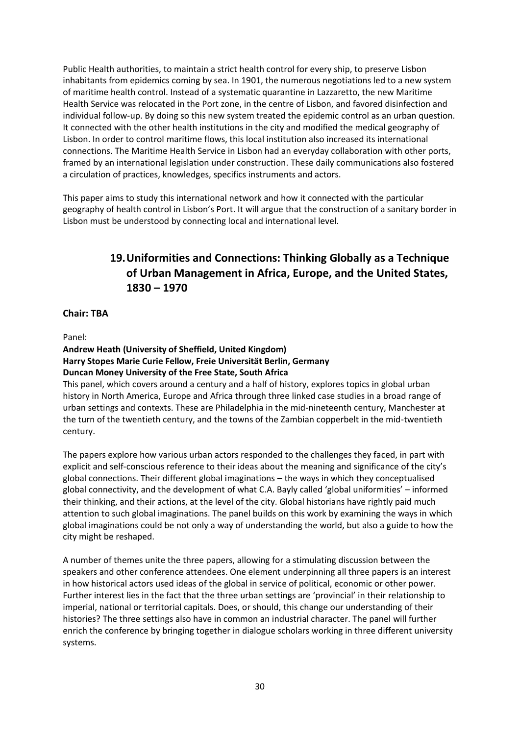Public Health authorities, to maintain a strict health control for every ship, to preserve Lisbon inhabitants from epidemics coming by sea. In 1901, the numerous negotiations led to a new system of maritime health control. Instead of a systematic quarantine in Lazzaretto, the new Maritime Health Service was relocated in the Port zone, in the centre of Lisbon, and favored disinfection and individual follow-up. By doing so this new system treated the epidemic control as an urban question. It connected with the other health institutions in the city and modified the medical geography of Lisbon. In order to control maritime flows, this local institution also increased its international connections. The Maritime Health Service in Lisbon had an everyday collaboration with other ports, framed by an international legislation under construction. These daily communications also fostered a circulation of practices, knowledges, specifics instruments and actors.

This paper aims to study this international network and how it connected with the particular geography of health control in Lisbon's Port. It will argue that the construction of a sanitary border in Lisbon must be understood by connecting local and international level.

## 19. Uniformities and Connections: Thinking Globally as a Technique of Urban Management in Africa, Europe, and the United States, 1830 – 1970

**Chair: TBA**

Panel:

**Andrew Heath (University of Sheffield, United Kingdom)**
**Harry Stopes Marie Curie Fellow, Freie Universität Berlin, Germany**
**Duncan Money University of the Free State, South Africa**

This panel, which covers around a century and a half of history, explores topics in global urban history in North America, Europe and Africa through three linked case studies in a broad range of urban settings and contexts. These are Philadelphia in the mid-nineteenth century, Manchester at the turn of the twentieth century, and the towns of the Zambian copperbelt in the mid-twentieth century.

The papers explore how various urban actors responded to the challenges they faced, in part with explicit and self-conscious reference to their ideas about the meaning and significance of the city's global connections. Their different global imaginations – the ways in which they conceptualised global connectivity, and the development of what C.A. Bayly called 'global uniformities' – informed their thinking, and their actions, at the level of the city. Global historians have rightly paid much attention to such global imaginations. The panel builds on this work by examining the ways in which global imaginations could be not only a way of understanding the world, but also a guide to how the city might be reshaped.

A number of themes unite the three papers, allowing for a stimulating discussion between the speakers and other conference attendees. One element underpinning all three papers is an interest in how historical actors used ideas of the global in service of political, economic or other power. Further interest lies in the fact that the three urban settings are 'provincial' in their relationship to imperial, national or territorial capitals. Does, or should, this change our understanding of their histories? The three settings also have in common an industrial character. The panel will further enrich the conference by bringing together in dialogue scholars working in three different university systems.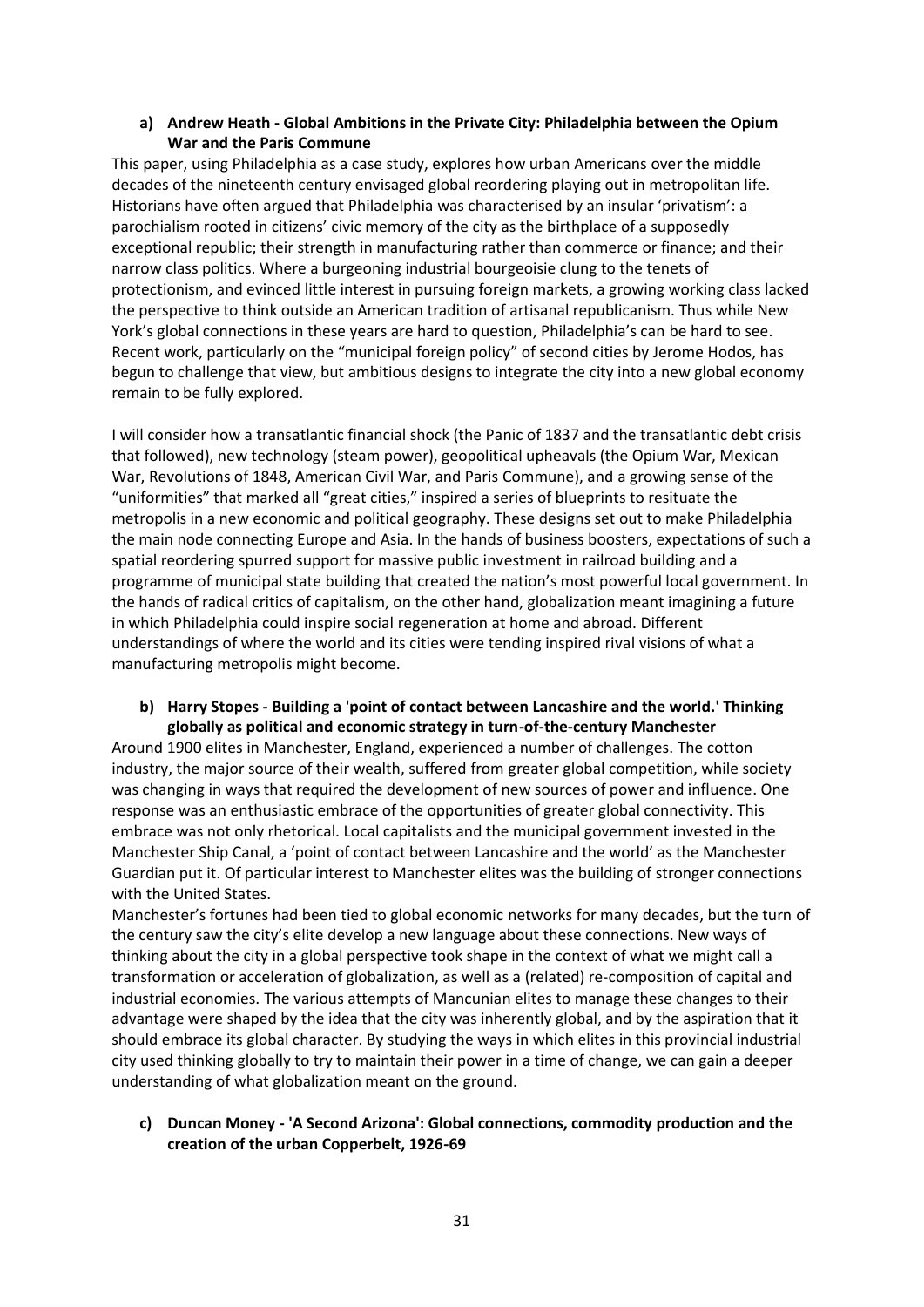**a) Andrew Heath - Global Ambitions in the Private City: Philadelphia between the Opium War and the Paris Commune**

This paper, using Philadelphia as a case study, explores how urban Americans over the middle decades of the nineteenth century envisaged global reordering playing out in metropolitan life. Historians have often argued that Philadelphia was characterised by an insular 'privatism': a parochialism rooted in citizens' civic memory of the city as the birthplace of a supposedly exceptional republic; their strength in manufacturing rather than commerce or finance; and their narrow class politics. Where a burgeoning industrial bourgeoisie clung to the tenets of protectionism, and evinced little interest in pursuing foreign markets, a growing working class lacked the perspective to think outside an American tradition of artisanal republicanism. Thus while New York's global connections in these years are hard to question, Philadelphia's can be hard to see. Recent work, particularly on the "municipal foreign policy" of second cities by Jerome Hodos, has begun to challenge that view, but ambitious designs to integrate the city into a new global economy remain to be fully explored.

I will consider how a transatlantic financial shock (the Panic of 1837 and the transatlantic debt crisis that followed), new technology (steam power), geopolitical upheavals (the Opium War, Mexican War, Revolutions of 1848, American Civil War, and Paris Commune), and a growing sense of the "uniformities" that marked all "great cities," inspired a series of blueprints to resituate the metropolis in a new economic and political geography. These designs set out to make Philadelphia the main node connecting Europe and Asia. In the hands of business boosters, expectations of such a spatial reordering spurred support for massive public investment in railroad building and a programme of municipal state building that created the nation's most powerful local government. In the hands of radical critics of capitalism, on the other hand, globalization meant imagining a future in which Philadelphia could inspire social regeneration at home and abroad. Different understandings of where the world and its cities were tending inspired rival visions of what a manufacturing metropolis might become.

**b) Harry Stopes - Building a 'point of contact between Lancashire and the world.' Thinking globally as political and economic strategy in turn-of-the-century Manchester**

Around 1900 elites in Manchester, England, experienced a number of challenges. The cotton industry, the major source of their wealth, suffered from greater global competition, while society was changing in ways that required the development of new sources of power and influence. One response was an enthusiastic embrace of the opportunities of greater global connectivity. This embrace was not only rhetorical. Local capitalists and the municipal government invested in the Manchester Ship Canal, a 'point of contact between Lancashire and the world' as the Manchester Guardian put it. Of particular interest to Manchester elites was the building of stronger connections with the United States.

Manchester's fortunes had been tied to global economic networks for many decades, but the turn of the century saw the city's elite develop a new language about these connections. New ways of thinking about the city in a global perspective took shape in the context of what we might call a transformation or acceleration of globalization, as well as a (related) re-composition of capital and industrial economies. The various attempts of Mancunian elites to manage these changes to their advantage were shaped by the idea that the city was inherently global, and by the aspiration that it should embrace its global character. By studying the ways in which elites in this provincial industrial city used thinking globally to try to maintain their power in a time of change, we can gain a deeper understanding of what globalization meant on the ground.

**c) Duncan Money - 'A Second Arizona': Global connections, commodity production and the creation of the urban Copperbelt, 1926-69**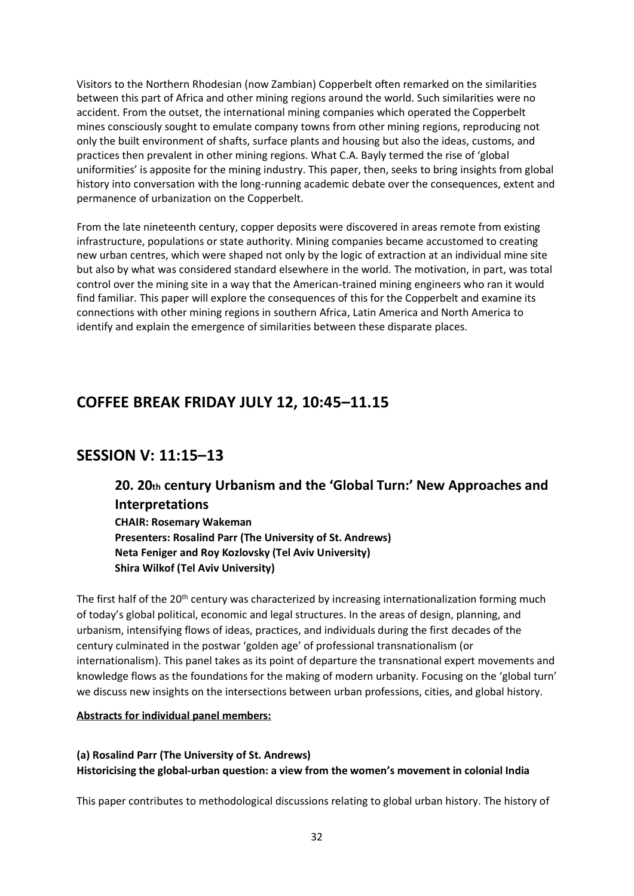Visitors to the Northern Rhodesian (now Zambian) Copperbelt often remarked on the similarities between this part of Africa and other mining regions around the world. Such similarities were no accident. From the outset, the international mining companies which operated the Copperbelt mines consciously sought to emulate company towns from other mining regions, reproducing not only the built environment of shafts, surface plants and housing but also the ideas, customs, and practices then prevalent in other mining regions. What C.A. Bayly termed the rise of 'global uniformities' is apposite for the mining industry. This paper, then, seeks to bring insights from global history into conversation with the long-running academic debate over the consequences, extent and permanence of urbanization on the Copperbelt.

From the late nineteenth century, copper deposits were discovered in areas remote from existing infrastructure, populations or state authority. Mining companies became accustomed to creating new urban centres, which were shaped not only by the logic of extraction at an individual mine site but also by what was considered standard elsewhere in the world. The motivation, in part, was total control over the mining site in a way that the American-trained mining engineers who ran it would find familiar. This paper will explore the consequences of this for the Copperbelt and examine its connections with other mining regions in southern Africa, Latin America and North America to identify and explain the emergence of similarities between these disparate places.

## COFFEE BREAK FRIDAY JULY 12, 10:45–11.15

## SESSION V: 11:15–13

### 20. 20th century Urbanism and the 'Global Turn:' New Approaches and Interpretations

**CHAIR: Rosemary Wakeman**
**Presenters: Rosalind Parr (The University of St. Andrews)**
**Neta Feniger and Roy Kozlovsky (Tel Aviv University)**
**Shira Wilkof (Tel Aviv University)**

The first half of the 20th century was characterized by increasing internationalization forming much of today's global political, economic and legal structures. In the areas of design, planning, and urbanism, intensifying flows of ideas, practices, and individuals during the first decades of the century culminated in the postwar 'golden age' of professional transnationalism (or internationalism). This panel takes as its point of departure the transnational expert movements and knowledge flows as the foundations for the making of modern urbanity. Focusing on the 'global turn' we discuss new insights on the intersections between urban professions, cities, and global history.

**Abstracts for individual panel members:**

**(a) Rosalind Parr (The University of St. Andrews)**
**Historicising the global-urban question: a view from the women's movement in colonial India**

This paper contributes to methodological discussions relating to global urban history. The history of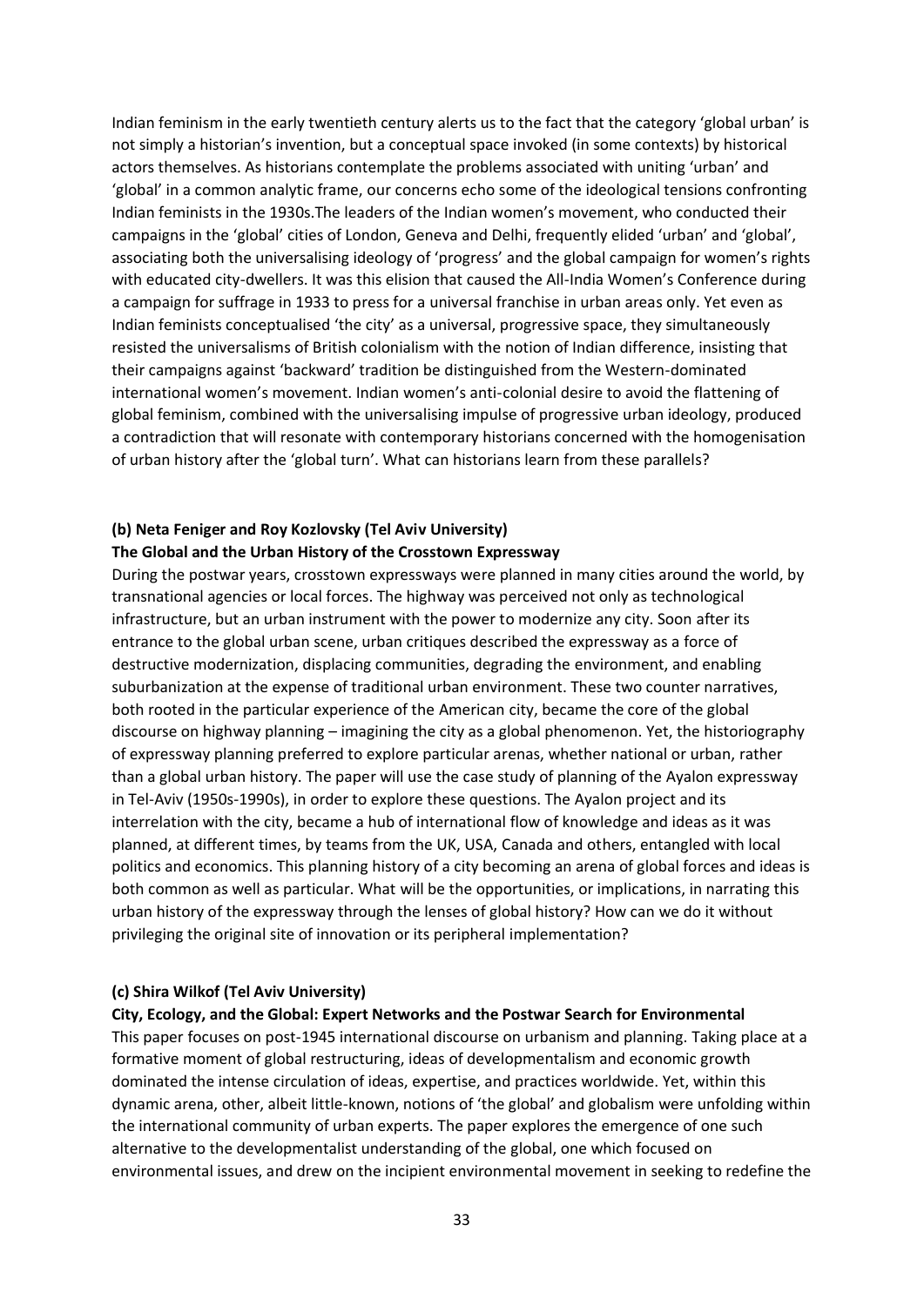Indian feminism in the early twentieth century alerts us to the fact that the category 'global urban' is not simply a historian's invention, but a conceptual space invoked (in some contexts) by historical actors themselves. As historians contemplate the problems associated with uniting 'urban' and 'global' in a common analytic frame, our concerns echo some of the ideological tensions confronting Indian feminists in the 1930s.The leaders of the Indian women's movement, who conducted their campaigns in the 'global' cities of London, Geneva and Delhi, frequently elided 'urban' and 'global', associating both the universalising ideology of 'progress' and the global campaign for women's rights with educated city-dwellers. It was this elision that caused the All-India Women's Conference during a campaign for suffrage in 1933 to press for a universal franchise in urban areas only. Yet even as Indian feminists conceptualised 'the city' as a universal, progressive space, they simultaneously resisted the universalisms of British colonialism with the notion of Indian difference, insisting that their campaigns against 'backward' tradition be distinguished from the Western-dominated international women's movement. Indian women's anti-colonial desire to avoid the flattening of global feminism, combined with the universalising impulse of progressive urban ideology, produced a contradiction that will resonate with contemporary historians concerned with the homogenisation of urban history after the 'global turn'. What can historians learn from these parallels?

**(b) Neta Feniger and Roy Kozlovsky (Tel Aviv University)**

**The Global and the Urban History of the Crosstown Expressway**

During the postwar years, crosstown expressways were planned in many cities around the world, by transnational agencies or local forces. The highway was perceived not only as technological infrastructure, but an urban instrument with the power to modernize any city. Soon after its entrance to the global urban scene, urban critiques described the expressway as a force of destructive modernization, displacing communities, degrading the environment, and enabling suburbanization at the expense of traditional urban environment. These two counter narratives, both rooted in the particular experience of the American city, became the core of the global discourse on highway planning – imagining the city as a global phenomenon. Yet, the historiography of expressway planning preferred to explore particular arenas, whether national or urban, rather than a global urban history. The paper will use the case study of planning of the Ayalon expressway in Tel-Aviv (1950s-1990s), in order to explore these questions. The Ayalon project and its interrelation with the city, became a hub of international flow of knowledge and ideas as it was planned, at different times, by teams from the UK, USA, Canada and others, entangled with local politics and economics. This planning history of a city becoming an arena of global forces and ideas is both common as well as particular. What will be the opportunities, or implications, in narrating this urban history of the expressway through the lenses of global history? How can we do it without privileging the original site of innovation or its peripheral implementation?

**(c) Shira Wilkof (Tel Aviv University)**

**City, Ecology, and the Global: Expert Networks and the Postwar Search for Environmental**

This paper focuses on post-1945 international discourse on urbanism and planning. Taking place at a formative moment of global restructuring, ideas of developmentalism and economic growth dominated the intense circulation of ideas, expertise, and practices worldwide. Yet, within this dynamic arena, other, albeit little-known, notions of 'the global' and globalism were unfolding within the international community of urban experts. The paper explores the emergence of one such alternative to the developmentalist understanding of the global, one which focused on environmental issues, and drew on the incipient environmental movement in seeking to redefine the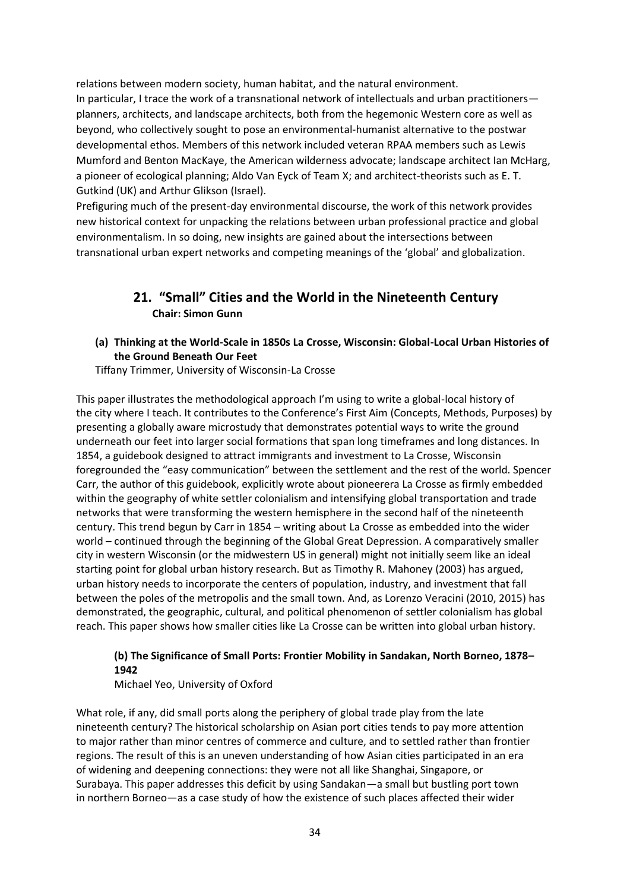relations between modern society, human habitat, and the natural environment.

In particular, I trace the work of a transnational network of intellectuals and urban practitioners—planners, architects, and landscape architects, both from the hegemonic Western core as well as beyond, who collectively sought to pose an environmental-humanist alternative to the postwar developmental ethos. Members of this network included veteran RPAA members such as Lewis Mumford and Benton MacKaye, the American wilderness advocate; landscape architect Ian McHarg, a pioneer of ecological planning; Aldo Van Eyck of Team X; and architect-theorists such as E. T. Gutkind (UK) and Arthur Glikson (Israel).

Prefiguring much of the present-day environmental discourse, the work of this network provides new historical context for unpacking the relations between urban professional practice and global environmentalism. In so doing, new insights are gained about the intersections between transnational urban expert networks and competing meanings of the 'global' and globalization.

## 21. "Small" Cities and the World in the Nineteenth Century

**Chair: Simon Gunn**

### (a) Thinking at the World-Scale in 1850s La Crosse, Wisconsin: Global-Local Urban Histories of the Ground Beneath Our Feet

Tiffany Trimmer, University of Wisconsin-La Crosse

This paper illustrates the methodological approach I'm using to write a global-local history of the city where I teach. It contributes to the Conference's First Aim (Concepts, Methods, Purposes) by presenting a globally aware microstudy that demonstrates potential ways to write the ground underneath our feet into larger social formations that span long timeframes and long distances. In 1854, a guidebook designed to attract immigrants and investment to La Crosse, Wisconsin foregrounded the "easy communication" between the settlement and the rest of the world. Spencer Carr, the author of this guidebook, explicitly wrote about pioneerera La Crosse as firmly embedded within the geography of white settler colonialism and intensifying global transportation and trade networks that were transforming the western hemisphere in the second half of the nineteenth century. This trend begun by Carr in 1854 – writing about La Crosse as embedded into the wider world – continued through the beginning of the Global Great Depression. A comparatively smaller city in western Wisconsin (or the midwestern US in general) might not initially seem like an ideal starting point for global urban history research. But as Timothy R. Mahoney (2003) has argued, urban history needs to incorporate the centers of population, industry, and investment that fall between the poles of the metropolis and the small town. And, as Lorenzo Veracini (2010, 2015) has demonstrated, the geographic, cultural, and political phenomenon of settler colonialism has global reach. This paper shows how smaller cities like La Crosse can be written into global urban history.

### (b) The Significance of Small Ports: Frontier Mobility in Sandakan, North Borneo, 1878–1942

Michael Yeo, University of Oxford

What role, if any, did small ports along the periphery of global trade play from the late nineteenth century? The historical scholarship on Asian port cities tends to pay more attention to major rather than minor centres of commerce and culture, and to settled rather than frontier regions. The result of this is an uneven understanding of how Asian cities participated in an era of widening and deepening connections: they were not all like Shanghai, Singapore, or Surabaya. This paper addresses this deficit by using Sandakan—a small but bustling port town in northern Borneo—as a case study of how the existence of such places affected their wider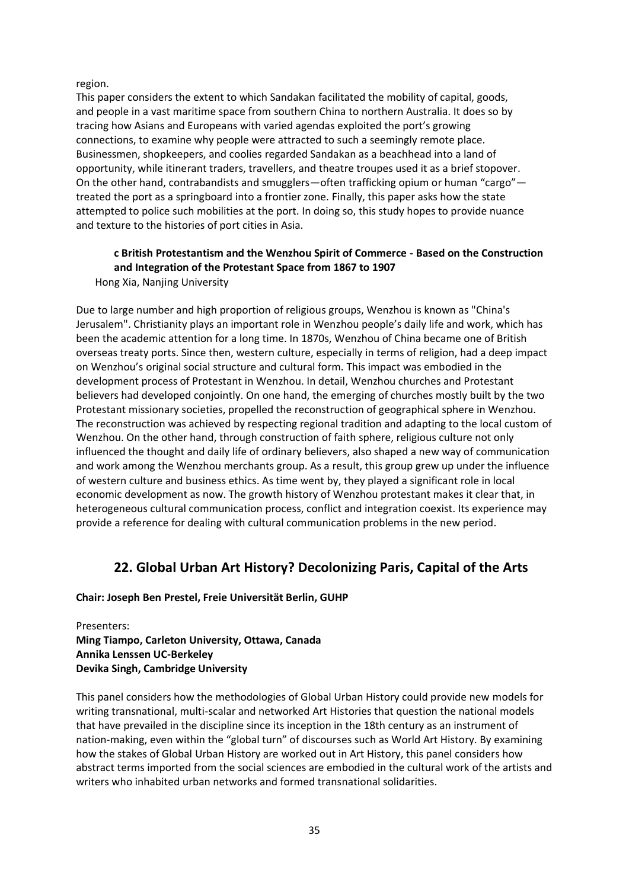region.

This paper considers the extent to which Sandakan facilitated the mobility of capital, goods, and people in a vast maritime space from southern China to northern Australia. It does so by tracing how Asians and Europeans with varied agendas exploited the port's growing connections, to examine why people were attracted to such a seemingly remote place. Businessmen, shopkeepers, and coolies regarded Sandakan as a beachhead into a land of opportunity, while itinerant traders, travellers, and theatre troupes used it as a brief stopover. On the other hand, contrabandists and smugglers—often trafficking opium or human "cargo"—treated the port as a springboard into a frontier zone. Finally, this paper asks how the state attempted to police such mobilities at the port. In doing so, this study hopes to provide nuance and texture to the histories of port cities in Asia.

**c British Protestantism and the Wenzhou Spirit of Commerce - Based on the Construction and Integration of the Protestant Space from 1867 to 1907**

Hong Xia, Nanjing University

Due to large number and high proportion of religious groups, Wenzhou is known as "China's Jerusalem". Christianity plays an important role in Wenzhou people's daily life and work, which has been the academic attention for a long time. In 1870s, Wenzhou of China became one of British overseas treaty ports. Since then, western culture, especially in terms of religion, had a deep impact on Wenzhou's original social structure and cultural form. This impact was embodied in the development process of Protestant in Wenzhou. In detail, Wenzhou churches and Protestant believers had developed conjointly. On one hand, the emerging of churches mostly built by the two Protestant missionary societies, propelled the reconstruction of geographical sphere in Wenzhou. The reconstruction was achieved by respecting regional tradition and adapting to the local custom of Wenzhou. On the other hand, through construction of faith sphere, religious culture not only influenced the thought and daily life of ordinary believers, also shaped a new way of communication and work among the Wenzhou merchants group. As a result, this group grew up under the influence of western culture and business ethics. As time went by, they played a significant role in local economic development as now. The growth history of Wenzhou protestant makes it clear that, in heterogeneous cultural communication process, conflict and integration coexist. Its experience may provide a reference for dealing with cultural communication problems in the new period.

## 22. Global Urban Art History? Decolonizing Paris, Capital of the Arts

**Chair: Joseph Ben Prestel, Freie Universität Berlin, GUHP**

Presenters:
**Ming Tiampo, Carleton University, Ottawa, Canada**
**Annika Lenssen UC-Berkeley**
**Devika Singh, Cambridge University**

This panel considers how the methodologies of Global Urban History could provide new models for writing transnational, multi-scalar and networked Art Histories that question the national models that have prevailed in the discipline since its inception in the 18th century as an instrument of nation-making, even within the "global turn" of discourses such as World Art History. By examining how the stakes of Global Urban History are worked out in Art History, this panel considers how abstract terms imported from the social sciences are embodied in the cultural work of the artists and writers who inhabited urban networks and formed transnational solidarities.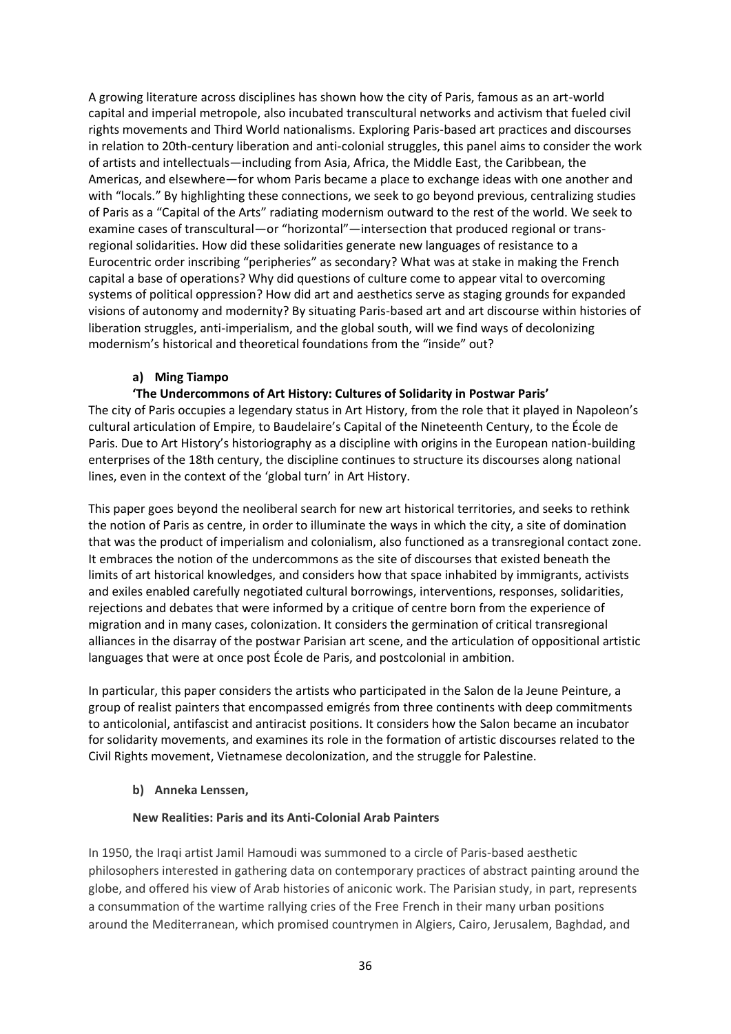A growing literature across disciplines has shown how the city of Paris, famous as an art-world capital and imperial metropole, also incubated transcultural networks and activism that fueled civil rights movements and Third World nationalisms. Exploring Paris-based art practices and discourses in relation to 20th-century liberation and anti-colonial struggles, this panel aims to consider the work of artists and intellectuals—including from Asia, Africa, the Middle East, the Caribbean, the Americas, and elsewhere—for whom Paris became a place to exchange ideas with one another and with "locals." By highlighting these connections, we seek to go beyond previous, centralizing studies of Paris as a "Capital of the Arts" radiating modernism outward to the rest of the world. We seek to examine cases of transcultural—or "horizontal"—intersection that produced regional or trans-regional solidarities. How did these solidarities generate new languages of resistance to a Eurocentric order inscribing "peripheries" as secondary? What was at stake in making the French capital a base of operations? Why did questions of culture come to appear vital to overcoming systems of political oppression? How did art and aesthetics serve as staging grounds for expanded visions of autonomy and modernity? By situating Paris-based art and art discourse within histories of liberation struggles, anti-imperialism, and the global south, will we find ways of decolonizing modernism's historical and theoretical foundations from the "inside" out?

**a) Ming Tiampo**

**'The Undercommons of Art History: Cultures of Solidarity in Postwar Paris'**

The city of Paris occupies a legendary status in Art History, from the role that it played in Napoleon's cultural articulation of Empire, to Baudelaire's Capital of the Nineteenth Century, to the École de Paris. Due to Art History's historiography as a discipline with origins in the European nation-building enterprises of the 18th century, the discipline continues to structure its discourses along national lines, even in the context of the 'global turn' in Art History.

This paper goes beyond the neoliberal search for new art historical territories, and seeks to rethink the notion of Paris as centre, in order to illuminate the ways in which the city, a site of domination that was the product of imperialism and colonialism, also functioned as a transregional contact zone. It embraces the notion of the undercommons as the site of discourses that existed beneath the limits of art historical knowledges, and considers how that space inhabited by immigrants, activists and exiles enabled carefully negotiated cultural borrowings, interventions, responses, solidarities, rejections and debates that were informed by a critique of centre born from the experience of migration and in many cases, colonization. It considers the germination of critical transregional alliances in the disarray of the postwar Parisian art scene, and the articulation of oppositional artistic languages that were at once post École de Paris, and postcolonial in ambition.

In particular, this paper considers the artists who participated in the Salon de la Jeune Peinture, a group of realist painters that encompassed emigrés from three continents with deep commitments to anticolonial, antifascist and antiracist positions. It considers how the Salon became an incubator for solidarity movements, and examines its role in the formation of artistic discourses related to the Civil Rights movement, Vietnamese decolonization, and the struggle for Palestine.

**b) Anneka Lenssen,**

**New Realities: Paris and its Anti-Colonial Arab Painters**

In 1950, the Iraqi artist Jamil Hamoudi was summoned to a circle of Paris-based aesthetic philosophers interested in gathering data on contemporary practices of abstract painting around the globe, and offered his view of Arab histories of aniconic work. The Parisian study, in part, represents a consummation of the wartime rallying cries of the Free French in their many urban positions around the Mediterranean, which promised countrymen in Algiers, Cairo, Jerusalem, Baghdad, and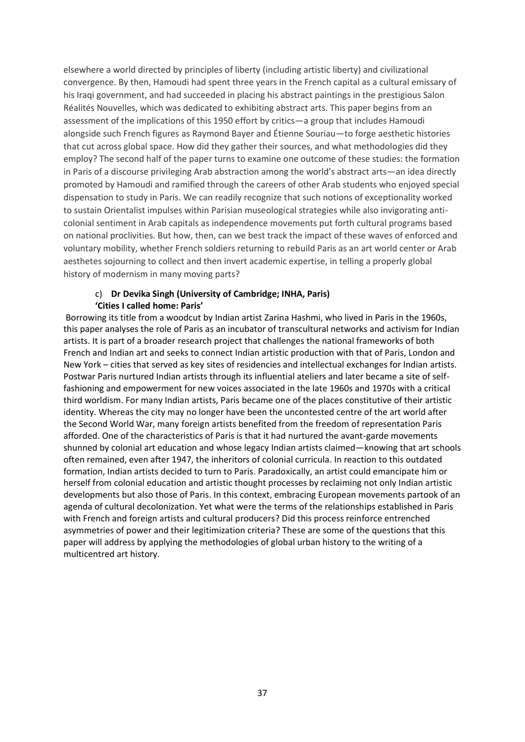elsewhere a world directed by principles of liberty (including artistic liberty) and civilizational convergence. By then, Hamoudi had spent three years in the French capital as a cultural emissary of his Iraqi government, and had succeeded in placing his abstract paintings in the prestigious Salon Réalités Nouvelles, which was dedicated to exhibiting abstract arts. This paper begins from an assessment of the implications of this 1950 effort by critics—a group that includes Hamoudi alongside such French figures as Raymond Bayer and Étienne Souriau—to forge aesthetic histories that cut across global space. How did they gather their sources, and what methodologies did they employ? The second half of the paper turns to examine one outcome of these studies: the formation in Paris of a discourse privileging Arab abstraction among the world's abstract arts—an idea directly promoted by Hamoudi and ramified through the careers of other Arab students who enjoyed special dispensation to study in Paris. We can readily recognize that such notions of exceptionality worked to sustain Orientalist impulses within Parisian museological strategies while also invigorating anti-colonial sentiment in Arab capitals as independence movements put forth cultural programs based on national proclivities. But how, then, can we best track the impact of these waves of enforced and voluntary mobility, whether French soldiers returning to rebuild Paris as an art world center or Arab aesthetes sojourning to collect and then invert academic expertise, in telling a properly global history of modernism in many moving parts?

c) **Dr Devika Singh (University of Cambridge; INHA, Paris)**
**'Cities I called home: Paris'**

Borrowing its title from a woodcut by Indian artist Zarina Hashmi, who lived in Paris in the 1960s, this paper analyses the role of Paris as an incubator of transcultural networks and activism for Indian artists. It is part of a broader research project that challenges the national frameworks of both French and Indian art and seeks to connect Indian artistic production with that of Paris, London and New York – cities that served as key sites of residencies and intellectual exchanges for Indian artists. Postwar Paris nurtured Indian artists through its influential ateliers and later became a site of self-fashioning and empowerment for new voices associated in the late 1960s and 1970s with a critical third worldism. For many Indian artists, Paris became one of the places constitutive of their artistic identity. Whereas the city may no longer have been the uncontested centre of the art world after the Second World War, many foreign artists benefited from the freedom of representation Paris afforded. One of the characteristics of Paris is that it had nurtured the avant-garde movements shunned by colonial art education and whose legacy Indian artists claimed—knowing that art schools often remained, even after 1947, the inheritors of colonial curricula. In reaction to this outdated formation, Indian artists decided to turn to Paris. Paradoxically, an artist could emancipate him or herself from colonial education and artistic thought processes by reclaiming not only Indian artistic developments but also those of Paris. In this context, embracing European movements partook of an agenda of cultural decolonization. Yet what were the terms of the relationships established in Paris with French and foreign artists and cultural producers? Did this process reinforce entrenched asymmetries of power and their legitimization criteria? These are some of the questions that this paper will address by applying the methodologies of global urban history to the writing of a multicentred art history.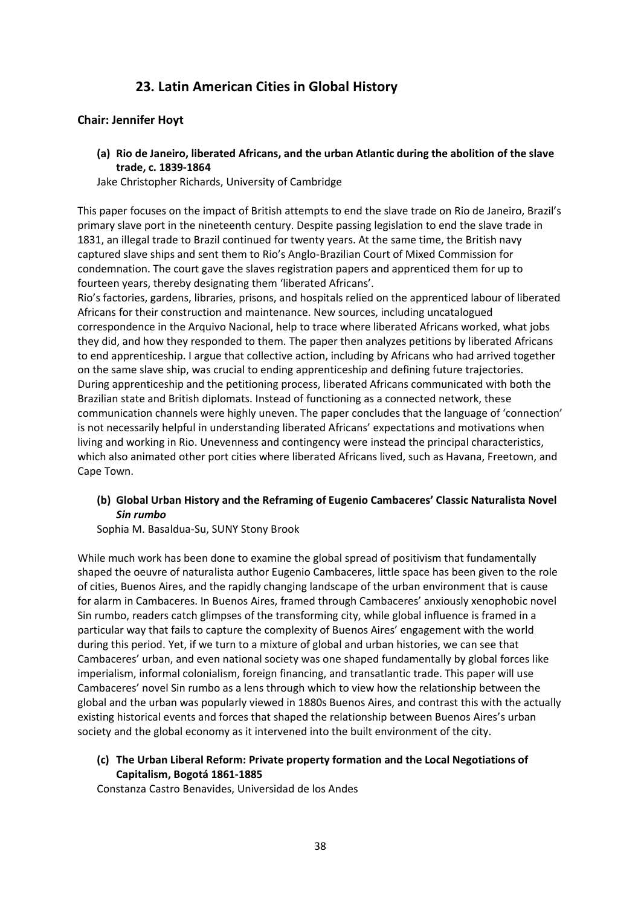## 23. Latin American Cities in Global History

**Chair: Jennifer Hoyt**

**(a) Rio de Janeiro, liberated Africans, and the urban Atlantic during the abolition of the slave trade, c. 1839-1864**

Jake Christopher Richards, University of Cambridge

This paper focuses on the impact of British attempts to end the slave trade on Rio de Janeiro, Brazil's primary slave port in the nineteenth century. Despite passing legislation to end the slave trade in 1831, an illegal trade to Brazil continued for twenty years. At the same time, the British navy captured slave ships and sent them to Rio's Anglo-Brazilian Court of Mixed Commission for condemnation. The court gave the slaves registration papers and apprenticed them for up to fourteen years, thereby designating them 'liberated Africans'.

Rio's factories, gardens, libraries, prisons, and hospitals relied on the apprenticed labour of liberated Africans for their construction and maintenance. New sources, including uncatalogued correspondence in the Arquivo Nacional, help to trace where liberated Africans worked, what jobs they did, and how they responded to them. The paper then analyzes petitions by liberated Africans to end apprenticeship. I argue that collective action, including by Africans who had arrived together on the same slave ship, was crucial to ending apprenticeship and defining future trajectories. During apprenticeship and the petitioning process, liberated Africans communicated with both the Brazilian state and British diplomats. Instead of functioning as a connected network, these communication channels were highly uneven. The paper concludes that the language of 'connection' is not necessarily helpful in understanding liberated Africans' expectations and motivations when living and working in Rio. Unevenness and contingency were instead the principal characteristics, which also animated other port cities where liberated Africans lived, such as Havana, Freetown, and Cape Town.

**(b) Global Urban History and the Reframing of Eugenio Cambaceres' Classic Naturalista Novel *Sin rumbo***

Sophia M. Basaldua-Su, SUNY Stony Brook

While much work has been done to examine the global spread of positivism that fundamentally shaped the oeuvre of naturalista author Eugenio Cambaceres, little space has been given to the role of cities, Buenos Aires, and the rapidly changing landscape of the urban environment that is cause for alarm in Cambaceres. In Buenos Aires, framed through Cambaceres' anxiously xenophobic novel Sin rumbo, readers catch glimpses of the transforming city, while global influence is framed in a particular way that fails to capture the complexity of Buenos Aires' engagement with the world during this period. Yet, if we turn to a mixture of global and urban histories, we can see that Cambaceres' urban, and even national society was one shaped fundamentally by global forces like imperialism, informal colonialism, foreign financing, and transatlantic trade. This paper will use Cambaceres' novel Sin rumbo as a lens through which to view how the relationship between the global and the urban was popularly viewed in 1880s Buenos Aires, and contrast this with the actually existing historical events and forces that shaped the relationship between Buenos Aires's urban society and the global economy as it intervened into the built environment of the city.

**(c) The Urban Liberal Reform: Private property formation and the Local Negotiations of Capitalism, Bogotá 1861-1885**

Constanza Castro Benavides, Universidad de los Andes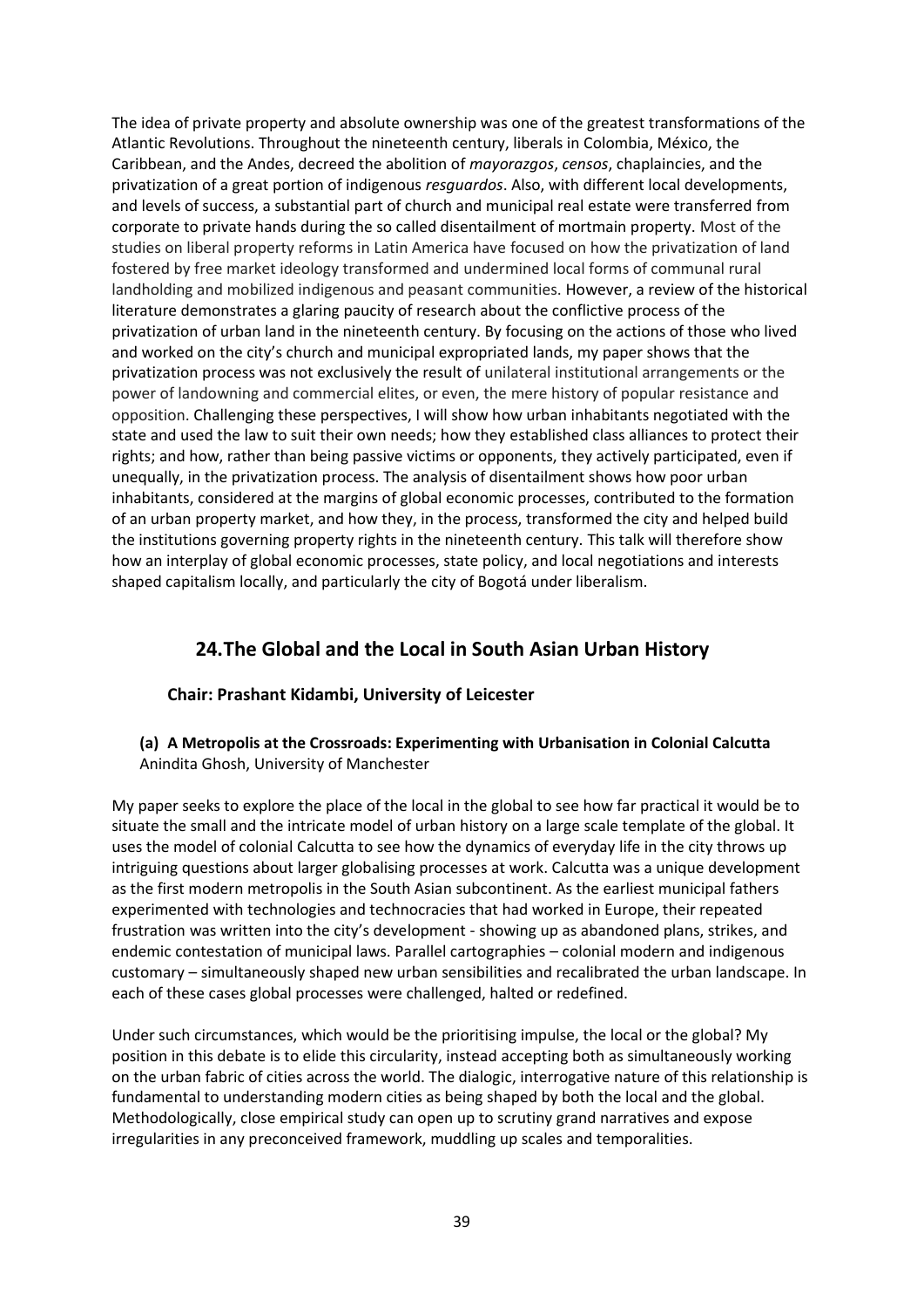The idea of private property and absolute ownership was one of the greatest transformations of the Atlantic Revolutions. Throughout the nineteenth century, liberals in Colombia, México, the Caribbean, and the Andes, decreed the abolition of *mayorazgos*, *censos*, chaplaincies, and the privatization of a great portion of indigenous *resguardos*. Also, with different local developments, and levels of success, a substantial part of church and municipal real estate were transferred from corporate to private hands during the so called disentailment of mortmain property. Most of the studies on liberal property reforms in Latin America have focused on how the privatization of land fostered by free market ideology transformed and undermined local forms of communal rural landholding and mobilized indigenous and peasant communities. However, a review of the historical literature demonstrates a glaring paucity of research about the conflictive process of the privatization of urban land in the nineteenth century. By focusing on the actions of those who lived and worked on the city's church and municipal expropriated lands, my paper shows that the privatization process was not exclusively the result of unilateral institutional arrangements or the power of landowning and commercial elites, or even, the mere history of popular resistance and opposition. Challenging these perspectives, I will show how urban inhabitants negotiated with the state and used the law to suit their own needs; how they established class alliances to protect their rights; and how, rather than being passive victims or opponents, they actively participated, even if unequally, in the privatization process. The analysis of disentailment shows how poor urban inhabitants, considered at the margins of global economic processes, contributed to the formation of an urban property market, and how they, in the process, transformed the city and helped build the institutions governing property rights in the nineteenth century. This talk will therefore show how an interplay of global economic processes, state policy, and local negotiations and interests shaped capitalism locally, and particularly the city of Bogotá under liberalism.

## 24. The Global and the Local in South Asian Urban History

**Chair: Prashant Kidambi, University of Leicester**

**(a) A Metropolis at the Crossroads: Experimenting with Urbanisation in Colonial Calcutta**
Anindita Ghosh, University of Manchester

My paper seeks to explore the place of the local in the global to see how far practical it would be to situate the small and the intricate model of urban history on a large scale template of the global. It uses the model of colonial Calcutta to see how the dynamics of everyday life in the city throws up intriguing questions about larger globalising processes at work. Calcutta was a unique development as the first modern metropolis in the South Asian subcontinent. As the earliest municipal fathers experimented with technologies and technocracies that had worked in Europe, their repeated frustration was written into the city's development - showing up as abandoned plans, strikes, and endemic contestation of municipal laws. Parallel cartographies – colonial modern and indigenous customary – simultaneously shaped new urban sensibilities and recalibrated the urban landscape. In each of these cases global processes were challenged, halted or redefined.

Under such circumstances, which would be the prioritising impulse, the local or the global? My position in this debate is to elide this circularity, instead accepting both as simultaneously working on the urban fabric of cities across the world. The dialogic, interrogative nature of this relationship is fundamental to understanding modern cities as being shaped by both the local and the global. Methodologically, close empirical study can open up to scrutiny grand narratives and expose irregularities in any preconceived framework, muddling up scales and temporalities.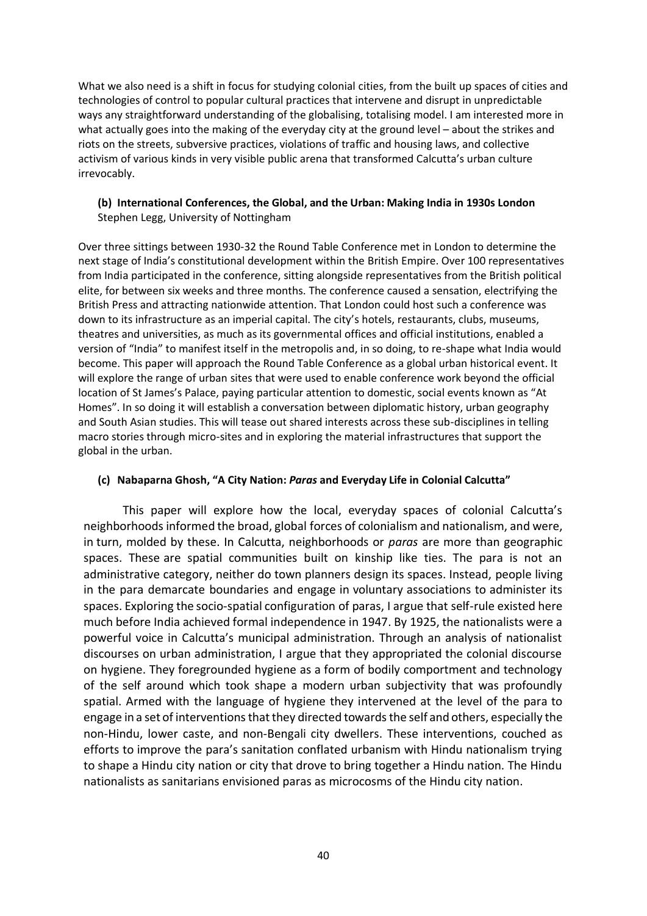What we also need is a shift in focus for studying colonial cities, from the built up spaces of cities and technologies of control to popular cultural practices that intervene and disrupt in unpredictable ways any straightforward understanding of the globalising, totalising model. I am interested more in what actually goes into the making of the everyday city at the ground level – about the strikes and riots on the streets, subversive practices, violations of traffic and housing laws, and collective activism of various kinds in very visible public arena that transformed Calcutta's urban culture irrevocably.

**(b) International Conferences, the Global, and the Urban: Making India in 1930s London**
Stephen Legg, University of Nottingham

Over three sittings between 1930-32 the Round Table Conference met in London to determine the next stage of India's constitutional development within the British Empire. Over 100 representatives from India participated in the conference, sitting alongside representatives from the British political elite, for between six weeks and three months. The conference caused a sensation, electrifying the British Press and attracting nationwide attention. That London could host such a conference was down to its infrastructure as an imperial capital. The city's hotels, restaurants, clubs, museums, theatres and universities, as much as its governmental offices and official institutions, enabled a version of "India" to manifest itself in the metropolis and, in so doing, to re-shape what India would become. This paper will approach the Round Table Conference as a global urban historical event. It will explore the range of urban sites that were used to enable conference work beyond the official location of St James's Palace, paying particular attention to domestic, social events known as "At Homes". In so doing it will establish a conversation between diplomatic history, urban geography and South Asian studies. This will tease out shared interests across these sub-disciplines in telling macro stories through micro-sites and in exploring the material infrastructures that support the global in the urban.

**(c) Nabaparna Ghosh, "A City Nation: *Paras* and Everyday Life in Colonial Calcutta"**

This paper will explore how the local, everyday spaces of colonial Calcutta's neighborhoods informed the broad, global forces of colonialism and nationalism, and were, in turn, molded by these. In Calcutta, neighborhoods or *paras* are more than geographic spaces. These are spatial communities built on kinship like ties. The para is not an administrative category, neither do town planners design its spaces. Instead, people living in the para demarcate boundaries and engage in voluntary associations to administer its spaces. Exploring the socio-spatial configuration of paras, I argue that self-rule existed here much before India achieved formal independence in 1947. By 1925, the nationalists were a powerful voice in Calcutta's municipal administration. Through an analysis of nationalist discourses on urban administration, I argue that they appropriated the colonial discourse on hygiene. They foregrounded hygiene as a form of bodily comportment and technology of the self around which took shape a modern urban subjectivity that was profoundly spatial. Armed with the language of hygiene they intervened at the level of the para to engage in a set of interventions that they directed towards the self and others, especially the non-Hindu, lower caste, and non-Bengali city dwellers. These interventions, couched as efforts to improve the para's sanitation conflated urbanism with Hindu nationalism trying to shape a Hindu city nation or city that drove to bring together a Hindu nation. The Hindu nationalists as sanitarians envisioned paras as microcosms of the Hindu city nation.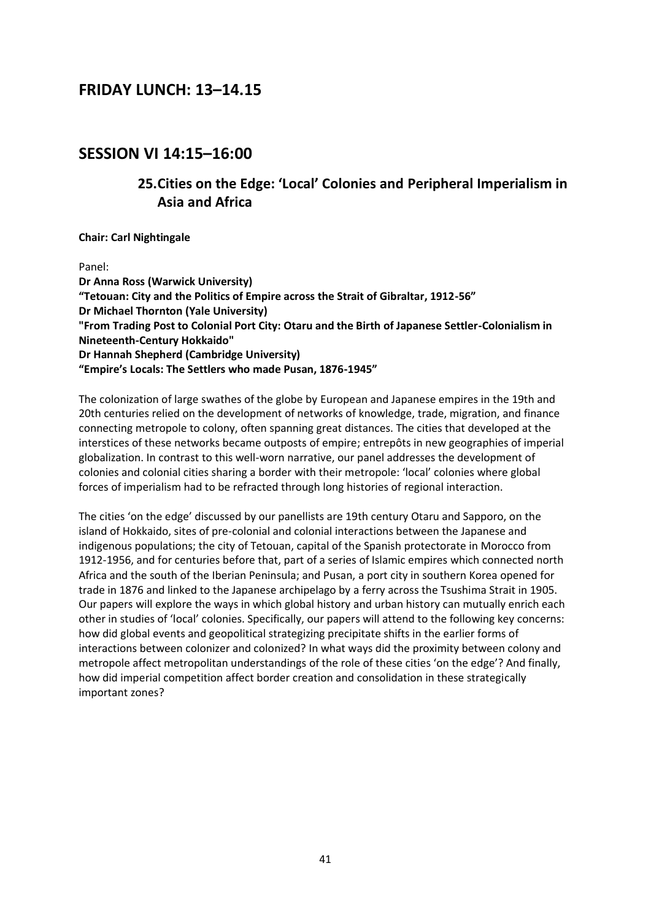## FRIDAY LUNCH: 13–14.15

## SESSION VI 14:15–16:00

### 25. Cities on the Edge: 'Local' Colonies and Peripheral Imperialism in Asia and Africa

**Chair: Carl Nightingale**

Panel:

**Dr Anna Ross (Warwick University)**
**"Tetouan: City and the Politics of Empire across the Strait of Gibraltar, 1912-56"**
**Dr Michael Thornton (Yale University)**
**"From Trading Post to Colonial Port City: Otaru and the Birth of Japanese Settler-Colonialism in Nineteenth-Century Hokkaido"**
**Dr Hannah Shepherd (Cambridge University)**
**"Empire's Locals: The Settlers who made Pusan, 1876-1945"**

The colonization of large swathes of the globe by European and Japanese empires in the 19th and 20th centuries relied on the development of networks of knowledge, trade, migration, and finance connecting metropole to colony, often spanning great distances. The cities that developed at the interstices of these networks became outposts of empire; entrepôts in new geographies of imperial globalization. In contrast to this well-worn narrative, our panel addresses the development of colonies and colonial cities sharing a border with their metropole: 'local' colonies where global forces of imperialism had to be refracted through long histories of regional interaction.

The cities 'on the edge' discussed by our panellists are 19th century Otaru and Sapporo, on the island of Hokkaido, sites of pre-colonial and colonial interactions between the Japanese and indigenous populations; the city of Tetouan, capital of the Spanish protectorate in Morocco from 1912-1956, and for centuries before that, part of a series of Islamic empires which connected north Africa and the south of the Iberian Peninsula; and Pusan, a port city in southern Korea opened for trade in 1876 and linked to the Japanese archipelago by a ferry across the Tsushima Strait in 1905. Our papers will explore the ways in which global history and urban history can mutually enrich each other in studies of 'local' colonies. Specifically, our papers will attend to the following key concerns: how did global events and geopolitical strategizing precipitate shifts in the earlier forms of interactions between colonizer and colonized? In what ways did the proximity between colony and metropole affect metropolitan understandings of the role of these cities 'on the edge'? And finally, how did imperial competition affect border creation and consolidation in these strategically important zones?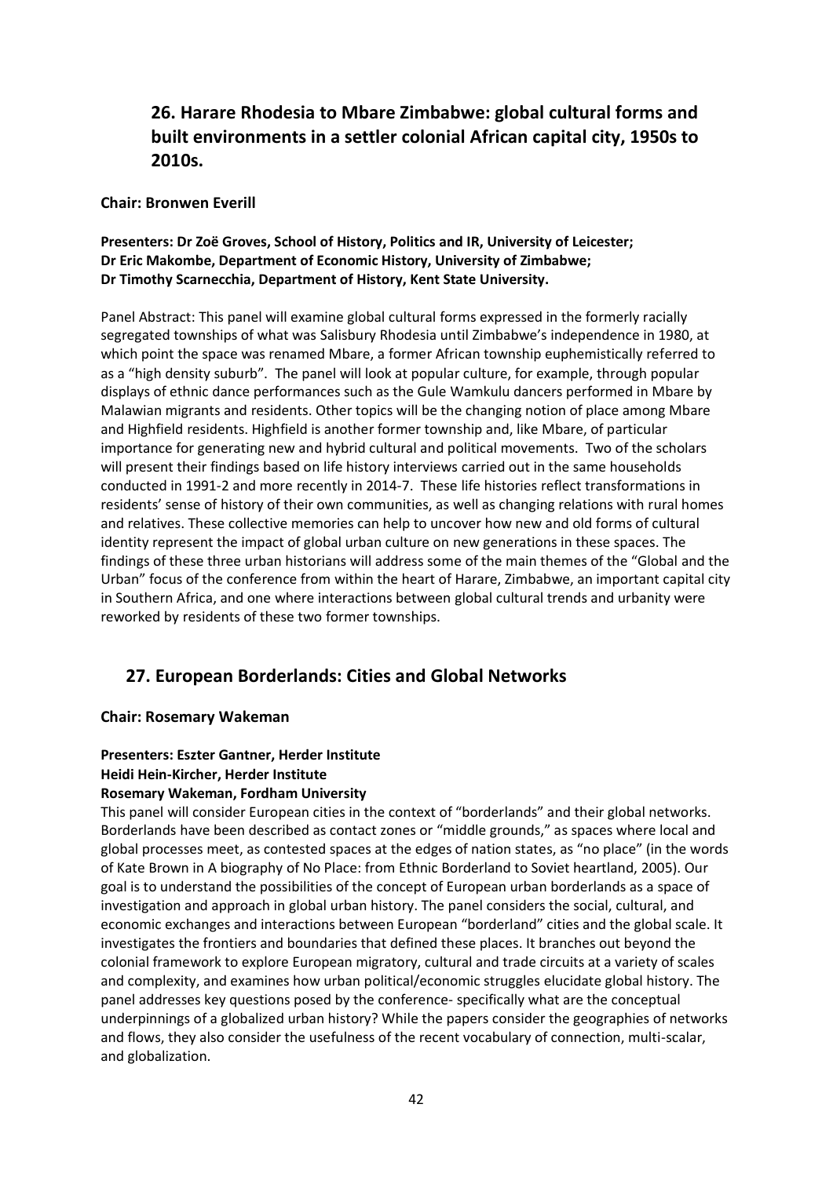## 26. Harare Rhodesia to Mbare Zimbabwe: global cultural forms and built environments in a settler colonial African capital city, 1950s to 2010s.

**Chair: Bronwen Everill**

**Presenters: Dr Zoë Groves, School of History, Politics and IR, University of Leicester;**
**Dr Eric Makombe, Department of Economic History, University of Zimbabwe;**
**Dr Timothy Scarnecchia, Department of History, Kent State University.**

Panel Abstract: This panel will examine global cultural forms expressed in the formerly racially segregated townships of what was Salisbury Rhodesia until Zimbabwe's independence in 1980, at which point the space was renamed Mbare, a former African township euphemistically referred to as a "high density suburb". The panel will look at popular culture, for example, through popular displays of ethnic dance performances such as the Gule Wamkulu dancers performed in Mbare by Malawian migrants and residents. Other topics will be the changing notion of place among Mbare and Highfield residents. Highfield is another former township and, like Mbare, of particular importance for generating new and hybrid cultural and political movements. Two of the scholars will present their findings based on life history interviews carried out in the same households conducted in 1991-2 and more recently in 2014-7. These life histories reflect transformations in residents' sense of history of their own communities, as well as changing relations with rural homes and relatives. These collective memories can help to uncover how new and old forms of cultural identity represent the impact of global urban culture on new generations in these spaces. The findings of these three urban historians will address some of the main themes of the "Global and the Urban" focus of the conference from within the heart of Harare, Zimbabwe, an important capital city in Southern Africa, and one where interactions between global cultural trends and urbanity were reworked by residents of these two former townships.

## 27. European Borderlands: Cities and Global Networks

**Chair: Rosemary Wakeman**

**Presenters: Eszter Gantner, Herder Institute**
**Heidi Hein-Kircher, Herder Institute**
**Rosemary Wakeman, Fordham University**

This panel will consider European cities in the context of "borderlands" and their global networks. Borderlands have been described as contact zones or "middle grounds," as spaces where local and global processes meet, as contested spaces at the edges of nation states, as "no place" (in the words of Kate Brown in A biography of No Place: from Ethnic Borderland to Soviet heartland, 2005). Our goal is to understand the possibilities of the concept of European urban borderlands as a space of investigation and approach in global urban history. The panel considers the social, cultural, and economic exchanges and interactions between European "borderland" cities and the global scale. It investigates the frontiers and boundaries that defined these places. It branches out beyond the colonial framework to explore European migratory, cultural and trade circuits at a variety of scales and complexity, and examines how urban political/economic struggles elucidate global history. The panel addresses key questions posed by the conference- specifically what are the conceptual underpinnings of a globalized urban history? While the papers consider the geographies of networks and flows, they also consider the usefulness of the recent vocabulary of connection, multi-scalar, and globalization.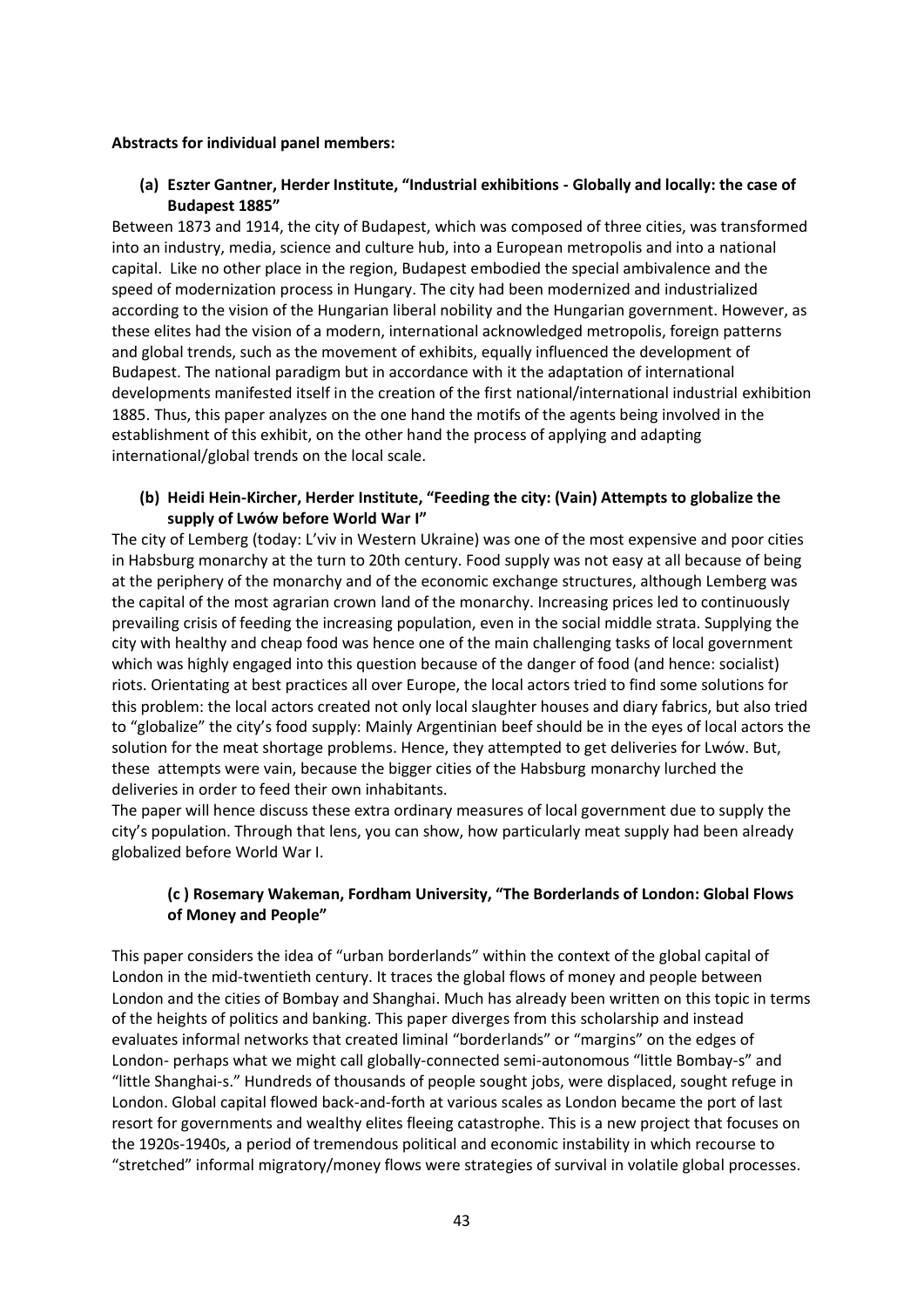**Abstracts for individual panel members:**

**(a) Eszter Gantner, Herder Institute, "Industrial exhibitions - Globally and locally: the case of Budapest 1885"**

Between 1873 and 1914, the city of Budapest, which was composed of three cities, was transformed into an industry, media, science and culture hub, into a European metropolis and into a national capital. Like no other place in the region, Budapest embodied the special ambivalence and the speed of modernization process in Hungary. The city had been modernized and industrialized according to the vision of the Hungarian liberal nobility and the Hungarian government. However, as these elites had the vision of a modern, international acknowledged metropolis, foreign patterns and global trends, such as the movement of exhibits, equally influenced the development of Budapest. The national paradigm but in accordance with it the adaptation of international developments manifested itself in the creation of the first national/international industrial exhibition 1885. Thus, this paper analyzes on the one hand the motifs of the agents being involved in the establishment of this exhibit, on the other hand the process of applying and adapting international/global trends on the local scale.

**(b) Heidi Hein-Kircher, Herder Institute, "Feeding the city: (Vain) Attempts to globalize the supply of Lwów before World War I"**

The city of Lemberg (today: L'viv in Western Ukraine) was one of the most expensive and poor cities in Habsburg monarchy at the turn to 20th century. Food supply was not easy at all because of being at the periphery of the monarchy and of the economic exchange structures, although Lemberg was the capital of the most agrarian crown land of the monarchy. Increasing prices led to continuously prevailing crisis of feeding the increasing population, even in the social middle strata. Supplying the city with healthy and cheap food was hence one of the main challenging tasks of local government which was highly engaged into this question because of the danger of food (and hence: socialist) riots. Orientating at best practices all over Europe, the local actors tried to find some solutions for this problem: the local actors created not only local slaughter houses and diary fabrics, but also tried to "globalize" the city's food supply: Mainly Argentinian beef should be in the eyes of local actors the solution for the meat shortage problems. Hence, they attempted to get deliveries for Lwów. But, these attempts were vain, because the bigger cities of the Habsburg monarchy lurched the deliveries in order to feed their own inhabitants.

The paper will hence discuss these extra ordinary measures of local government due to supply the city's population. Through that lens, you can show, how particularly meat supply had been already globalized before World War I.

**(c ) Rosemary Wakeman, Fordham University, "The Borderlands of London: Global Flows of Money and People"**

This paper considers the idea of "urban borderlands" within the context of the global capital of London in the mid-twentieth century. It traces the global flows of money and people between London and the cities of Bombay and Shanghai. Much has already been written on this topic in terms of the heights of politics and banking. This paper diverges from this scholarship and instead evaluates informal networks that created liminal "borderlands" or "margins" on the edges of London- perhaps what we might call globally-connected semi-autonomous "little Bombay-s" and "little Shanghai-s." Hundreds of thousands of people sought jobs, were displaced, sought refuge in London. Global capital flowed back-and-forth at various scales as London became the port of last resort for governments and wealthy elites fleeing catastrophe. This is a new project that focuses on the 1920s-1940s, a period of tremendous political and economic instability in which recourse to "stretched" informal migratory/money flows were strategies of survival in volatile global processes.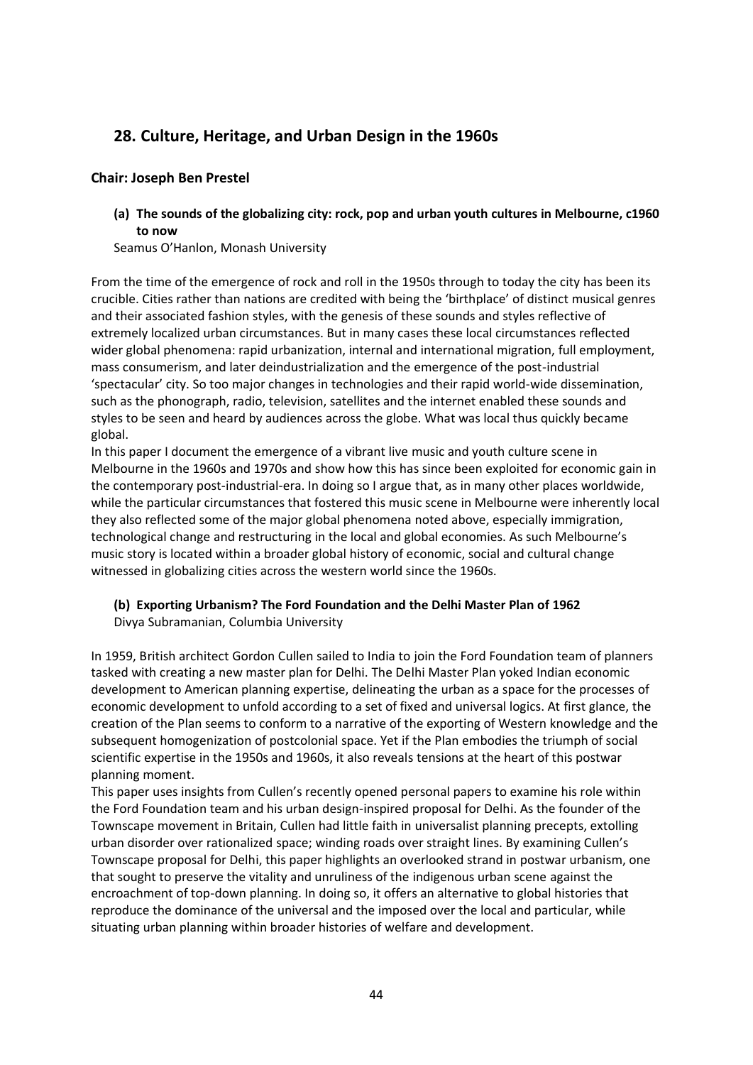## 28. Culture, Heritage, and Urban Design in the 1960s

**Chair: Joseph Ben Prestel**

### (a) The sounds of the globalizing city: rock, pop and urban youth cultures in Melbourne, c1960 to now

Seamus O'Hanlon, Monash University

From the time of the emergence of rock and roll in the 1950s through to today the city has been its crucible. Cities rather than nations are credited with being the 'birthplace' of distinct musical genres and their associated fashion styles, with the genesis of these sounds and styles reflective of extremely localized urban circumstances. But in many cases these local circumstances reflected wider global phenomena: rapid urbanization, internal and international migration, full employment, mass consumerism, and later deindustrialization and the emergence of the post-industrial 'spectacular' city. So too major changes in technologies and their rapid world-wide dissemination, such as the phonograph, radio, television, satellites and the internet enabled these sounds and styles to be seen and heard by audiences across the globe. What was local thus quickly became global.

In this paper I document the emergence of a vibrant live music and youth culture scene in Melbourne in the 1960s and 1970s and show how this has since been exploited for economic gain in the contemporary post-industrial-era. In doing so I argue that, as in many other places worldwide, while the particular circumstances that fostered this music scene in Melbourne were inherently local they also reflected some of the major global phenomena noted above, especially immigration, technological change and restructuring in the local and global economies. As such Melbourne's music story is located within a broader global history of economic, social and cultural change witnessed in globalizing cities across the western world since the 1960s.

### (b) Exporting Urbanism? The Ford Foundation and the Delhi Master Plan of 1962

Divya Subramanian, Columbia University

In 1959, British architect Gordon Cullen sailed to India to join the Ford Foundation team of planners tasked with creating a new master plan for Delhi. The Delhi Master Plan yoked Indian economic development to American planning expertise, delineating the urban as a space for the processes of economic development to unfold according to a set of fixed and universal logics. At first glance, the creation of the Plan seems to conform to a narrative of the exporting of Western knowledge and the subsequent homogenization of postcolonial space. Yet if the Plan embodies the triumph of social scientific expertise in the 1950s and 1960s, it also reveals tensions at the heart of this postwar planning moment.

This paper uses insights from Cullen's recently opened personal papers to examine his role within the Ford Foundation team and his urban design-inspired proposal for Delhi. As the founder of the Townscape movement in Britain, Cullen had little faith in universalist planning precepts, extolling urban disorder over rationalized space; winding roads over straight lines. By examining Cullen's Townscape proposal for Delhi, this paper highlights an overlooked strand in postwar urbanism, one that sought to preserve the vitality and unruliness of the indigenous urban scene against the encroachment of top-down planning. In doing so, it offers an alternative to global histories that reproduce the dominance of the universal and the imposed over the local and particular, while situating urban planning within broader histories of welfare and development.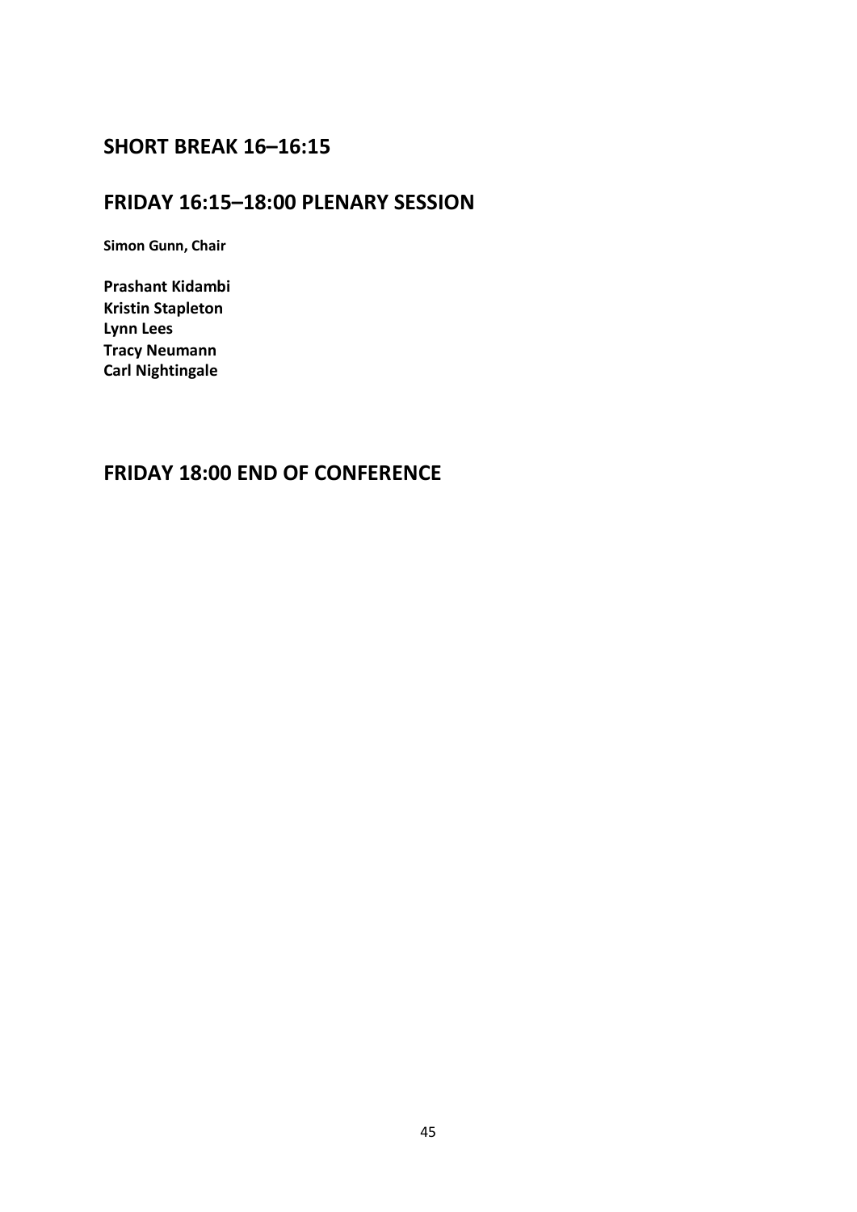## SHORT BREAK 16–16:15

## FRIDAY 16:15–18:00 PLENARY SESSION

**Simon Gunn, Chair**

**Prashant Kidambi**
**Kristin Stapleton**
**Lynn Lees**
**Tracy Neumann**
**Carl Nightingale**

## FRIDAY 18:00 END OF CONFERENCE